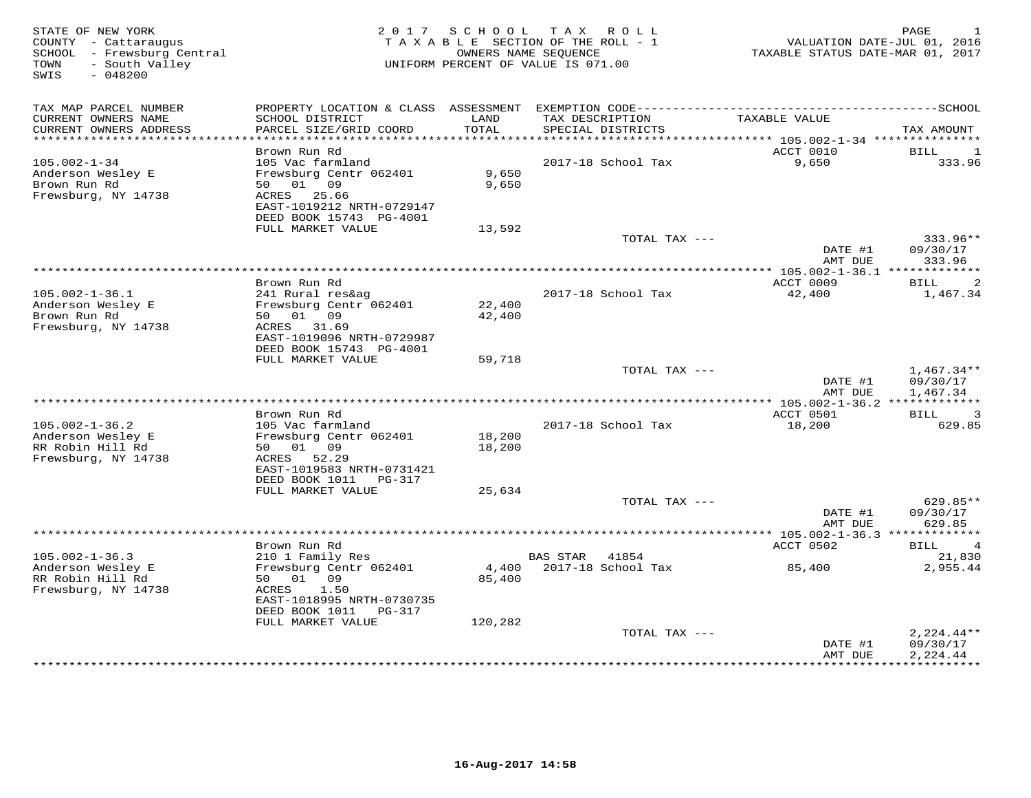STATE OF NEW YORK
COUNTY - Cattaraugus
SCHOOL - Frewsburg Central
TOWN - South Valley
SWIS - 048200

**2017 SCHOOL TAX ROLL**
TAXABLE SECTION OF THE ROLL - 1
OWNERS NAME SEQUENCE
UNIFORM PERCENT OF VALUE IS 071.00

VALUATION DATE-JUL 01, 2016
TAXABLE STATUS DATE-MAR 01, 2017

| TAX MAP PARCEL NUMBER / CURRENT OWNERS NAME / CURRENT OWNERS ADDRESS | PROPERTY LOCATION & CLASS / SCHOOL DISTRICT / PARCEL SIZE/GRID COORD | ASSESSMENT LAND / TOTAL | EXEMPTION CODE / TAX DESCRIPTION / SPECIAL DISTRICTS | TAXABLE VALUE | TAX AMOUNT |
|---|---|---|---|---|---|
| 105.002-1-34 | Brown Run Rd | | | ACCT 0010 | BILL 1 |
| Anderson Wesley E | 105 Vac farmland | | 2017-18 School Tax | 9,650 | 333.96 |
| Brown Run Rd | Frewsburg Centr 062401 | 9,650 | | | |
| Frewsburg, NY 14738 | 50 01 09 | 9,650 | | | |
| | ACRES 25.66 | | | | |
| | EAST-1019212 NRTH-0729147 | | | | |
| | DEED BOOK 15743 PG-4001 | | | | |
| | FULL MARKET VALUE | 13,592 | | | |
| | | | TOTAL TAX --- | | 333.96** |
| | | | | DATE #1 | 09/30/17 |
| | | | | AMT DUE | 333.96 |
| 105.002-1-36.1 | Brown Run Rd | | | ACCT 0009 | BILL 2 |
| Anderson Wesley E | 241 Rural res&ag | | 2017-18 School Tax | 42,400 | 1,467.34 |
| Brown Run Rd | Frewsburg Centr 062401 | 22,400 | | | |
| Frewsburg, NY 14738 | 50 01 09 | 42,400 | | | |
| | ACRES 31.69 | | | | |
| | EAST-1019096 NRTH-0729987 | | | | |
| | DEED BOOK 15743 PG-4001 | | | | |
| | FULL MARKET VALUE | 59,718 | | | |
| | | | TOTAL TAX --- | | 1,467.34** |
| | | | | DATE #1 | 09/30/17 |
| | | | | AMT DUE | 1,467.34 |
| 105.002-1-36.2 | Brown Run Rd | | | ACCT 0501 | BILL 3 |
| Anderson Wesley E | 105 Vac farmland | | 2017-18 School Tax | 18,200 | 629.85 |
| RR Robin Hill Rd | Frewsburg Centr 062401 | 18,200 | | | |
| Frewsburg, NY 14738 | 50 01 09 | 18,200 | | | |
| | ACRES 52.29 | | | | |
| | EAST-1019583 NRTH-0731421 | | | | |
| | DEED BOOK 1011 PG-317 | | | | |
| | FULL MARKET VALUE | 25,634 | | | |
| | | | TOTAL TAX --- | | 629.85** |
| | | | | DATE #1 | 09/30/17 |
| | | | | AMT DUE | 629.85 |
| 105.002-1-36.3 | Brown Run Rd | | | ACCT 0502 | BILL 4 |
| Anderson Wesley E | 210 1 Family Res | | BAS STAR 41854 | | 21,830 |
| RR Robin Hill Rd | Frewsburg Centr 062401 | 4,400 | 2017-18 School Tax | 85,400 | 2,955.44 |
| Frewsburg, NY 14738 | 50 01 09 | 85,400 | | | |
| | ACRES 1.50 | | | | |
| | EAST-1018995 NRTH-0730735 | | | | |
| | DEED BOOK 1011 PG-317 | | | | |
| | FULL MARKET VALUE | 120,282 | | | |
| | | | TOTAL TAX --- | | 2,224.44** |
| | | | | DATE #1 | 09/30/17 |
| | | | | AMT DUE | 2,224.44 |

16-Aug-2017 14:58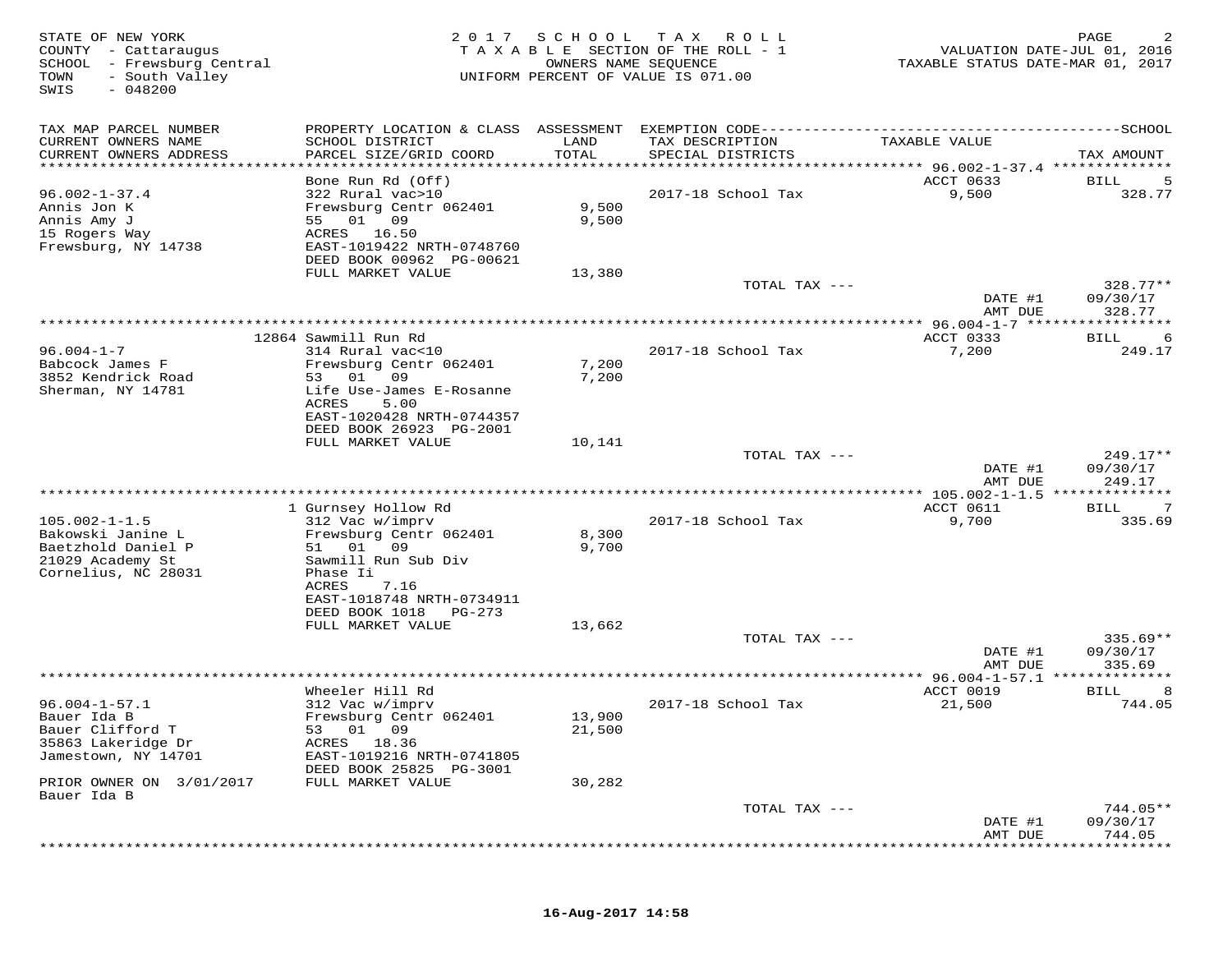STATE OF NEW YORK
COUNTY - Cattaraugus
SCHOOL - Frewsburg Central
TOWN - South Valley
SWIS - 048200

2 0 1 7 S C H O O L T A X R O L L
T A X A B L E SECTION OF THE ROLL - 1
OWNERS NAME SEQUENCE
UNIFORM PERCENT OF VALUE IS 071.00

VALUATION DATE-JUL 01, 2016
TAXABLE STATUS DATE-MAR 01, 2017

| TAX MAP PARCEL NUMBER / CURRENT OWNERS NAME / CURRENT OWNERS ADDRESS | PROPERTY LOCATION & CLASS / SCHOOL DISTRICT / PARCEL SIZE/GRID COORD | ASSESSMENT LAND / TOTAL | EXEMPTION CODE / TAX DESCRIPTION / SPECIAL DISTRICTS | TAXABLE VALUE | TAX AMOUNT |
|---|---|---|---|---|---|
| | Bone Run Rd (Off) | | | ACCT 0633 | BILL 5 |
| 96.002-1-37.4 | 322 Rural vac>10 | | 2017-18 School Tax | 9,500 | 328.77 |
| Annis Jon K | Frewsburg Centr 062401 | 9,500 | | | |
| Annis Amy J | 55 01 09 | 9,500 | | | |
| 15 Rogers Way | ACRES 16.50 | | | | |
| Frewsburg, NY 14738 | EAST-1019422 NRTH-0748760 | | | | |
| | DEED BOOK 00962 PG-00621 | | | | |
| | FULL MARKET VALUE | 13,380 | | | |
| | | | TOTAL TAX --- | | 328.77** |
| | | | | DATE #1 | 09/30/17 |
| | | | | AMT DUE | 328.77 |
| | 12864 Sawmill Run Rd | | | ACCT 0333 | BILL 6 |
| 96.004-1-7 | 314 Rural vac<10 | | 2017-18 School Tax | 7,200 | 249.17 |
| Babcock James F | Frewsburg Centr 062401 | 7,200 | | | |
| 3852 Kendrick Road | 53 01 09 | 7,200 | | | |
| Sherman, NY 14781 | Life Use-James E-Rosanne | | | | |
| | ACRES 5.00 | | | | |
| | EAST-1020428 NRTH-0744357 | | | | |
| | DEED BOOK 26923 PG-2001 | | | | |
| | FULL MARKET VALUE | 10,141 | | | |
| | | | TOTAL TAX --- | | 249.17** |
| | | | | DATE #1 | 09/30/17 |
| | | | | AMT DUE | 249.17 |
| | 1 Gurnsey Hollow Rd | | | ACCT 0611 | BILL 7 |
| 105.002-1-1.5 | 312 Vac w/imprv | | 2017-18 School Tax | 9,700 | 335.69 |
| Bakowski Janine L | Frewsburg Centr 062401 | 8,300 | | | |
| Baetzhold Daniel P | 51 01 09 | 9,700 | | | |
| 21029 Academy St | Sawmill Run Sub Div | | | | |
| Cornelius, NC 28031 | Phase Ii | | | | |
| | ACRES 7.16 | | | | |
| | EAST-1018748 NRTH-0734911 | | | | |
| | DEED BOOK 1018 PG-273 | | | | |
| | FULL MARKET VALUE | 13,662 | | | |
| | | | TOTAL TAX --- | | 335.69** |
| | | | | DATE #1 | 09/30/17 |
| | | | | AMT DUE | 335.69 |
| | Wheeler Hill Rd | | | ACCT 0019 | BILL 8 |
| 96.004-1-57.1 | 312 Vac w/imprv | | 2017-18 School Tax | 21,500 | 744.05 |
| Bauer Ida B | Frewsburg Centr 062401 | 13,900 | | | |
| Bauer Clifford T | 53 01 09 | 21,500 | | | |
| 35863 Lakeridge Dr | ACRES 18.36 | | | | |
| Jamestown, NY 14701 | EAST-1019216 NRTH-0741805 | | | | |
| | DEED BOOK 25825 PG-3001 | | | | |
| PRIOR OWNER ON 3/01/2017 | FULL MARKET VALUE | 30,282 | | | |
| Bauer Ida B | | | | | |
| | | | TOTAL TAX --- | | 744.05** |
| | | | | DATE #1 | 09/30/17 |
| | | | | AMT DUE | 744.05 |

16-Aug-2017 14:58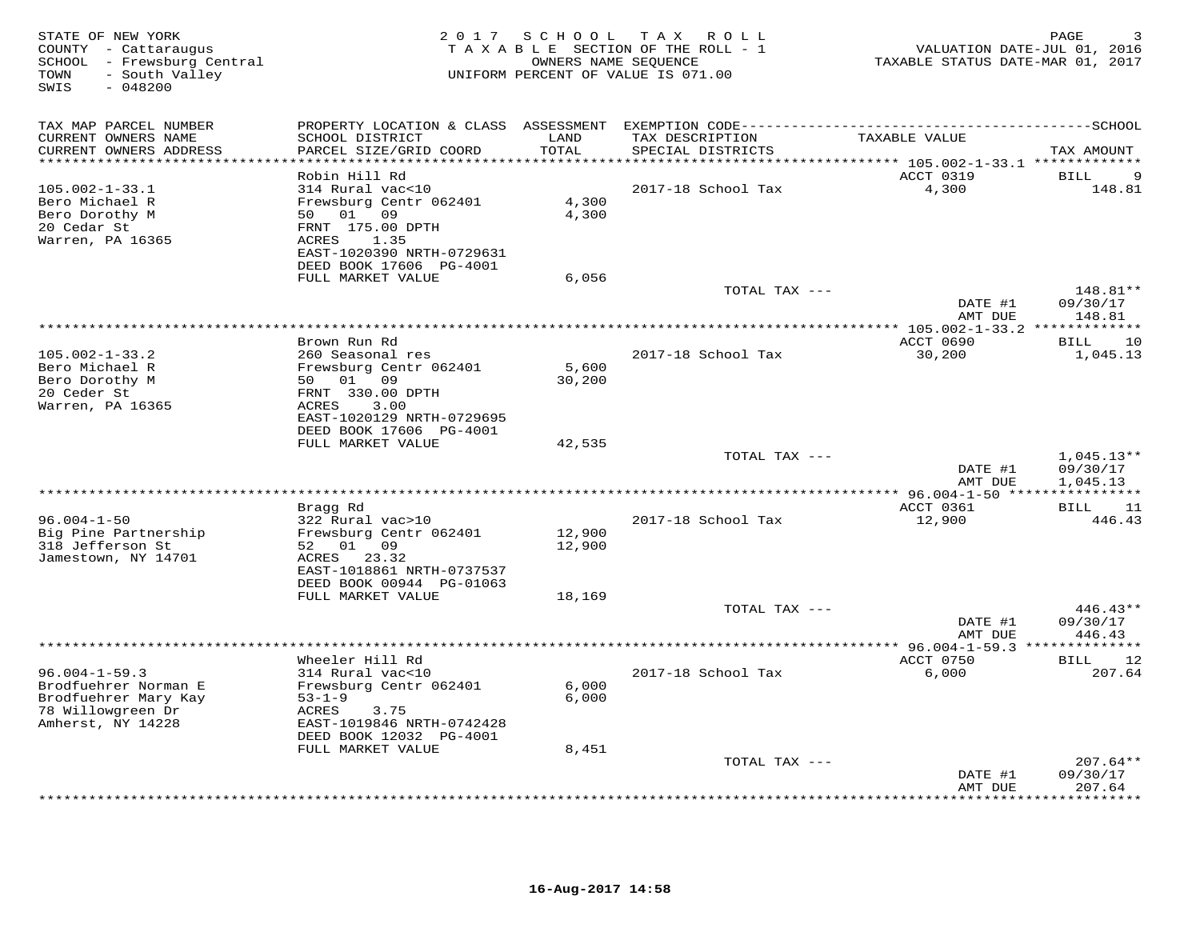STATE OF NEW YORK
COUNTY - Cattaraugus
SCHOOL - Frewsburg Central
TOWN - South Valley
SWIS - 048200

2 0 1 7 S C H O O L T A X R O L L
T A X A B L E SECTION OF THE ROLL - 1
OWNERS NAME SEQUENCE
UNIFORM PERCENT OF VALUE IS 071.00

VALUATION DATE-JUL 01, 2016
TAXABLE STATUS DATE-MAR 01, 2017

| TAX MAP PARCEL NUMBER / CURRENT OWNERS NAME / CURRENT OWNERS ADDRESS | PROPERTY LOCATION & CLASS / SCHOOL DISTRICT / PARCEL SIZE/GRID COORD | ASSESSMENT LAND / TOTAL | EXEMPTION CODE / TAX DESCRIPTION / SPECIAL DISTRICTS | TAXABLE VALUE | SCHOOL TAX AMOUNT |
|---|---|---|---|---|---|
| **105.002-1-33.1** | Robin Hill Rd | | | ACCT 0319 | BILL 9 |
| Bero Michael R | 314 Rural vac<10 | | 2017-18 School Tax | 4,300 | 148.81 |
| Bero Dorothy M | Frewsburg Centr 062401 | 4,300 | | | |
| 20 Cedar St | 50 01 09 | 4,300 | | | |
| Warren, PA 16365 | FRNT 175.00 DPTH | | | | |
| | ACRES 1.35 | | | | |
| | EAST-1020390 NRTH-0729631 | | | | |
| | DEED BOOK 17606 PG-4001 | | | | |
| | FULL MARKET VALUE | 6,056 | | | |
| | | | TOTAL TAX --- | | 148.81** |
| | | | | DATE #1 | 09/30/17 |
| | | | | AMT DUE | 148.81 |
| **105.002-1-33.2** | Brown Run Rd | | | ACCT 0690 | BILL 10 |
| Bero Michael R | 260 Seasonal res | | 2017-18 School Tax | 30,200 | 1,045.13 |
| Bero Dorothy M | Frewsburg Centr 062401 | 5,600 | | | |
| 20 Ceder St | 50 01 09 | 30,200 | | | |
| Warren, PA 16365 | FRNT 330.00 DPTH | | | | |
| | ACRES 3.00 | | | | |
| | EAST-1020129 NRTH-0729695 | | | | |
| | DEED BOOK 17606 PG-4001 | | | | |
| | FULL MARKET VALUE | 42,535 | | | |
| | | | TOTAL TAX --- | | 1,045.13** |
| | | | | DATE #1 | 09/30/17 |
| | | | | AMT DUE | 1,045.13 |
| **96.004-1-50** | Bragg Rd | | | ACCT 0361 | BILL 11 |
| Big Pine Partnership | 322 Rural vac>10 | | 2017-18 School Tax | 12,900 | 446.43 |
| 318 Jefferson St | Frewsburg Centr 062401 | 12,900 | | | |
| Jamestown, NY 14701 | 52 01 09 | 12,900 | | | |
| | ACRES 23.32 | | | | |
| | EAST-1018861 NRTH-0737537 | | | | |
| | DEED BOOK 00944 PG-01063 | | | | |
| | FULL MARKET VALUE | 18,169 | | | |
| | | | TOTAL TAX --- | | 446.43** |
| | | | | DATE #1 | 09/30/17 |
| | | | | AMT DUE | 446.43 |
| **96.004-1-59.3** | Wheeler Hill Rd | | | ACCT 0750 | BILL 12 |
| Brodfuehrer Norman E | 314 Rural vac<10 | | 2017-18 School Tax | 6,000 | 207.64 |
| Brodfuehrer Mary Kay | Frewsburg Centr 062401 | 6,000 | | | |
| 78 Willowgreen Dr | 53-1-9 | 6,000 | | | |
| Amherst, NY 14228 | ACRES 3.75 | | | | |
| | EAST-1019846 NRTH-0742428 | | | | |
| | DEED BOOK 12032 PG-4001 | | | | |
| | FULL MARKET VALUE | 8,451 | | | |
| | | | TOTAL TAX --- | | 207.64** |
| | | | | DATE #1 | 09/30/17 |
| | | | | AMT DUE | 207.64 |

16-Aug-2017 14:58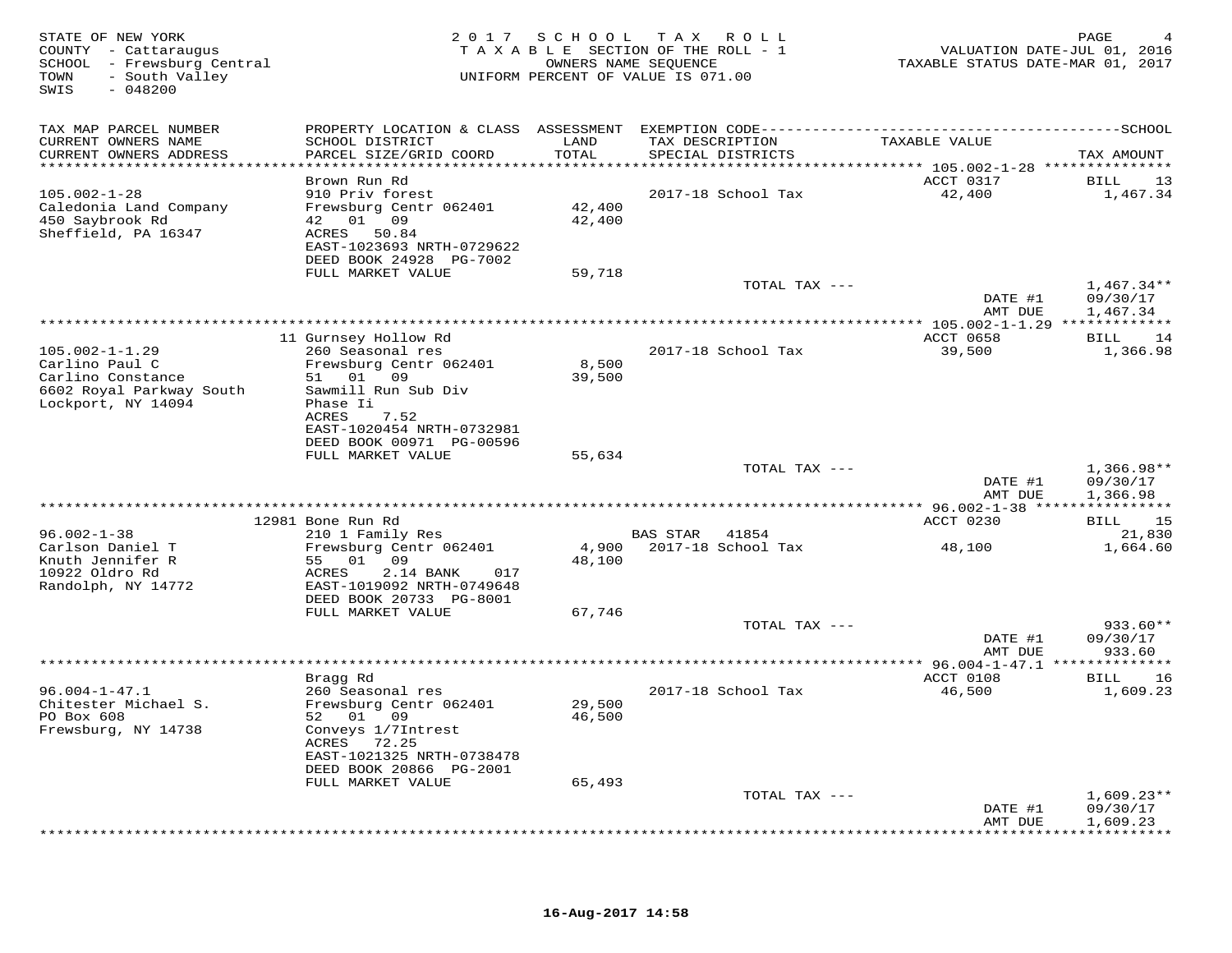STATE OF NEW YORK
COUNTY - Cattaraugus
SCHOOL - Frewsburg Central
TOWN - South Valley
SWIS - 048200

2017 SCHOOL TAX ROLL
TAXABLE SECTION OF THE ROLL - 1
OWNERS NAME SEQUENCE
UNIFORM PERCENT OF VALUE IS 071.00

VALUATION DATE-JUL 01, 2016
TAXABLE STATUS DATE-MAR 01, 2017

| TAX MAP PARCEL NUMBER / CURRENT OWNERS NAME / CURRENT OWNERS ADDRESS | PROPERTY LOCATION & CLASS / SCHOOL DISTRICT / PARCEL SIZE/GRID COORD | ASSESSMENT LAND / TOTAL | EXEMPTION CODE / TAX DESCRIPTION / SPECIAL DISTRICTS | TAXABLE VALUE | TAX AMOUNT |
|---|---|---|---|---|---|
| **105.002-1-28** | Brown Run Rd | | | ACCT 0317 | BILL 13 |
| 105.002-1-28 | 910 Priv forest | | 2017-18 School Tax | 42,400 | 1,467.34 |
| Caledonia Land Company | Frewsburg Centr 062401 | 42,400 | | | |
| 450 Saybrook Rd | 42 01 09 | 42,400 | | | |
| Sheffield, PA 16347 | ACRES 50.84 | | | | |
| | EAST-1023693 NRTH-0729622 | | | | |
| | DEED BOOK 24928 PG-7002 | | | | |
| | FULL MARKET VALUE | 59,718 | | | |
| | | | TOTAL TAX --- | | 1,467.34** |
| | | | | DATE #1 | 09/30/17 |
| | | | | AMT DUE | 1,467.34 |
| **105.002-1-1.29** | 11 Gurnsey Hollow Rd | | | ACCT 0658 | BILL 14 |
| 105.002-1-1.29 | 260 Seasonal res | | 2017-18 School Tax | 39,500 | 1,366.98 |
| Carlino Paul C | Frewsburg Centr 062401 | 8,500 | | | |
| Carlino Constance | 51 01 09 | 39,500 | | | |
| 6602 Royal Parkway South | Sawmill Run Sub Div | | | | |
| Lockport, NY 14094 | Phase Ii | | | | |
| | ACRES 7.52 | | | | |
| | EAST-1020454 NRTH-0732981 | | | | |
| | DEED BOOK 00971 PG-00596 | | | | |
| | FULL MARKET VALUE | 55,634 | | | |
| | | | TOTAL TAX --- | | 1,366.98** |
| | | | | DATE #1 | 09/30/17 |
| | | | | AMT DUE | 1,366.98 |
| **96.002-1-38** | 12981 Bone Run Rd | | | ACCT 0230 | BILL 15 |
| 96.002-1-38 | 210 1 Family Res | | BAS STAR 41854 | | 21,830 |
| Carlson Daniel T | Frewsburg Centr 062401 | 4,900 | 2017-18 School Tax | 48,100 | 1,664.60 |
| Knuth Jennifer R | 55 01 09 | 48,100 | | | |
| 10922 Oldro Rd | ACRES 2.14 BANK 017 | | | | |
| Randolph, NY 14772 | EAST-1019092 NRTH-0749648 | | | | |
| | DEED BOOK 20733 PG-8001 | | | | |
| | FULL MARKET VALUE | 67,746 | | | |
| | | | TOTAL TAX --- | | 933.60** |
| | | | | DATE #1 | 09/30/17 |
| | | | | AMT DUE | 933.60 |
| **96.004-1-47.1** | Bragg Rd | | | ACCT 0108 | BILL 16 |
| 96.004-1-47.1 | 260 Seasonal res | | 2017-18 School Tax | 46,500 | 1,609.23 |
| Chitester Michael S. | Frewsburg Centr 062401 | 29,500 | | | |
| PO Box 608 | 52 01 09 | 46,500 | | | |
| Frewsburg, NY 14738 | Conveys 1/7Intrest | | | | |
| | ACRES 72.25 | | | | |
| | EAST-1021325 NRTH-0738478 | | | | |
| | DEED BOOK 20866 PG-2001 | | | | |
| | FULL MARKET VALUE | 65,493 | | | |
| | | | TOTAL TAX --- | | 1,609.23** |
| | | | | DATE #1 | 09/30/17 |
| | | | | AMT DUE | 1,609.23 |

16-Aug-2017 14:58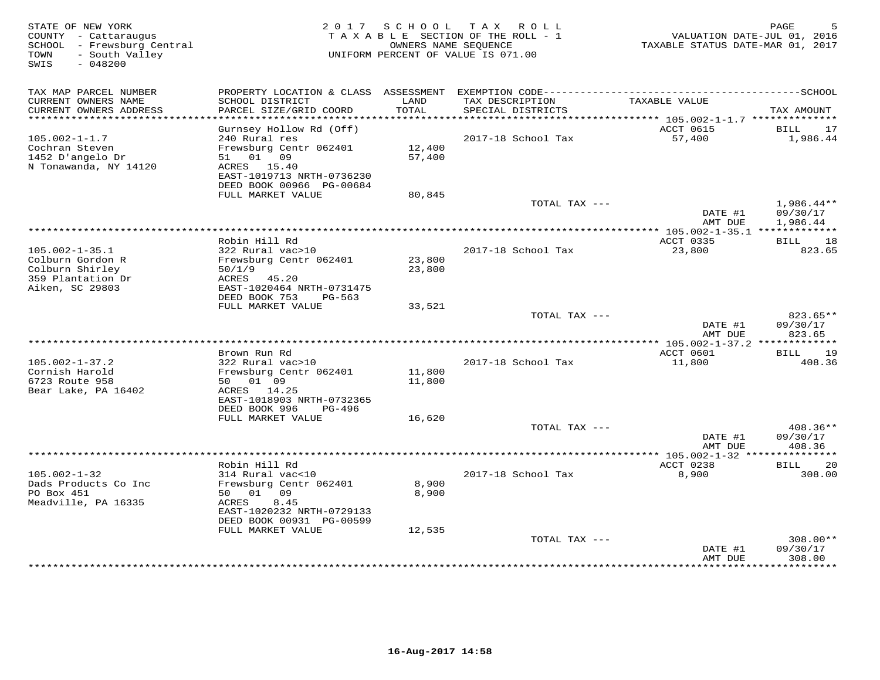STATE OF NEW YORK
COUNTY - Cattaraugus
SCHOOL - Frewsburg Central
TOWN - South Valley
SWIS - 048200

2017 SCHOOL TAX ROLL
TAXABLE SECTION OF THE ROLL - 1
OWNERS NAME SEQUENCE
UNIFORM PERCENT OF VALUE IS 071.00

VALUATION DATE-JUL 01, 2016
TAXABLE STATUS DATE-MAR 01, 2017

| TAX MAP PARCEL NUMBER / CURRENT OWNERS NAME / CURRENT OWNERS ADDRESS | PROPERTY LOCATION & CLASS / SCHOOL DISTRICT / PARCEL SIZE/GRID COORD | ASSESSMENT LAND / TOTAL | EXEMPTION CODE / TAX DESCRIPTION / SPECIAL DISTRICTS | TAXABLE VALUE | TAX AMOUNT |
|---|---|---|---|---|---|
| 105.002-1-1.7 | Gurnsey Hollow Rd (Off) | | | ACCT 0615 | BILL 17 |
| Cochran Steven | 240 Rural res | | 2017-18 School Tax | 57,400 | 1,986.44 |
| 1452 D'angelo Dr | Frewsburg Centr 062401 | 12,400 | | | |
| N Tonawanda, NY 14120 | 51 01 09 | 57,400 | | | |
| | ACRES 15.40 | | | | |
| | EAST-1019713 NRTH-0736230 | | | | |
| | DEED BOOK 00966 PG-00684 | | | | |
| | FULL MARKET VALUE | 80,845 | | | |
| | | | TOTAL TAX --- | | 1,986.44** |
| | | | | DATE #1 | 09/30/17 |
| | | | | AMT DUE | 1,986.44 |
| 105.002-1-35.1 | Robin Hill Rd | | | ACCT 0335 | BILL 18 |
| Colburn Gordon R | 322 Rural vac>10 | | 2017-18 School Tax | 23,800 | 823.65 |
| Colburn Shirley | Frewsburg Centr 062401 | 23,800 | | | |
| 359 Plantation Dr | 50/1/9 | 23,800 | | | |
| Aiken, SC 29803 | ACRES 45.20 | | | | |
| | EAST-1020464 NRTH-0731475 | | | | |
| | DEED BOOK 753 PG-563 | | | | |
| | FULL MARKET VALUE | 33,521 | | | |
| | | | TOTAL TAX --- | | 823.65** |
| | | | | DATE #1 | 09/30/17 |
| | | | | AMT DUE | 823.65 |
| 105.002-1-37.2 | Brown Run Rd | | | ACCT 0601 | BILL 19 |
| Cornish Harold | 322 Rural vac>10 | | 2017-18 School Tax | 11,800 | 408.36 |
| 6723 Route 958 | Frewsburg Centr 062401 | 11,800 | | | |
| Bear Lake, PA 16402 | 50 01 09 | 11,800 | | | |
| | ACRES 14.25 | | | | |
| | EAST-1018903 NRTH-0732365 | | | | |
| | DEED BOOK 996 PG-496 | | | | |
| | FULL MARKET VALUE | 16,620 | | | |
| | | | TOTAL TAX --- | | 408.36** |
| | | | | DATE #1 | 09/30/17 |
| | | | | AMT DUE | 408.36 |
| 105.002-1-32 | Robin Hill Rd | | | ACCT 0238 | BILL 20 |
| Dads Products Co Inc | 314 Rural vac<10 | | 2017-18 School Tax | 8,900 | 308.00 |
| PO Box 451 | Frewsburg Centr 062401 | 8,900 | | | |
| Meadville, PA 16335 | 50 01 09 | 8,900 | | | |
| | ACRES 8.45 | | | | |
| | EAST-1020232 NRTH-0729133 | | | | |
| | DEED BOOK 00931 PG-00599 | | | | |
| | FULL MARKET VALUE | 12,535 | | | |
| | | | TOTAL TAX --- | | 308.00** |
| | | | | DATE #1 | 09/30/17 |
| | | | | AMT DUE | 308.00 |

16-Aug-2017 14:58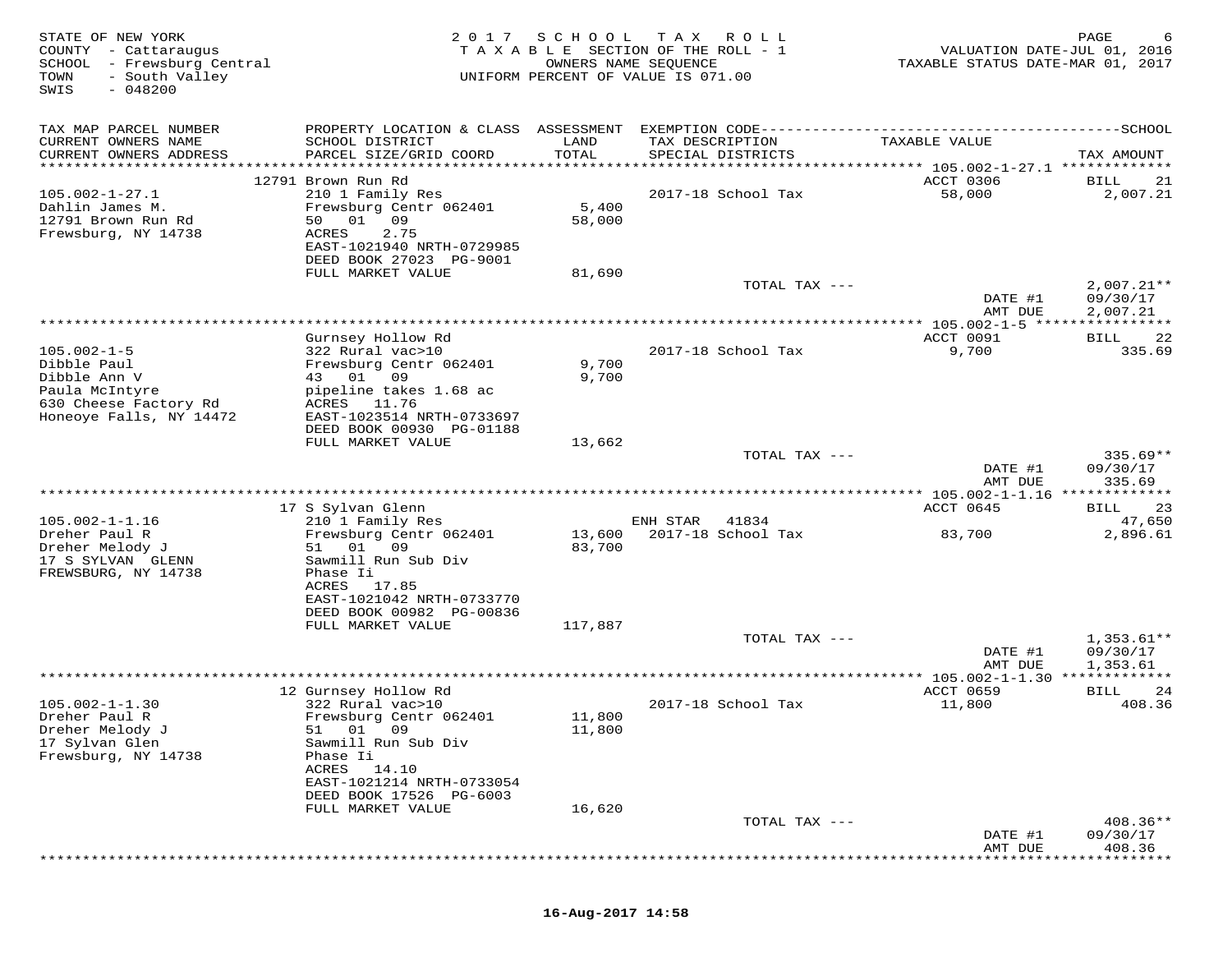STATE OF NEW YORK
COUNTY - Cattaraugus
SCHOOL - Frewsburg Central
TOWN - South Valley
SWIS - 048200

2017 SCHOOL TAX ROLL
TAXABLE SECTION OF THE ROLL - 1
OWNERS NAME SEQUENCE
UNIFORM PERCENT OF VALUE IS 071.00

VALUATION DATE-JUL 01, 2016
TAXABLE STATUS DATE-MAR 01, 2017

| TAX MAP PARCEL NUMBER / CURRENT OWNERS NAME / CURRENT OWNERS ADDRESS | PROPERTY LOCATION & CLASS / SCHOOL DISTRICT / PARCEL SIZE/GRID COORD | ASSESSMENT LAND / TOTAL | EXEMPTION CODE / TAX DESCRIPTION / SPECIAL DISTRICTS | TAXABLE VALUE | SCHOOL TAX AMOUNT |
|---|---|---|---|---|---|
| | 12791 Brown Run Rd | | | ACCT 0306 | BILL 21 |
| 105.002-1-27.1 | 210 1 Family Res | | 2017-18 School Tax | 58,000 | 2,007.21 |
| Dahlin James M. | Frewsburg Centr 062401 | 5,400 | | | |
| 12791 Brown Run Rd | 50 01 09 | 58,000 | | | |
| Frewsburg, NY 14738 | ACRES 2.75 | | | | |
| | EAST-1021940 NRTH-0729985 | | | | |
| | DEED BOOK 27023 PG-9001 | | | | |
| | FULL MARKET VALUE | 81,690 | | | |
| | | | TOTAL TAX --- | | 2,007.21** |
| | | | | DATE #1 | 09/30/17 |
| | | | | AMT DUE | 2,007.21 |
| | Gurnsey Hollow Rd | | | ACCT 0091 | BILL 22 |
| 105.002-1-5 | 322 Rural vac>10 | | 2017-18 School Tax | 9,700 | 335.69 |
| Dibble Paul | Frewsburg Centr 062401 | 9,700 | | | |
| Dibble Ann V | 43 01 09 | 9,700 | | | |
| Paula McIntyre | pipeline takes 1.68 ac | | | | |
| 630 Cheese Factory Rd | ACRES 11.76 | | | | |
| Honeoye Falls, NY 14472 | EAST-1023514 NRTH-0733697 | | | | |
| | DEED BOOK 00930 PG-01188 | | | | |
| | FULL MARKET VALUE | 13,662 | | | |
| | | | TOTAL TAX --- | | 335.69** |
| | | | | DATE #1 | 09/30/17 |
| | | | | AMT DUE | 335.69 |
| | 17 S Sylvan Glenn | | | ACCT 0645 | BILL 23 |
| 105.002-1-1.16 | 210 1 Family Res | | ENH STAR 41834 | | 47,650 |
| Dreher Paul R | Frewsburg Centr 062401 | 13,600 | 2017-18 School Tax | 83,700 | 2,896.61 |
| Dreher Melody J | 51 01 09 | 83,700 | | | |
| 17 S SYLVAN GLENN | Sawmill Run Sub Div | | | | |
| FREWSBURG, NY 14738 | Phase Ii | | | | |
| | ACRES 17.85 | | | | |
| | EAST-1021042 NRTH-0733770 | | | | |
| | DEED BOOK 00982 PG-00836 | | | | |
| | FULL MARKET VALUE | 117,887 | | | |
| | | | TOTAL TAX --- | | 1,353.61** |
| | | | | DATE #1 | 09/30/17 |
| | | | | AMT DUE | 1,353.61 |
| | 12 Gurnsey Hollow Rd | | | ACCT 0659 | BILL 24 |
| 105.002-1-1.30 | 322 Rural vac>10 | | 2017-18 School Tax | 11,800 | 408.36 |
| Dreher Paul R | Frewsburg Centr 062401 | 11,800 | | | |
| Dreher Melody J | 51 01 09 | 11,800 | | | |
| 17 Sylvan Glen | Sawmill Run Sub Div | | | | |
| Frewsburg, NY 14738 | Phase Ii | | | | |
| | ACRES 14.10 | | | | |
| | EAST-1021214 NRTH-0733054 | | | | |
| | DEED BOOK 17526 PG-6003 | | | | |
| | FULL MARKET VALUE | 16,620 | | | |
| | | | TOTAL TAX --- | | 408.36** |
| | | | | DATE #1 | 09/30/17 |
| | | | | AMT DUE | 408.36 |

16-Aug-2017 14:58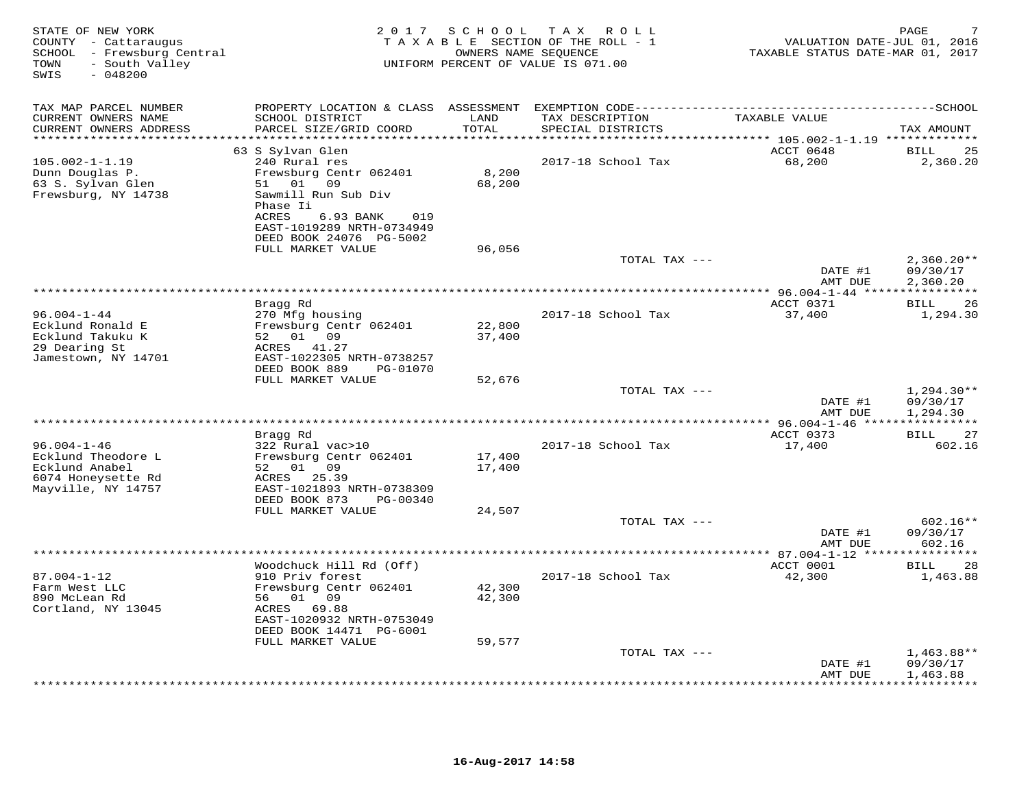STATE OF NEW YORK
COUNTY - Cattaraugus
SCHOOL - Frewsburg Central
TOWN - South Valley
SWIS - 048200

2017 SCHOOL TAX ROLL
TAXABLE SECTION OF THE ROLL - 1
OWNERS NAME SEQUENCE
UNIFORM PERCENT OF VALUE IS 071.00

VALUATION DATE-JUL 01, 2016
TAXABLE STATUS DATE-MAR 01, 2017

| TAX MAP PARCEL NUMBER / CURRENT OWNERS NAME / CURRENT OWNERS ADDRESS | PROPERTY LOCATION & CLASS / SCHOOL DISTRICT / PARCEL SIZE/GRID COORD | ASSESSMENT LAND / TOTAL | EXEMPTION CODE / TAX DESCRIPTION / SPECIAL DISTRICTS | TAXABLE VALUE | TAX AMOUNT |
|---|---|---|---|---|---|
| 105.002-1-1.19 | 63 S Sylvan Glen | | | ACCT 0648 | BILL 25 |
| Dunn Douglas P. | 240 Rural res | | 2017-18 School Tax | 68,200 | 2,360.20 |
| 63 S. Sylvan Glen | Frewsburg Centr 062401 | 8,200 | | | |
| Frewsburg, NY 14738 | 51 01 09 | 68,200 | | | |
| | Sawmill Run Sub Div Phase Ii | | | | |
| | ACRES 6.93 BANK 019 | | | | |
| | EAST-1019289 NRTH-0734949 | | | | |
| | DEED BOOK 24076 PG-5002 | | | | |
| | FULL MARKET VALUE | 96,056 | | | |
| | | | TOTAL TAX --- | | 2,360.20** |
| | | | | DATE #1 | 09/30/17 |
| | | | | AMT DUE | 2,360.20 |
| 96.004-1-44 | Bragg Rd | | | ACCT 0371 | BILL 26 |
| Ecklund Ronald E | 270 Mfg housing | | 2017-18 School Tax | 37,400 | 1,294.30 |
| Ecklund Takuku K | Frewsburg Centr 062401 | 22,800 | | | |
| 29 Dearing St | 52 01 09 | 37,400 | | | |
| Jamestown, NY 14701 | ACRES 41.27 | | | | |
| | EAST-1022305 NRTH-0738257 | | | | |
| | DEED BOOK 889 PG-01070 | | | | |
| | FULL MARKET VALUE | 52,676 | | | |
| | | | TOTAL TAX --- | | 1,294.30** |
| | | | | DATE #1 | 09/30/17 |
| | | | | AMT DUE | 1,294.30 |
| 96.004-1-46 | Bragg Rd | | | ACCT 0373 | BILL 27 |
| Ecklund Theodore L | 322 Rural vac>10 | | 2017-18 School Tax | 17,400 | 602.16 |
| Ecklund Anabel | Frewsburg Centr 062401 | 17,400 | | | |
| 6074 Honeysette Rd | 52 01 09 | 17,400 | | | |
| Mayville, NY 14757 | ACRES 25.39 | | | | |
| | EAST-1021893 NRTH-0738309 | | | | |
| | DEED BOOK 873 PG-00340 | | | | |
| | FULL MARKET VALUE | 24,507 | | | |
| | | | TOTAL TAX --- | | 602.16** |
| | | | | DATE #1 | 09/30/17 |
| | | | | AMT DUE | 602.16 |
| 87.004-1-12 | Woodchuck Hill Rd (Off) | | | ACCT 0001 | BILL 28 |
| Farm West LLC | 910 Priv forest | | 2017-18 School Tax | 42,300 | 1,463.88 |
| 890 McLean Rd | Frewsburg Centr 062401 | 42,300 | | | |
| Cortland, NY 13045 | 56 01 09 | 42,300 | | | |
| | ACRES 69.88 | | | | |
| | EAST-1020932 NRTH-0753049 | | | | |
| | DEED BOOK 14471 PG-6001 | | | | |
| | FULL MARKET VALUE | 59,577 | | | |
| | | | TOTAL TAX --- | | 1,463.88** |
| | | | | DATE #1 | 09/30/17 |
| | | | | AMT DUE | 1,463.88 |

16-Aug-2017 14:58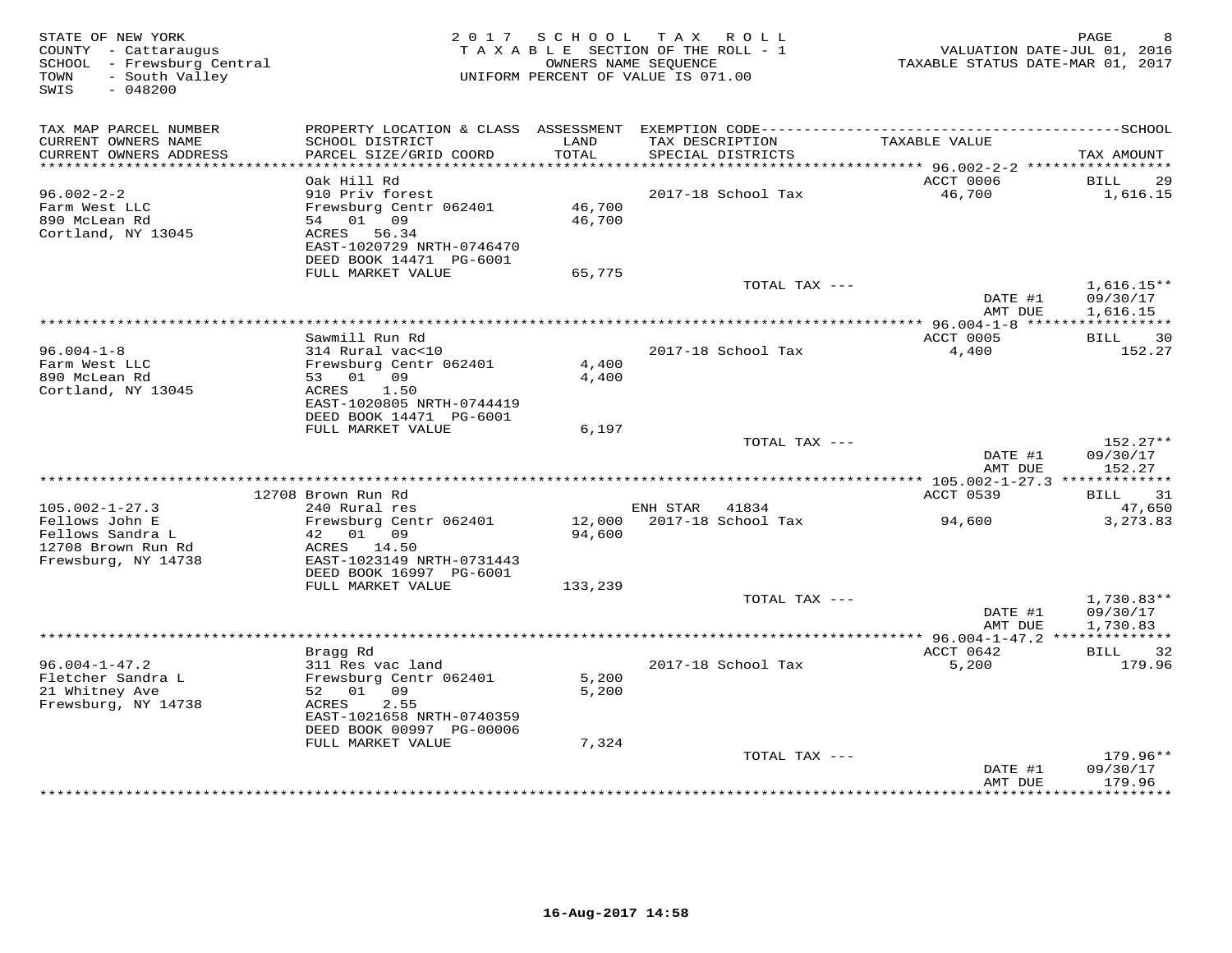STATE OF NEW YORK
COUNTY - Cattaraugus
SCHOOL - Frewsburg Central
TOWN - South Valley
SWIS - 048200

2 0 1 7 S C H O O L T A X R O L L
T A X A B L E SECTION OF THE ROLL - 1
OWNERS NAME SEQUENCE
UNIFORM PERCENT OF VALUE IS 071.00

VALUATION DATE-JUL 01, 2016
TAXABLE STATUS DATE-MAR 01, 2017

| TAX MAP PARCEL NUMBER / CURRENT OWNERS NAME / CURRENT OWNERS ADDRESS | PROPERTY LOCATION & CLASS / SCHOOL DISTRICT / PARCEL SIZE/GRID COORD | ASSESSMENT LAND / TOTAL | EXEMPTION CODE / TAX DESCRIPTION / SPECIAL DISTRICTS | TAXABLE VALUE | SCHOOL TAX AMOUNT |
|---|---|---|---|---|---|
| | Oak Hill Rd | | | ACCT 0006 | BILL 29 |
| 96.002-2-2 | 910 Priv forest | | 2017-18 School Tax | 46,700 | 1,616.15 |
| Farm West LLC | Frewsburg Centr 062401 | 46,700 | | | |
| 890 McLean Rd | 54 01 09 | 46,700 | | | |
| Cortland, NY 13045 | ACRES 56.34 | | | | |
| | EAST-1020729 NRTH-0746470 | | | | |
| | DEED BOOK 14471 PG-6001 | | | | |
| | FULL MARKET VALUE | 65,775 | | | |
| | | | TOTAL TAX --- | | 1,616.15** |
| | | | | DATE #1 | 09/30/17 |
| | | | | AMT DUE | 1,616.15 |
| | Sawmill Run Rd | | | ACCT 0005 | BILL 30 |
| 96.004-1-8 | 314 Rural vac<10 | | 2017-18 School Tax | 4,400 | 152.27 |
| Farm West LLC | Frewsburg Centr 062401 | 4,400 | | | |
| 890 McLean Rd | 53 01 09 | 4,400 | | | |
| Cortland, NY 13045 | ACRES 1.50 | | | | |
| | EAST-1020805 NRTH-0744419 | | | | |
| | DEED BOOK 14471 PG-6001 | | | | |
| | FULL MARKET VALUE | 6,197 | | | |
| | | | TOTAL TAX --- | | 152.27** |
| | | | | DATE #1 | 09/30/17 |
| | | | | AMT DUE | 152.27 |
| | 12708 Brown Run Rd | | | ACCT 0539 | BILL 31 |
| 105.002-1-27.3 | 240 Rural res | | ENH STAR 41834 | | 47,650 |
| Fellows John E | Frewsburg Centr 062401 | 12,000 | 2017-18 School Tax | 94,600 | 3,273.83 |
| Fellows Sandra L | 42 01 09 | 94,600 | | | |
| 12708 Brown Run Rd | ACRES 14.50 | | | | |
| Frewsburg, NY 14738 | EAST-1023149 NRTH-0731443 | | | | |
| | DEED BOOK 16997 PG-6001 | | | | |
| | FULL MARKET VALUE | 133,239 | | | |
| | | | TOTAL TAX --- | | 1,730.83** |
| | | | | DATE #1 | 09/30/17 |
| | | | | AMT DUE | 1,730.83 |
| | Bragg Rd | | | ACCT 0642 | BILL 32 |
| 96.004-1-47.2 | 311 Res vac land | | 2017-18 School Tax | 5,200 | 179.96 |
| Fletcher Sandra L | Frewsburg Centr 062401 | 5,200 | | | |
| 21 Whitney Ave | 52 01 09 | 5,200 | | | |
| Frewsburg, NY 14738 | ACRES 2.55 | | | | |
| | EAST-1021658 NRTH-0740359 | | | | |
| | DEED BOOK 00997 PG-00006 | | | | |
| | FULL MARKET VALUE | 7,324 | | | |
| | | | TOTAL TAX --- | | 179.96** |
| | | | | DATE #1 | 09/30/17 |
| | | | | AMT DUE | 179.96 |

16-Aug-2017 14:58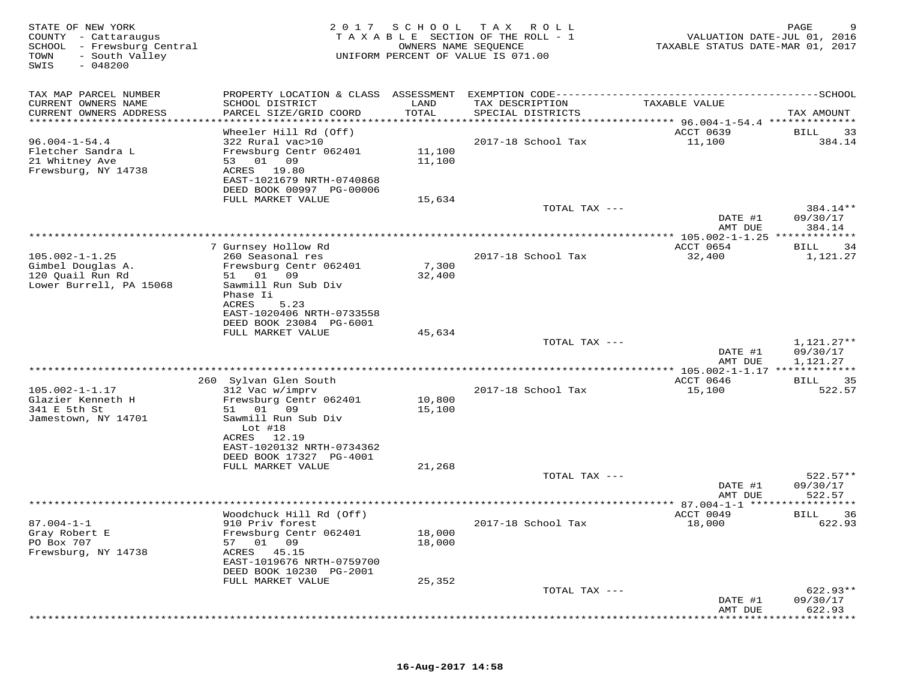STATE OF NEW YORK
COUNTY - Cattaraugus
SCHOOL - Frewsburg Central
TOWN - South Valley
SWIS - 048200

2017 SCHOOL TAX ROLL
TAXABLE SECTION OF THE ROLL - 1
OWNERS NAME SEQUENCE
UNIFORM PERCENT OF VALUE IS 071.00

VALUATION DATE-JUL 01, 2016
TAXABLE STATUS DATE-MAR 01, 2017

| TAX MAP PARCEL NUMBER / CURRENT OWNERS NAME / CURRENT OWNERS ADDRESS | PROPERTY LOCATION & CLASS / SCHOOL DISTRICT / PARCEL SIZE/GRID COORD | ASSESSMENT LAND / TOTAL | EXEMPTION CODE / TAX DESCRIPTION / SPECIAL DISTRICTS | TAXABLE VALUE | TAX AMOUNT |
|---|---|---|---|---|---|
| 96.004-1-54.4 | Wheeler Hill Rd (Off) | | | ACCT 0639 | BILL 33 |
| Fletcher Sandra L | 322 Rural vac>10 | | 2017-18 School Tax | 11,100 | 384.14 |
| 21 Whitney Ave | Frewsburg Centr 062401 | 11,100 | | | |
| Frewsburg, NY 14738 | 53 01 09 | 11,100 | | | |
| | ACRES 19.80 | | | | |
| | EAST-1021679 NRTH-0740868 | | | | |
| | DEED BOOK 00997 PG-00006 | | | | |
| | FULL MARKET VALUE | 15,634 | | | |
| | | | TOTAL TAX --- | | 384.14** |
| | | | | DATE #1 | 09/30/17 |
| | | | | AMT DUE | 384.14 |
| 105.002-1-1.25 | 7 Gurnsey Hollow Rd | | | ACCT 0654 | BILL 34 |
| Gimbel Douglas A. | 260 Seasonal res | | 2017-18 School Tax | 32,400 | 1,121.27 |
| 120 Quail Run Rd | Frewsburg Centr 062401 | 7,300 | | | |
| Lower Burrell, PA 15068 | 51 01 09 | 32,400 | | | |
| | Sawmill Run Sub Div | | | | |
| | Phase Ii | | | | |
| | ACRES 5.23 | | | | |
| | EAST-1020406 NRTH-0733558 | | | | |
| | DEED BOOK 23084 PG-6001 | | | | |
| | FULL MARKET VALUE | 45,634 | | | |
| | | | TOTAL TAX --- | | 1,121.27** |
| | | | | DATE #1 | 09/30/17 |
| | | | | AMT DUE | 1,121.27 |
| 105.002-1-1.17 | 260 Sylvan Glen South | | | ACCT 0646 | BILL 35 |
| Glazier Kenneth H | 312 Vac w/imprv | | 2017-18 School Tax | 15,100 | 522.57 |
| 341 E 5th St | Frewsburg Centr 062401 | 10,800 | | | |
| Jamestown, NY 14701 | 51 01 09 | 15,100 | | | |
| | Sawmill Run Sub Div | | | | |
| | Lot #18 | | | | |
| | ACRES 12.19 | | | | |
| | EAST-1020132 NRTH-0734362 | | | | |
| | DEED BOOK 17327 PG-4001 | | | | |
| | FULL MARKET VALUE | 21,268 | | | |
| | | | TOTAL TAX --- | | 522.57** |
| | | | | DATE #1 | 09/30/17 |
| | | | | AMT DUE | 522.57 |
| 87.004-1-1 | Woodchuck Hill Rd (Off) | | | ACCT 0049 | BILL 36 |
| Gray Robert E | 910 Priv forest | | 2017-18 School Tax | 18,000 | 622.93 |
| PO Box 707 | Frewsburg Centr 062401 | 18,000 | | | |
| Frewsburg, NY 14738 | 57 01 09 | 18,000 | | | |
| | ACRES 45.15 | | | | |
| | EAST-1019676 NRTH-0759700 | | | | |
| | DEED BOOK 10230 PG-2001 | | | | |
| | FULL MARKET VALUE | 25,352 | | | |
| | | | TOTAL TAX --- | | 622.93** |
| | | | | DATE #1 | 09/30/17 |
| | | | | AMT DUE | 622.93 |

16-Aug-2017 14:58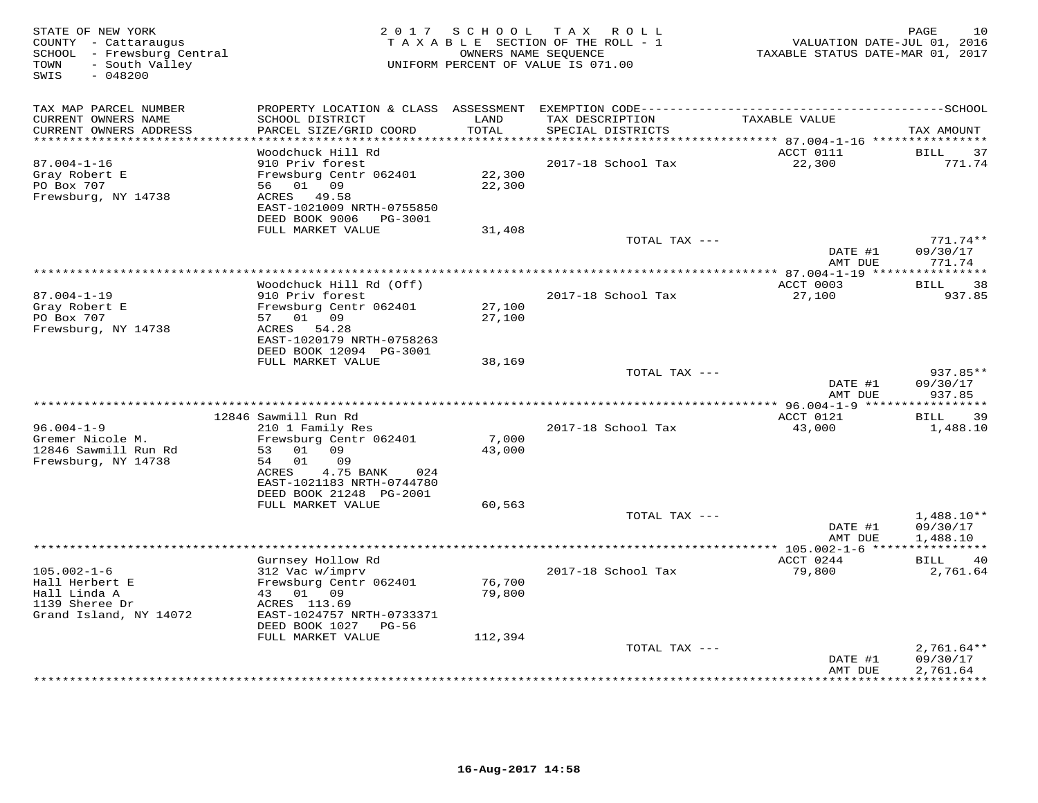STATE OF NEW YORK
COUNTY - Cattaraugus
SCHOOL - Frewsburg Central
TOWN - South Valley
SWIS - 048200

**2017 SCHOOL TAX ROLL**
TAXABLE SECTION OF THE ROLL - 1
OWNERS NAME SEQUENCE
UNIFORM PERCENT OF VALUE IS 071.00

VALUATION DATE-JUL 01, 2016
TAXABLE STATUS DATE-MAR 01, 2017

| TAX MAP PARCEL NUMBER / CURRENT OWNERS NAME / CURRENT OWNERS ADDRESS | PROPERTY LOCATION & CLASS / SCHOOL DISTRICT / PARCEL SIZE/GRID COORD | ASSESSMENT LAND / TOTAL | EXEMPTION CODE / TAX DESCRIPTION / SPECIAL DISTRICTS | TAXABLE VALUE | TAX AMOUNT |
|---|---|---|---|---|---|
| 87.004-1-16 | Woodchuck Hill Rd | | | ACCT 0111 | BILL 37 |
| Gray Robert E | 910 Priv forest | | 2017-18 School Tax | 22,300 | 771.74 |
| PO Box 707 | Frewsburg Centr 062401 | 22,300 | | | |
| Frewsburg, NY 14738 | 56 01 09 | 22,300 | | | |
| | ACRES 49.58 | | | | |
| | EAST-1021009 NRTH-0755850 | | | | |
| | DEED BOOK 9006 PG-3001 | | | | |
| | FULL MARKET VALUE | 31,408 | | | |
| | | | TOTAL TAX --- | | 771.74** |
| | | | | DATE #1 | 09/30/17 |
| | | | | AMT DUE | 771.74 |
| 87.004-1-19 | Woodchuck Hill Rd (Off) | | | ACCT 0003 | BILL 38 |
| Gray Robert E | 910 Priv forest | | 2017-18 School Tax | 27,100 | 937.85 |
| PO Box 707 | Frewsburg Centr 062401 | 27,100 | | | |
| Frewsburg, NY 14738 | 57 01 09 | 27,100 | | | |
| | ACRES 54.28 | | | | |
| | EAST-1020179 NRTH-0758263 | | | | |
| | DEED BOOK 12094 PG-3001 | | | | |
| | FULL MARKET VALUE | 38,169 | | | |
| | | | TOTAL TAX --- | | 937.85** |
| | | | | DATE #1 | 09/30/17 |
| | | | | AMT DUE | 937.85 |
| 96.004-1-9 | 12846 Sawmill Run Rd | | | ACCT 0121 | BILL 39 |
| Gremer Nicole M. | 210 1 Family Res | | 2017-18 School Tax | 43,000 | 1,488.10 |
| 12846 Sawmill Run Rd | Frewsburg Centr 062401 | 7,000 | | | |
| Frewsburg, NY 14738 | 53 01 09 | 43,000 | | | |
| | 54 01 09 | | | | |
| | ACRES 4.75 BANK 024 | | | | |
| | EAST-1021183 NRTH-0744780 | | | | |
| | DEED BOOK 21248 PG-2001 | | | | |
| | FULL MARKET VALUE | 60,563 | | | |
| | | | TOTAL TAX --- | | 1,488.10** |
| | | | | DATE #1 | 09/30/17 |
| | | | | AMT DUE | 1,488.10 |
| 105.002-1-6 | Gurnsey Hollow Rd | | | ACCT 0244 | BILL 40 |
| Hall Herbert E | 312 Vac w/imprv | | 2017-18 School Tax | 79,800 | 2,761.64 |
| Hall Linda A | Frewsburg Centr 062401 | 76,700 | | | |
| 1139 Sheree Dr | 43 01 09 | 79,800 | | | |
| Grand Island, NY 14072 | ACRES 113.69 | | | | |
| | EAST-1024757 NRTH-0733371 | | | | |
| | DEED BOOK 1027 PG-56 | | | | |
| | FULL MARKET VALUE | 112,394 | | | |
| | | | TOTAL TAX --- | | 2,761.64** |
| | | | | DATE #1 | 09/30/17 |
| | | | | AMT DUE | 2,761.64 |

16-Aug-2017 14:58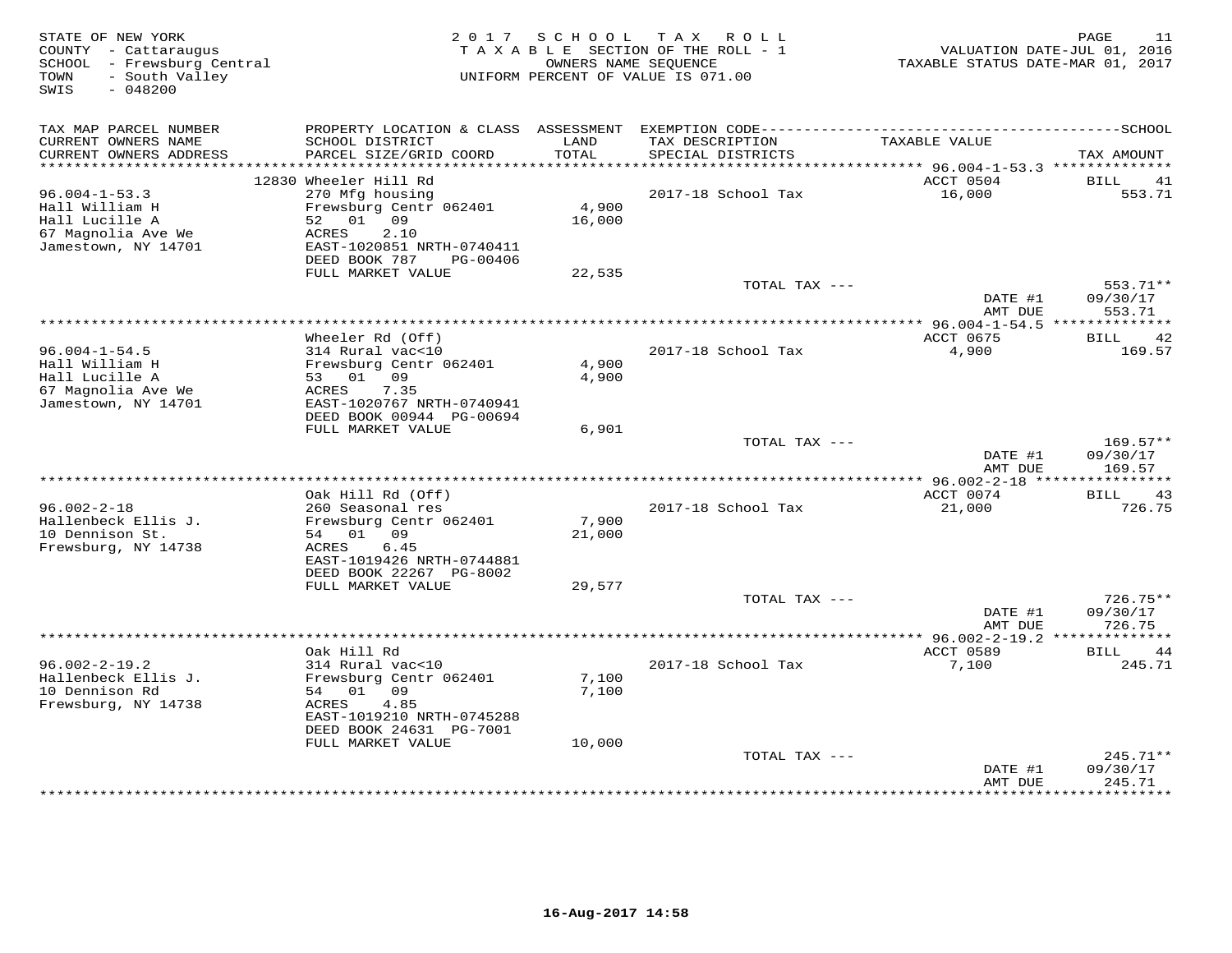STATE OF NEW YORK
COUNTY - Cattaraugus
SCHOOL - Frewsburg Central
TOWN - South Valley
SWIS - 048200

2017 SCHOOL TAX ROLL
TAXABLE SECTION OF THE ROLL - 1
OWNERS NAME SEQUENCE
UNIFORM PERCENT OF VALUE IS 071.00

VALUATION DATE-JUL 01, 2016
TAXABLE STATUS DATE-MAR 01, 2017

| TAX MAP PARCEL NUMBER / CURRENT OWNERS NAME / CURRENT OWNERS ADDRESS | PROPERTY LOCATION & CLASS / SCHOOL DISTRICT / PARCEL SIZE/GRID COORD | ASSESSMENT LAND / TOTAL | EXEMPTION CODE / TAX DESCRIPTION / SPECIAL DISTRICTS | TAXABLE VALUE | TAX AMOUNT |
|---|---|---|---|---|---|
| 96.004-1-53.3 | 12830 Wheeler Hill Rd | | | ACCT 0504 | BILL 41 |
| 96.004-1-53.3 | 270 Mfg housing | | 2017-18 School Tax | 16,000 | 553.71 |
| Hall William H | Frewsburg Centr 062401 | 4,900 | | | |
| Hall Lucille A | 52 01 09 | 16,000 | | | |
| 67 Magnolia Ave We | ACRES 2.10 | | | | |
| Jamestown, NY 14701 | EAST-1020851 NRTH-0740411 | | | | |
| | DEED BOOK 787 PG-00406 | | | | |
| | FULL MARKET VALUE | 22,535 | | | |
| | | | TOTAL TAX --- | | 553.71** |
| | | | | DATE #1 | 09/30/17 |
| | | | | AMT DUE | 553.71 |
| 96.004-1-54.5 | Wheeler Rd (Off) | | | ACCT 0675 | BILL 42 |
| 96.004-1-54.5 | 314 Rural vac<10 | | 2017-18 School Tax | 4,900 | 169.57 |
| Hall William H | Frewsburg Centr 062401 | 4,900 | | | |
| Hall Lucille A | 53 01 09 | 4,900 | | | |
| 67 Magnolia Ave We | ACRES 7.35 | | | | |
| Jamestown, NY 14701 | EAST-1020767 NRTH-0740941 | | | | |
| | DEED BOOK 00944 PG-00694 | | | | |
| | FULL MARKET VALUE | 6,901 | | | |
| | | | TOTAL TAX --- | | 169.57** |
| | | | | DATE #1 | 09/30/17 |
| | | | | AMT DUE | 169.57 |
| 96.002-2-18 | Oak Hill Rd (Off) | | | ACCT 0074 | BILL 43 |
| 96.002-2-18 | 260 Seasonal res | | 2017-18 School Tax | 21,000 | 726.75 |
| Hallenbeck Ellis J. | Frewsburg Centr 062401 | 7,900 | | | |
| 10 Dennison St. | 54 01 09 | 21,000 | | | |
| Frewsburg, NY 14738 | ACRES 6.45 | | | | |
| | EAST-1019426 NRTH-0744881 | | | | |
| | DEED BOOK 22267 PG-8002 | | | | |
| | FULL MARKET VALUE | 29,577 | | | |
| | | | TOTAL TAX --- | | 726.75** |
| | | | | DATE #1 | 09/30/17 |
| | | | | AMT DUE | 726.75 |
| 96.002-2-19.2 | Oak Hill Rd | | | ACCT 0589 | BILL 44 |
| 96.002-2-19.2 | 314 Rural vac<10 | | 2017-18 School Tax | 7,100 | 245.71 |
| Hallenbeck Ellis J. | Frewsburg Centr 062401 | 7,100 | | | |
| 10 Dennison Rd | 54 01 09 | 7,100 | | | |
| Frewsburg, NY 14738 | ACRES 4.85 | | | | |
| | EAST-1019210 NRTH-0745288 | | | | |
| | DEED BOOK 24631 PG-7001 | | | | |
| | FULL MARKET VALUE | 10,000 | | | |
| | | | TOTAL TAX --- | | 245.71** |
| | | | | DATE #1 | 09/30/17 |
| | | | | AMT DUE | 245.71 |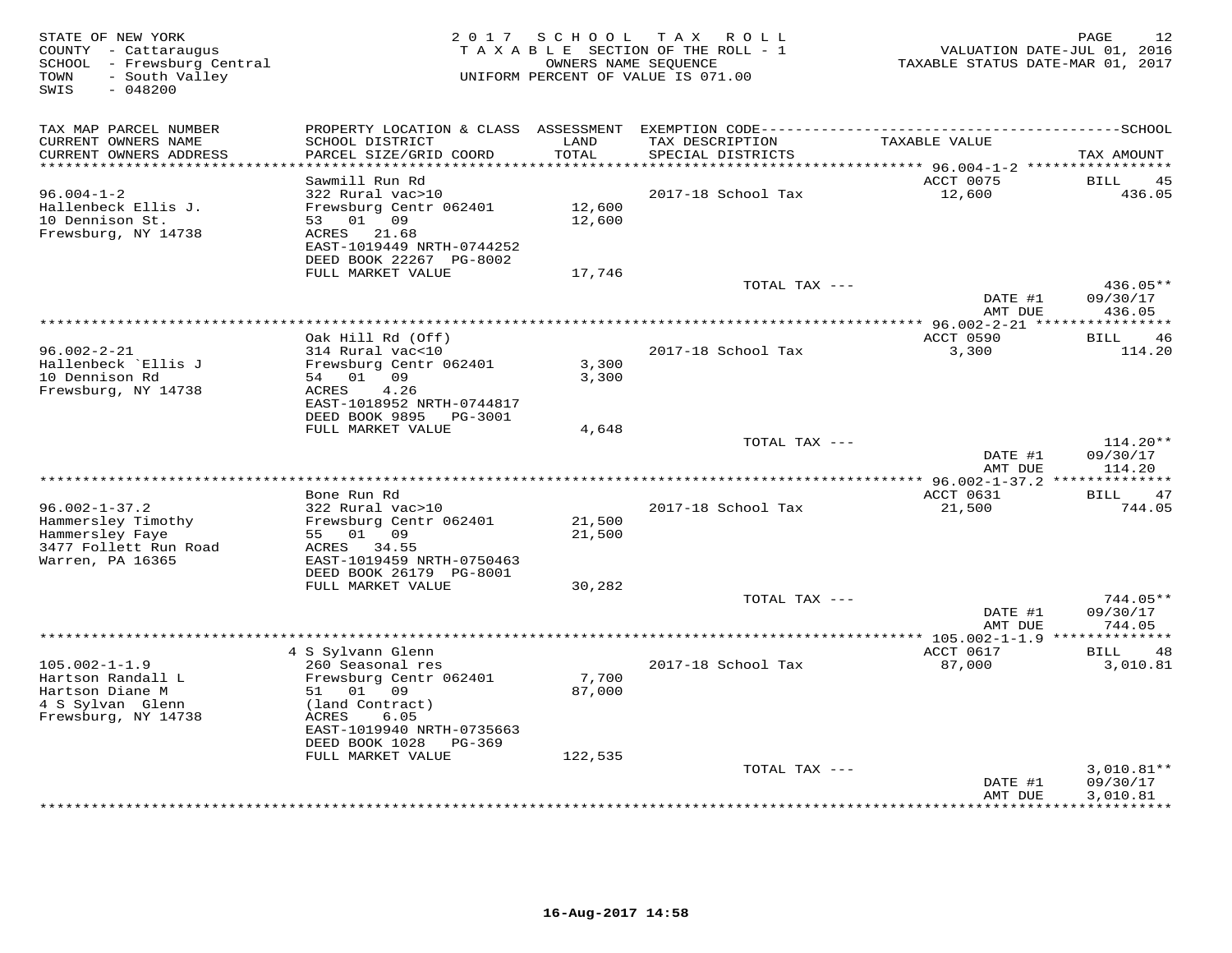STATE OF NEW YORK
COUNTY - Cattaraugus
SCHOOL - Frewsburg Central
TOWN - South Valley
SWIS - 048200

2 0 1 7 S C H O O L T A X R O L L
T A X A B L E SECTION OF THE ROLL - 1
OWNERS NAME SEQUENCE
UNIFORM PERCENT OF VALUE IS 071.00

VALUATION DATE-JUL 01, 2016
TAXABLE STATUS DATE-MAR 01, 2017

| TAX MAP PARCEL NUMBER<br>CURRENT OWNERS NAME<br>CURRENT OWNERS ADDRESS | PROPERTY LOCATION & CLASS<br>SCHOOL DISTRICT<br>PARCEL SIZE/GRID COORD | ASSESSMENT<br>LAND<br>TOTAL | EXEMPTION CODE<br>TAX DESCRIPTION<br>SPECIAL DISTRICTS | TAXABLE VALUE | SCHOOL<br>TAX AMOUNT |
|---|---|---|---|---|---|
| 96.004-1-2<br>Hallenbeck Ellis J.<br>10 Dennison St.<br>Frewsburg, NY 14738 | Sawmill Run Rd<br>322 Rural vac>10<br>Frewsburg Centr 062401<br>53 01 09<br>ACRES 21.68<br>EAST-1019449 NRTH-0744252<br>DEED BOOK 22267 PG-8002<br>FULL MARKET VALUE | 12,600<br>12,600<br>17,746 | 2017-18 School Tax<br>TOTAL TAX --- | ACCT 0075<br>12,600<br>DATE #1<br>AMT DUE | BILL 45<br>436.05<br>436.05**<br>09/30/17<br>436.05 |
| 96.002-2-21<br>Hallenbeck `Ellis J<br>10 Dennison Rd<br>Frewsburg, NY 14738 | Oak Hill Rd (Off)<br>314 Rural vac<10<br>Frewsburg Centr 062401<br>54 01 09<br>ACRES 4.26<br>EAST-1018952 NRTH-0744817<br>DEED BOOK 9895 PG-3001<br>FULL MARKET VALUE | 3,300<br>3,300<br>4,648 | 2017-18 School Tax<br>TOTAL TAX --- | ACCT 0590<br>3,300<br>DATE #1<br>AMT DUE | BILL 46<br>114.20<br>114.20**<br>09/30/17<br>114.20 |
| 96.002-1-37.2<br>Hammersley Timothy<br>Hammersley Faye<br>3477 Follett Run Road<br>Warren, PA 16365 | Bone Run Rd<br>322 Rural vac>10<br>Frewsburg Centr 062401<br>55 01 09<br>ACRES 34.55<br>EAST-1019459 NRTH-0750463<br>DEED BOOK 26179 PG-8001<br>FULL MARKET VALUE | 21,500<br>21,500<br>30,282 | 2017-18 School Tax<br>TOTAL TAX --- | ACCT 0631<br>21,500<br>DATE #1<br>AMT DUE | BILL 47<br>744.05<br>744.05**<br>09/30/17<br>744.05 |
| 105.002-1-1.9<br>Hartson Randall L<br>Hartson Diane M<br>4 S Sylvan Glenn<br>Frewsburg, NY 14738 | 4 S Sylvann Glenn<br>260 Seasonal res<br>Frewsburg Centr 062401<br>51 01 09<br>(land Contract)<br>ACRES 6.05<br>EAST-1019940 NRTH-0735663<br>DEED BOOK 1028 PG-369<br>FULL MARKET VALUE | 7,700<br>87,000<br>122,535 | 2017-18 School Tax<br>TOTAL TAX --- | ACCT 0617<br>87,000<br>DATE #1<br>AMT DUE | BILL 48<br>3,010.81<br>3,010.81**<br>09/30/17<br>3,010.81 |

16-Aug-2017 14:58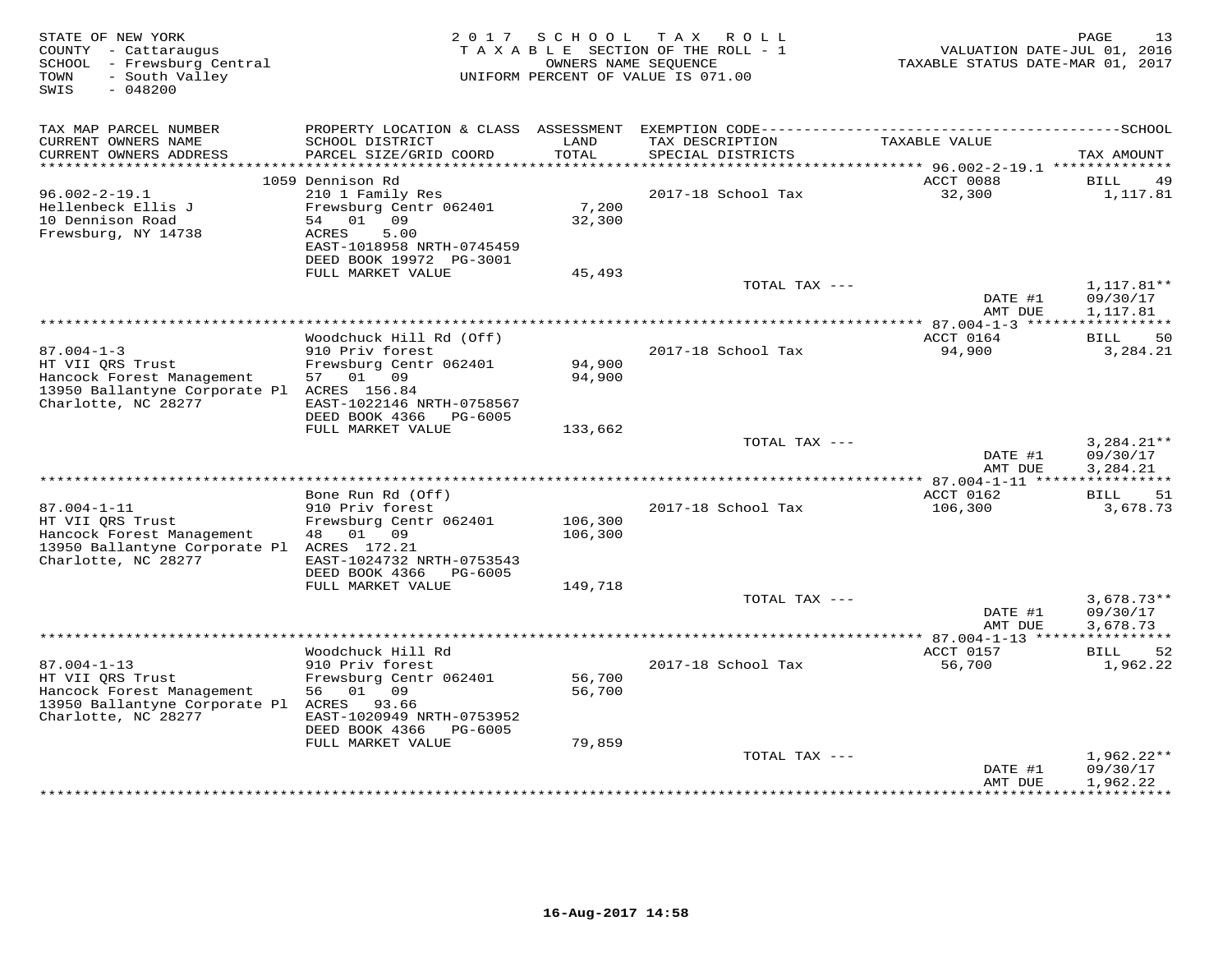STATE OF NEW YORK
COUNTY - Cattaraugus
SCHOOL - Frewsburg Central
TOWN - South Valley
SWIS - 048200

2017 SCHOOL TAX ROLL
TAXABLE SECTION OF THE ROLL - 1
OWNERS NAME SEQUENCE
UNIFORM PERCENT OF VALUE IS 071.00

VALUATION DATE-JUL 01, 2016
TAXABLE STATUS DATE-MAR 01, 2017

| TAX MAP PARCEL NUMBER / CURRENT OWNERS NAME / CURRENT OWNERS ADDRESS | PROPERTY LOCATION & CLASS / SCHOOL DISTRICT / PARCEL SIZE/GRID COORD | ASSESSMENT LAND / TOTAL | EXEMPTION CODE / TAX DESCRIPTION / SPECIAL DISTRICTS | TAXABLE VALUE | TAX AMOUNT |
|---|---|---|---|---|---|
| **96.002-2-19.1** | 1059 Dennison Rd | | | ACCT 0088 | BILL 49 |
| Hellenbeck Ellis J | 210 1 Family Res | | 2017-18 School Tax | 32,300 | 1,117.81 |
| 10 Dennison Road | Frewsburg Centr 062401 | 7,200 | | | |
| Frewsburg, NY 14738 | 54 01 09 | 32,300 | | | |
| | ACRES 5.00 | | | | |
| | EAST-1018958 NRTH-0745459 | | | | |
| | DEED BOOK 19972 PG-3001 | | | | |
| | FULL MARKET VALUE | 45,493 | | | |
| | | | TOTAL TAX --- | | 1,117.81** |
| | | | | DATE #1 | 09/30/17 |
| | | | | AMT DUE | 1,117.81 |
| **87.004-1-3** | Woodchuck Hill Rd (Off) | | | ACCT 0164 | BILL 50 |
| HT VII QRS Trust | 910 Priv forest | | 2017-18 School Tax | 94,900 | 3,284.21 |
| Hancock Forest Management | Frewsburg Centr 062401 | 94,900 | | | |
| 13950 Ballantyne Corporate Pl | 57 01 09 | 94,900 | | | |
| Charlotte, NC 28277 | ACRES 156.84 | | | | |
| | EAST-1022146 NRTH-0758567 | | | | |
| | DEED BOOK 4366 PG-6005 | | | | |
| | FULL MARKET VALUE | 133,662 | | | |
| | | | TOTAL TAX --- | | 3,284.21** |
| | | | | DATE #1 | 09/30/17 |
| | | | | AMT DUE | 3,284.21 |
| **87.004-1-11** | Bone Run Rd (Off) | | | ACCT 0162 | BILL 51 |
| HT VII QRS Trust | 910 Priv forest | | 2017-18 School Tax | 106,300 | 3,678.73 |
| Hancock Forest Management | Frewsburg Centr 062401 | 106,300 | | | |
| 13950 Ballantyne Corporate Pl | 48 01 09 | 106,300 | | | |
| Charlotte, NC 28277 | ACRES 172.21 | | | | |
| | EAST-1024732 NRTH-0753543 | | | | |
| | DEED BOOK 4366 PG-6005 | | | | |
| | FULL MARKET VALUE | 149,718 | | | |
| | | | TOTAL TAX --- | | 3,678.73** |
| | | | | DATE #1 | 09/30/17 |
| | | | | AMT DUE | 3,678.73 |
| **87.004-1-13** | Woodchuck Hill Rd | | | ACCT 0157 | BILL 52 |
| HT VII QRS Trust | 910 Priv forest | | 2017-18 School Tax | 56,700 | 1,962.22 |
| Hancock Forest Management | Frewsburg Centr 062401 | 56,700 | | | |
| 13950 Ballantyne Corporate Pl | 56 01 09 | 56,700 | | | |
| Charlotte, NC 28277 | ACRES 93.66 | | | | |
| | EAST-1020949 NRTH-0753952 | | | | |
| | DEED BOOK 4366 PG-6005 | | | | |
| | FULL MARKET VALUE | 79,859 | | | |
| | | | TOTAL TAX --- | | 1,962.22** |
| | | | | DATE #1 | 09/30/17 |
| | | | | AMT DUE | 1,962.22 |

16-Aug-2017 14:58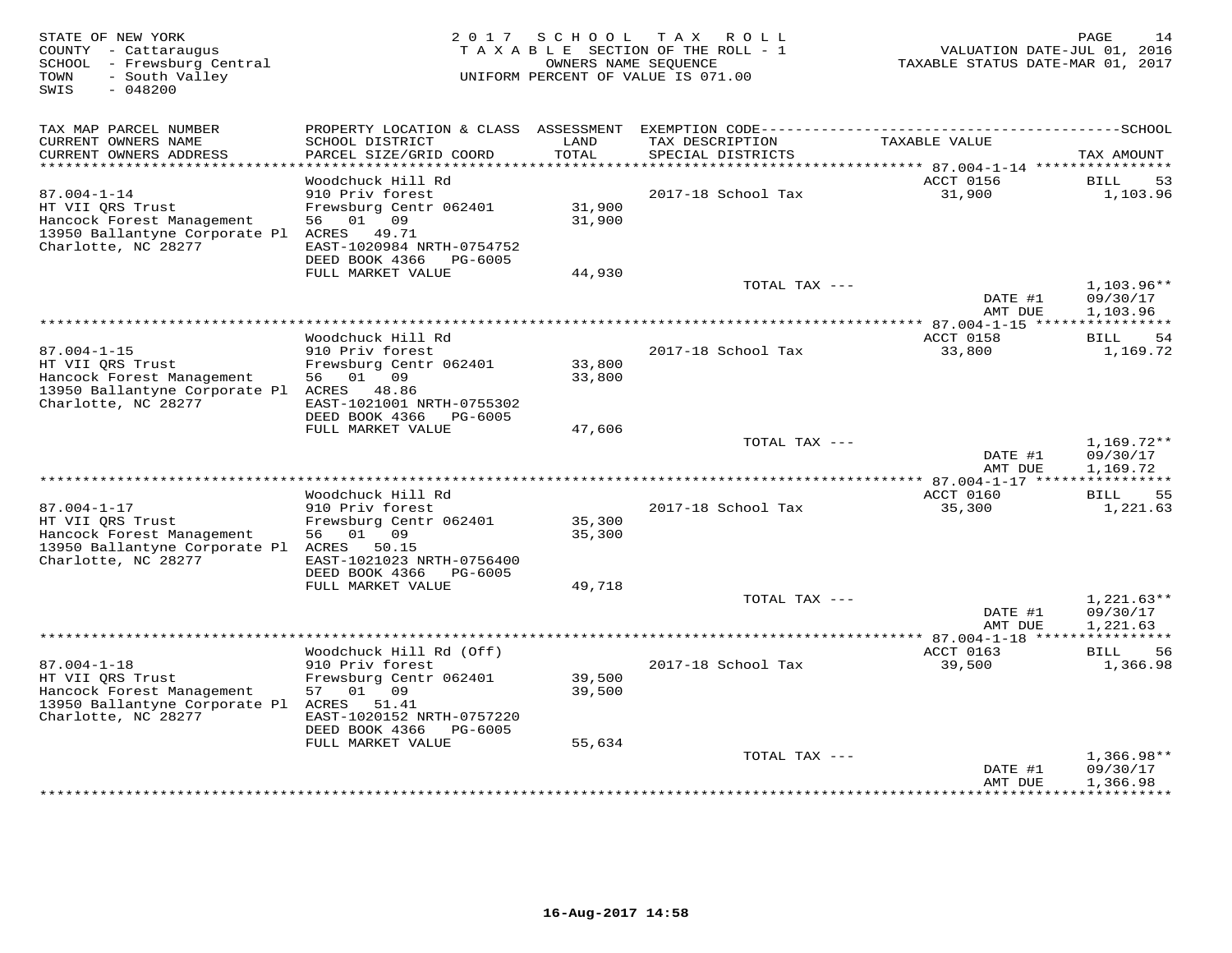STATE OF NEW YORK
COUNTY - Cattaraugus
SCHOOL - Frewsburg Central
TOWN - South Valley
SWIS - 048200

2 0 1 7 S C H O O L T A X R O L L
T A X A B L E SECTION OF THE ROLL - 1
OWNERS NAME SEQUENCE
UNIFORM PERCENT OF VALUE IS 071.00

VALUATION DATE-JUL 01, 2016
TAXABLE STATUS DATE-MAR 01, 2017

| TAX MAP PARCEL NUMBER / CURRENT OWNERS NAME / CURRENT OWNERS ADDRESS | PROPERTY LOCATION & CLASS / SCHOOL DISTRICT / PARCEL SIZE/GRID COORD | ASSESSMENT LAND / TOTAL | EXEMPTION CODE / TAX DESCRIPTION / SPECIAL DISTRICTS | TAXABLE VALUE | TAX AMOUNT |
|---|---|---|---|---|---|
| **87.004-1-14** | Woodchuck Hill Rd | | | ACCT 0156 | BILL 53 |
| 87.004-1-14 | 910 Priv forest | | 2017-18 School Tax | 31,900 | 1,103.96 |
| HT VII QRS Trust | Frewsburg Centr 062401 | 31,900 | | | |
| Hancock Forest Management | 56 01 09 | 31,900 | | | |
| 13950 Ballantyne Corporate Pl | ACRES 49.71 | | | | |
| Charlotte, NC 28277 | EAST-1020984 NRTH-0754752 | | | | |
| | DEED BOOK 4366 PG-6005 | | | | |
| | FULL MARKET VALUE | 44,930 | | | |
| | | | TOTAL TAX --- | | 1,103.96** |
| | | | | DATE #1 | 09/30/17 |
| | | | | AMT DUE | 1,103.96 |
| **87.004-1-15** | Woodchuck Hill Rd | | | ACCT 0158 | BILL 54 |
| 87.004-1-15 | 910 Priv forest | | 2017-18 School Tax | 33,800 | 1,169.72 |
| HT VII QRS Trust | Frewsburg Centr 062401 | 33,800 | | | |
| Hancock Forest Management | 56 01 09 | 33,800 | | | |
| 13950 Ballantyne Corporate Pl | ACRES 48.86 | | | | |
| Charlotte, NC 28277 | EAST-1021001 NRTH-0755302 | | | | |
| | DEED BOOK 4366 PG-6005 | | | | |
| | FULL MARKET VALUE | 47,606 | | | |
| | | | TOTAL TAX --- | | 1,169.72** |
| | | | | DATE #1 | 09/30/17 |
| | | | | AMT DUE | 1,169.72 |
| **87.004-1-17** | Woodchuck Hill Rd | | | ACCT 0160 | BILL 55 |
| 87.004-1-17 | 910 Priv forest | | 2017-18 School Tax | 35,300 | 1,221.63 |
| HT VII QRS Trust | Frewsburg Centr 062401 | 35,300 | | | |
| Hancock Forest Management | 56 01 09 | 35,300 | | | |
| 13950 Ballantyne Corporate Pl | ACRES 50.15 | | | | |
| Charlotte, NC 28277 | EAST-1021023 NRTH-0756400 | | | | |
| | DEED BOOK 4366 PG-6005 | | | | |
| | FULL MARKET VALUE | 49,718 | | | |
| | | | TOTAL TAX --- | | 1,221.63** |
| | | | | DATE #1 | 09/30/17 |
| | | | | AMT DUE | 1,221.63 |
| **87.004-1-18** | Woodchuck Hill Rd (Off) | | | ACCT 0163 | BILL 56 |
| 87.004-1-18 | 910 Priv forest | | 2017-18 School Tax | 39,500 | 1,366.98 |
| HT VII QRS Trust | Frewsburg Centr 062401 | 39,500 | | | |
| Hancock Forest Management | 57 01 09 | 39,500 | | | |
| 13950 Ballantyne Corporate Pl | ACRES 51.41 | | | | |
| Charlotte, NC 28277 | EAST-1020152 NRTH-0757220 | | | | |
| | DEED BOOK 4366 PG-6005 | | | | |
| | FULL MARKET VALUE | 55,634 | | | |
| | | | TOTAL TAX --- | | 1,366.98** |
| | | | | DATE #1 | 09/30/17 |
| | | | | AMT DUE | 1,366.98 |

16-Aug-2017 14:58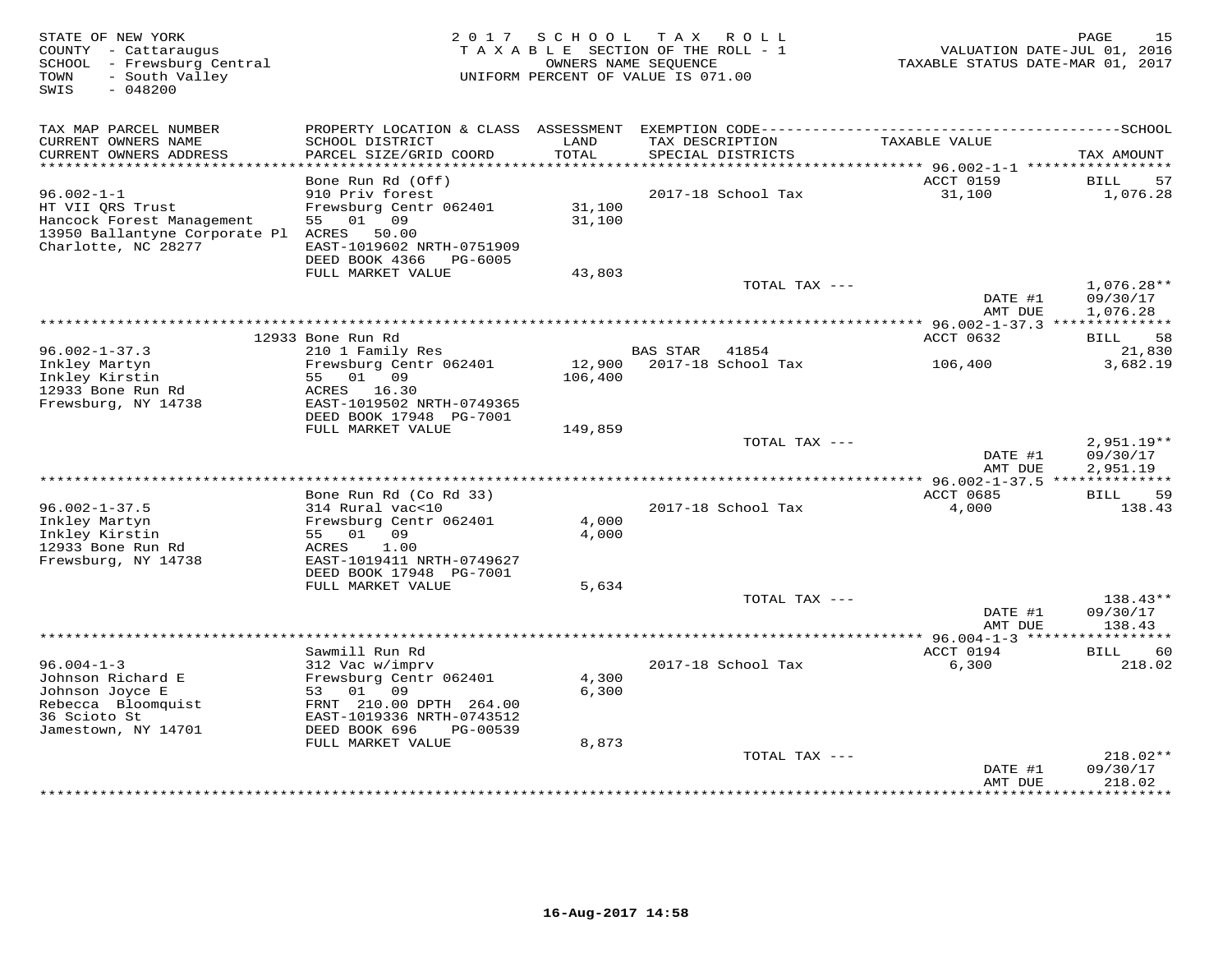STATE OF NEW YORK
COUNTY - Cattaraugus
SCHOOL - Frewsburg Central
TOWN - South Valley
SWIS - 048200

2017 SCHOOL TAX ROLL
TAXABLE SECTION OF THE ROLL - 1
OWNERS NAME SEQUENCE
UNIFORM PERCENT OF VALUE IS 071.00

VALUATION DATE-JUL 01, 2016
TAXABLE STATUS DATE-MAR 01, 2017

| TAX MAP PARCEL NUMBER / CURRENT OWNERS NAME / CURRENT OWNERS ADDRESS | PROPERTY LOCATION & CLASS / SCHOOL DISTRICT / PARCEL SIZE/GRID COORD | ASSESSMENT LAND / TOTAL | EXEMPTION CODE / TAX DESCRIPTION / SPECIAL DISTRICTS | TAXABLE VALUE | TAX AMOUNT |
|---|---|---|---|---|---|
| **96.002-1-1** | Bone Run Rd (Off) | | | ACCT 0159 | BILL 57 |
| HT VII QRS Trust | 910 Priv forest | | 2017-18 School Tax | 31,100 | 1,076.28 |
| Hancock Forest Management | Frewsburg Centr 062401 | 31,100 | | | |
| 13950 Ballantyne Corporate Pl | 55 01 09 | 31,100 | | | |
| Charlotte, NC 28277 | ACRES 50.00 | | | | |
| | EAST-1019602 NRTH-0751909 | | | | |
| | DEED BOOK 4366 PG-6005 | | | | |
| | FULL MARKET VALUE | 43,803 | | | |
| | | | TOTAL TAX --- | | 1,076.28** |
| | | | | DATE #1 | 09/30/17 |
| | | | | AMT DUE | 1,076.28 |
| **96.002-1-37.3** | 12933 Bone Run Rd | | | ACCT 0632 | BILL 58 |
| Inkley Martyn | 210 1 Family Res | | BAS STAR 41854 | | 21,830 |
| Inkley Kirstin | Frewsburg Centr 062401 | 12,900 | 2017-18 School Tax | 106,400 | 3,682.19 |
| 12933 Bone Run Rd | 55 01 09 | 106,400 | | | |
| Frewsburg, NY 14738 | ACRES 16.30 | | | | |
| | EAST-1019502 NRTH-0749365 | | | | |
| | DEED BOOK 17948 PG-7001 | | | | |
| | FULL MARKET VALUE | 149,859 | | | |
| | | | TOTAL TAX --- | | 2,951.19** |
| | | | | DATE #1 | 09/30/17 |
| | | | | AMT DUE | 2,951.19 |
| **96.002-1-37.5** | Bone Run Rd (Co Rd 33) | | | ACCT 0685 | BILL 59 |
| Inkley Martyn | 314 Rural vac<10 | | 2017-18 School Tax | 4,000 | 138.43 |
| Inkley Kirstin | Frewsburg Centr 062401 | 4,000 | | | |
| 12933 Bone Run Rd | 55 01 09 | 4,000 | | | |
| Frewsburg, NY 14738 | ACRES 1.00 | | | | |
| | EAST-1019411 NRTH-0749627 | | | | |
| | DEED BOOK 17948 PG-7001 | | | | |
| | FULL MARKET VALUE | 5,634 | | | |
| | | | TOTAL TAX --- | | 138.43** |
| | | | | DATE #1 | 09/30/17 |
| | | | | AMT DUE | 138.43 |
| **96.004-1-3** | Sawmill Run Rd | | | ACCT 0194 | BILL 60 |
| Johnson Richard E | 312 Vac w/imprv | | 2017-18 School Tax | 6,300 | 218.02 |
| Johnson Joyce E | Frewsburg Centr 062401 | 4,300 | | | |
| Rebecca Bloomquist | 53 01 09 | 6,300 | | | |
| 36 Scioto St | FRNT 210.00 DPTH 264.00 | | | | |
| Jamestown, NY 14701 | EAST-1019336 NRTH-0743512 | | | | |
| | DEED BOOK 696 PG-00539 | | | | |
| | FULL MARKET VALUE | 8,873 | | | |
| | | | TOTAL TAX --- | | 218.02** |
| | | | | DATE #1 | 09/30/17 |
| | | | | AMT DUE | 218.02 |

16-Aug-2017 14:58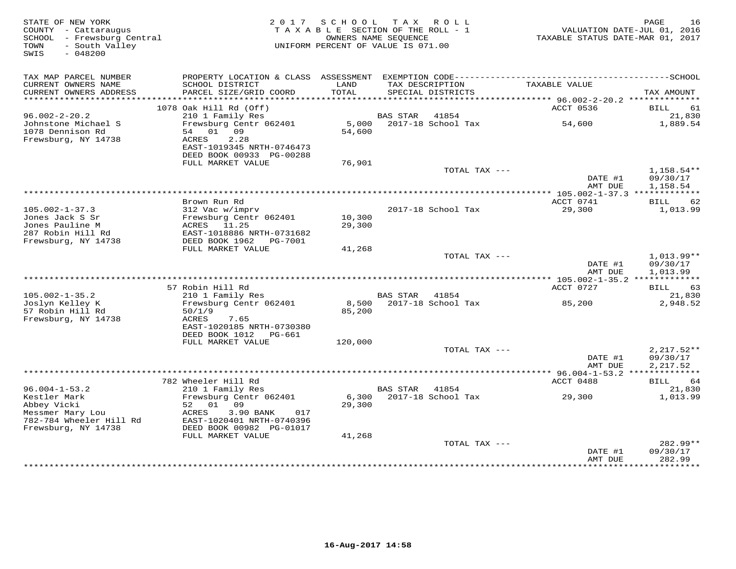STATE OF NEW YORK
COUNTY - Cattaraugus
SCHOOL - Frewsburg Central
TOWN - South Valley
SWIS - 048200

2017 SCHOOL TAX ROLL
TAXABLE SECTION OF THE ROLL - 1
OWNERS NAME SEQUENCE
UNIFORM PERCENT OF VALUE IS 071.00

VALUATION DATE-JUL 01, 2016
TAXABLE STATUS DATE-MAR 01, 2017

| TAX MAP PARCEL NUMBER / CURRENT OWNERS NAME / CURRENT OWNERS ADDRESS | PROPERTY LOCATION & CLASS / SCHOOL DISTRICT / PARCEL SIZE/GRID COORD | ASSESSMENT LAND / TOTAL | EXEMPTION CODE / TAX DESCRIPTION / SPECIAL DISTRICTS | TAXABLE VALUE | TAX AMOUNT |
|---|---|---|---|---|---|
| 96.002-2-20.2 | 1078 Oak Hill Rd (Off) | | | ACCT 0536 | BILL 61 |
| Johnstone Michael S | 210 1 Family Res | | BAS STAR 41854 | | 21,830 |
| 1078 Dennison Rd | Frewsburg Centr 062401 | 5,000 | 2017-18 School Tax | 54,600 | 1,889.54 |
| Frewsburg, NY 14738 | 54 01 09 | 54,600 | | | |
| | ACRES 2.28 | | | | |
| | EAST-1019345 NRTH-0746473 | | | | |
| | DEED BOOK 00933 PG-00288 | | | | |
| | FULL MARKET VALUE | 76,901 | | | |
| | | | TOTAL TAX --- | | 1,158.54** |
| | | | | DATE #1 | 09/30/17 |
| | | | | AMT DUE | 1,158.54 |
| 105.002-1-37.3 | Brown Run Rd | | | ACCT 0741 | BILL 62 |
| Jones Jack S Sr | 312 Vac w/imprv | | 2017-18 School Tax | 29,300 | 1,013.99 |
| Jones Pauline M | Frewsburg Centr 062401 | 10,300 | | | |
| 287 Robin Hill Rd | ACRES 11.25 | 29,300 | | | |
| Frewsburg, NY 14738 | EAST-1018886 NRTH-0731682 | | | | |
| | DEED BOOK 1962 PG-7001 | | | | |
| | FULL MARKET VALUE | 41,268 | | | |
| | | | TOTAL TAX --- | | 1,013.99** |
| | | | | DATE #1 | 09/30/17 |
| | | | | AMT DUE | 1,013.99 |
| 105.002-1-35.2 | 57 Robin Hill Rd | | | ACCT 0727 | BILL 63 |
| Joslyn Kelley K | 210 1 Family Res | | BAS STAR 41854 | | 21,830 |
| 57 Robin Hill Rd | Frewsburg Centr 062401 | 8,500 | 2017-18 School Tax | 85,200 | 2,948.52 |
| Frewsburg, NY 14738 | 50/1/9 | 85,200 | | | |
| | ACRES 7.65 | | | | |
| | EAST-1020185 NRTH-0730380 | | | | |
| | DEED BOOK 1012 PG-661 | | | | |
| | FULL MARKET VALUE | 120,000 | | | |
| | | | TOTAL TAX --- | | 2,217.52** |
| | | | | DATE #1 | 09/30/17 |
| | | | | AMT DUE | 2,217.52 |
| 96.004-1-53.2 | 782 Wheeler Hill Rd | | | ACCT 0488 | BILL 64 |
| Kestler Mark | 210 1 Family Res | | BAS STAR 41854 | | 21,830 |
| Abbey Vicki | Frewsburg Centr 062401 | 6,300 | 2017-18 School Tax | 29,300 | 1,013.99 |
| Messmer Mary Lou | 52 01 09 | 29,300 | | | |
| 782-784 Wheeler Hill Rd | ACRES 3.90 BANK 017 | | | | |
| Frewsburg, NY 14738 | EAST-1020401 NRTH-0740396 | | | | |
| | DEED BOOK 00982 PG-01017 | | | | |
| | FULL MARKET VALUE | 41,268 | | | |
| | | | TOTAL TAX --- | | 282.99** |
| | | | | DATE #1 | 09/30/17 |
| | | | | AMT DUE | 282.99 |

16-Aug-2017 14:58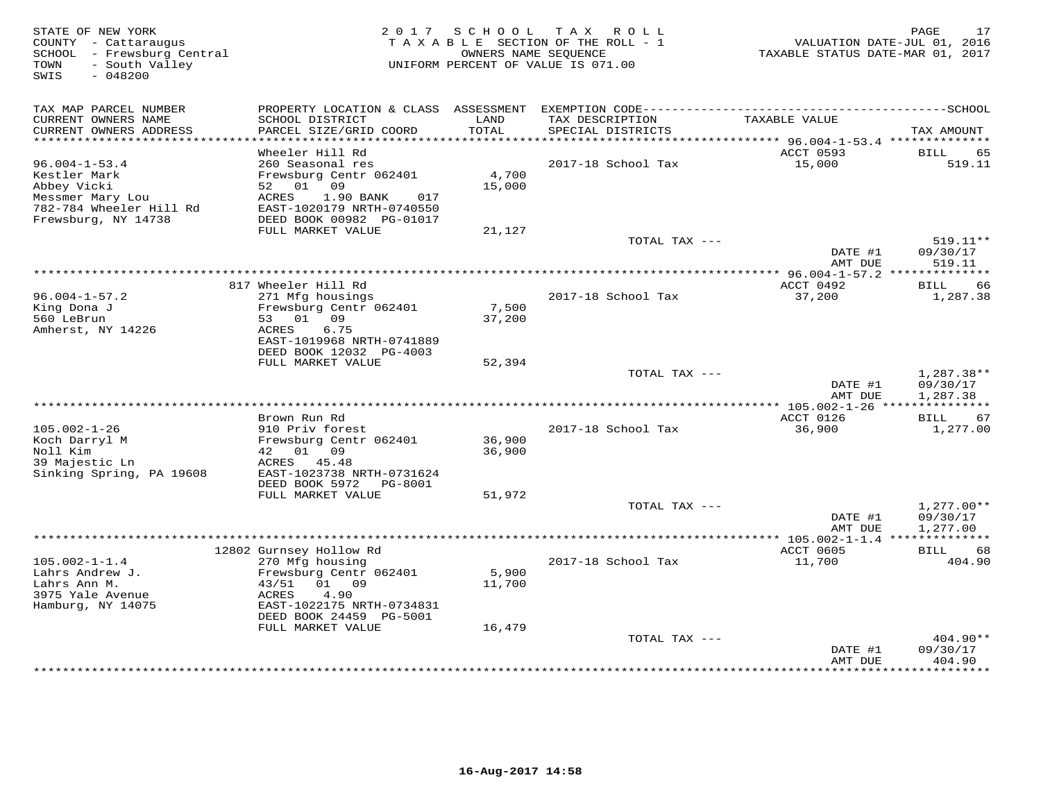STATE OF NEW YORK
COUNTY - Cattaraugus
SCHOOL - Frewsburg Central
TOWN - South Valley
SWIS - 048200

2 0 1 7 S C H O O L T A X R O L L
T A X A B L E SECTION OF THE ROLL - 1
OWNERS NAME SEQUENCE
UNIFORM PERCENT OF VALUE IS 071.00

VALUATION DATE-JUL 01, 2016
TAXABLE STATUS DATE-MAR 01, 2017

| TAX MAP PARCEL NUMBER / CURRENT OWNERS NAME / CURRENT OWNERS ADDRESS | PROPERTY LOCATION & CLASS / SCHOOL DISTRICT / PARCEL SIZE/GRID COORD | ASSESSMENT LAND / TOTAL | EXEMPTION CODE / TAX DESCRIPTION / SPECIAL DISTRICTS | TAXABLE VALUE | TAX AMOUNT |
|---|---|---|---|---|---|
| **96.004-1-53.4** | Wheeler Hill Rd | | | ACCT 0593 | BILL 65 |
| Kestler Mark | 260 Seasonal res | | 2017-18 School Tax | 15,000 | 519.11 |
| Abbey Vicki | Frewsburg Centr 062401 | 4,700 | | | |
| Messmer Mary Lou | 52 01 09 | 15,000 | | | |
| 782-784 Wheeler Hill Rd | ACRES 1.90 BANK 017 | | | | |
| Frewsburg, NY 14738 | EAST-1020179 NRTH-0740550 | | | | |
| | DEED BOOK 00982 PG-01017 | | | | |
| | FULL MARKET VALUE | 21,127 | | | |
| | | | TOTAL TAX --- | | 519.11** |
| | | | | DATE #1 | 09/30/17 |
| | | | | AMT DUE | 519.11 |
| **96.004-1-57.2** | 817 Wheeler Hill Rd | | | ACCT 0492 | BILL 66 |
| King Dona J | 271 Mfg housings | | 2017-18 School Tax | 37,200 | 1,287.38 |
| 560 LeBrun | Frewsburg Centr 062401 | 7,500 | | | |
| Amherst, NY 14226 | 53 01 09 | 37,200 | | | |
| | ACRES 6.75 | | | | |
| | EAST-1019968 NRTH-0741889 | | | | |
| | DEED BOOK 12032 PG-4003 | | | | |
| | FULL MARKET VALUE | 52,394 | | | |
| | | | TOTAL TAX --- | | 1,287.38** |
| | | | | DATE #1 | 09/30/17 |
| | | | | AMT DUE | 1,287.38 |
| **105.002-1-26** | Brown Run Rd | | | ACCT 0126 | BILL 67 |
| Koch Darryl M | 910 Priv forest | | 2017-18 School Tax | 36,900 | 1,277.00 |
| Noll Kim | Frewsburg Centr 062401 | 36,900 | | | |
| 39 Majestic Ln | 42 01 09 | 36,900 | | | |
| Sinking Spring, PA 19608 | ACRES 45.48 | | | | |
| | EAST-1023738 NRTH-0731624 | | | | |
| | DEED BOOK 5972 PG-8001 | | | | |
| | FULL MARKET VALUE | 51,972 | | | |
| | | | TOTAL TAX --- | | 1,277.00** |
| | | | | DATE #1 | 09/30/17 |
| | | | | AMT DUE | 1,277.00 |
| **105.002-1-1.4** | 12802 Gurnsey Hollow Rd | | | ACCT 0605 | BILL 68 |
| Lahrs Andrew J. | 270 Mfg housing | | 2017-18 School Tax | 11,700 | 404.90 |
| Lahrs Ann M. | Frewsburg Centr 062401 | 5,900 | | | |
| 3975 Yale Avenue | 43/51 01 09 | 11,700 | | | |
| Hamburg, NY 14075 | ACRES 4.90 | | | | |
| | EAST-1022175 NRTH-0734831 | | | | |
| | DEED BOOK 24459 PG-5001 | | | | |
| | FULL MARKET VALUE | 16,479 | | | |
| | | | TOTAL TAX --- | | 404.90** |
| | | | | DATE #1 | 09/30/17 |
| | | | | AMT DUE | 404.90 |

16-Aug-2017 14:58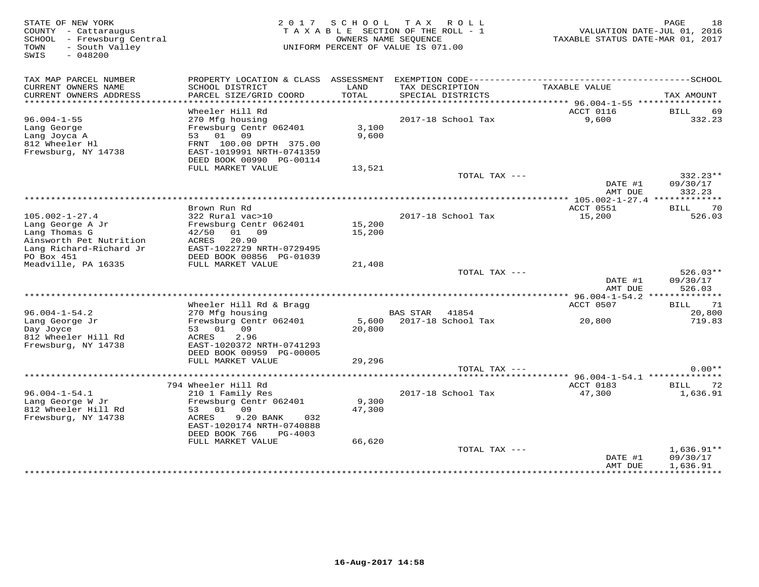STATE OF NEW YORK
COUNTY - Cattaraugus
SCHOOL - Frewsburg Central
TOWN - South Valley
SWIS - 048200

2017 SCHOOL TAX ROLL
TAXABLE SECTION OF THE ROLL - 1
OWNERS NAME SEQUENCE
UNIFORM PERCENT OF VALUE IS 071.00

VALUATION DATE-JUL 01, 2016
TAXABLE STATUS DATE-MAR 01, 2017

| TAX MAP PARCEL NUMBER / CURRENT OWNERS NAME / CURRENT OWNERS ADDRESS | PROPERTY LOCATION & CLASS / SCHOOL DISTRICT / PARCEL SIZE/GRID COORD | ASSESSMENT LAND / TOTAL | EXEMPTION CODE / TAX DESCRIPTION / SPECIAL DISTRICTS | TAXABLE VALUE | TAX AMOUNT |
|---|---|---|---|---|---|
| | Wheeler Hill Rd | | | ACCT 0116 | BILL 69 |
| 96.004-1-55 | 270 Mfg housing | | 2017-18 School Tax | 9,600 | 332.23 |
| Lang George | Frewsburg Centr 062401 | 3,100 | | | |
| Lang Joyca A | 53 01 09 | 9,600 | | | |
| 812 Wheeler Hl | FRNT 100.00 DPTH 375.00 | | | | |
| Frewsburg, NY 14738 | EAST-1019991 NRTH-0741359 | | | | |
| | DEED BOOK 00990 PG-00114 | | | | |
| | FULL MARKET VALUE | 13,521 | | | |
| | | | TOTAL TAX --- | | 332.23** |
| | | | | DATE #1 | 09/30/17 |
| | | | | AMT DUE | 332.23 |
| | Brown Run Rd | | | ACCT 0551 | BILL 70 |
| 105.002-1-27.4 | 322 Rural vac>10 | | 2017-18 School Tax | 15,200 | 526.03 |
| Lang George A Jr | Frewsburg Centr 062401 | 15,200 | | | |
| Lang Thomas G | 42/50 01 09 | 15,200 | | | |
| Ainsworth Pet Nutrition | ACRES 20.90 | | | | |
| Lang Richard-Richard Jr | EAST-1022729 NRTH-0729495 | | | | |
| PO Box 451 | DEED BOOK 00856 PG-01039 | | | | |
| Meadville, PA 16335 | FULL MARKET VALUE | 21,408 | | | |
| | | | TOTAL TAX --- | | 526.03** |
| | | | | DATE #1 | 09/30/17 |
| | | | | AMT DUE | 526.03 |
| | Wheeler Hill Rd & Bragg | | | ACCT 0507 | BILL 71 |
| 96.004-1-54.2 | 270 Mfg housing | | BAS STAR 41854 | | 20,800 |
| Lang George Jr | Frewsburg Centr 062401 | 5,600 | 2017-18 School Tax | 20,800 | 719.83 |
| Day Joyce | 53 01 09 | 20,800 | | | |
| 812 Wheeler Hill Rd | ACRES 2.96 | | | | |
| Frewsburg, NY 14738 | EAST-1020372 NRTH-0741293 | | | | |
| | DEED BOOK 00959 PG-00005 | | | | |
| | FULL MARKET VALUE | 29,296 | | | |
| | | | TOTAL TAX --- | | 0.00** |
| | 794 Wheeler Hill Rd | | | ACCT 0183 | BILL 72 |
| 96.004-1-54.1 | 210 1 Family Res | | 2017-18 School Tax | 47,300 | 1,636.91 |
| Lang George W Jr | Frewsburg Centr 062401 | 9,300 | | | |
| 812 Wheeler Hill Rd | 53 01 09 | 47,300 | | | |
| Frewsburg, NY 14738 | ACRES 9.20 BANK 032 | | | | |
| | EAST-1020174 NRTH-0740888 | | | | |
| | DEED BOOK 766 PG-4003 | | | | |
| | FULL MARKET VALUE | 66,620 | | | |
| | | | TOTAL TAX --- | | 1,636.91** |
| | | | | DATE #1 | 09/30/17 |
| | | | | AMT DUE | 1,636.91 |

16-Aug-2017 14:58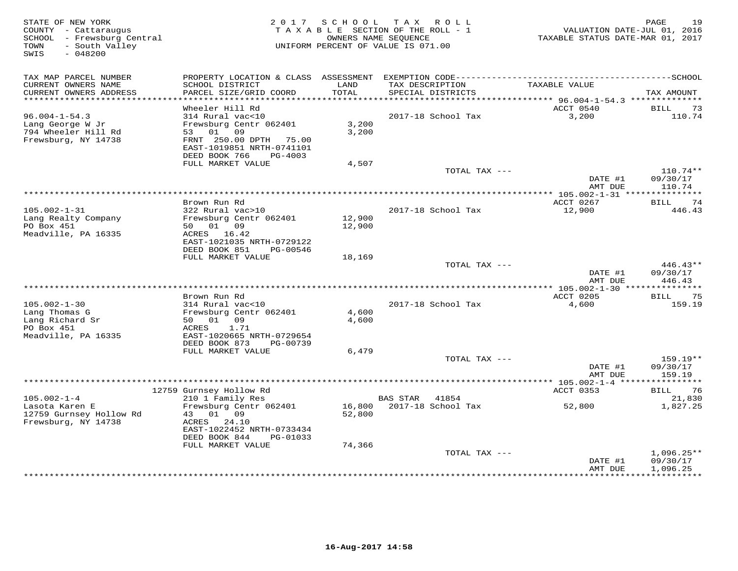STATE OF NEW YORK
COUNTY - Cattaraugus
SCHOOL - Frewsburg Central
TOWN - South Valley
SWIS - 048200

2 0 1 7 S C H O O L T A X R O L L
T A X A B L E SECTION OF THE ROLL - 1
OWNERS NAME SEQUENCE
UNIFORM PERCENT OF VALUE IS 071.00

VALUATION DATE-JUL 01, 2016
TAXABLE STATUS DATE-MAR 01, 2017

| TAX MAP PARCEL NUMBER / CURRENT OWNERS NAME / CURRENT OWNERS ADDRESS | PROPERTY LOCATION & CLASS / SCHOOL DISTRICT / PARCEL SIZE/GRID COORD | ASSESSMENT LAND / TOTAL | EXEMPTION CODE / TAX DESCRIPTION / SPECIAL DISTRICTS | TAXABLE VALUE | TAX AMOUNT |
|---|---|---|---|---|---|
| **96.004-1-54.3** | Wheeler Hill Rd | | | ACCT 0540 | BILL 73 |
| 96.004-1-54.3 | 314 Rural vac<10 | | 2017-18 School Tax | 3,200 | 110.74 |
| Lang George W Jr | Frewsburg Centr 062401 | 3,200 | | | |
| 794 Wheeler Hill Rd | 53 01 09 | 3,200 | | | |
| Frewsburg, NY 14738 | FRNT 250.00 DPTH 75.00 | | | | |
| | EAST-1019851 NRTH-0741101 | | | | |
| | DEED BOOK 766 PG-4003 | | | | |
| | FULL MARKET VALUE | 4,507 | | | |
| | | | TOTAL TAX --- | | 110.74** |
| | | | | DATE #1 | 09/30/17 |
| | | | | AMT DUE | 110.74 |
| **105.002-1-31** | Brown Run Rd | | | ACCT 0267 | BILL 74 |
| 105.002-1-31 | 322 Rural vac>10 | | 2017-18 School Tax | 12,900 | 446.43 |
| Lang Realty Company | Frewsburg Centr 062401 | 12,900 | | | |
| PO Box 451 | 50 01 09 | 12,900 | | | |
| Meadville, PA 16335 | ACRES 16.42 | | | | |
| | EAST-1021035 NRTH-0729122 | | | | |
| | DEED BOOK 851 PG-00546 | | | | |
| | FULL MARKET VALUE | 18,169 | | | |
| | | | TOTAL TAX --- | | 446.43** |
| | | | | DATE #1 | 09/30/17 |
| | | | | AMT DUE | 446.43 |
| **105.002-1-30** | Brown Run Rd | | | ACCT 0205 | BILL 75 |
| 105.002-1-30 | 314 Rural vac<10 | | 2017-18 School Tax | 4,600 | 159.19 |
| Lang Thomas G | Frewsburg Centr 062401 | 4,600 | | | |
| Lang Richard Sr | 50 01 09 | 4,600 | | | |
| PO Box 451 | ACRES 1.71 | | | | |
| Meadville, PA 16335 | EAST-1020665 NRTH-0729654 | | | | |
| | DEED BOOK 873 PG-00739 | | | | |
| | FULL MARKET VALUE | 6,479 | | | |
| | | | TOTAL TAX --- | | 159.19** |
| | | | | DATE #1 | 09/30/17 |
| | | | | AMT DUE | 159.19 |
| **105.002-1-4** | 12759 Gurnsey Hollow Rd | | | ACCT 0353 | BILL 76 |
| 105.002-1-4 | 210 1 Family Res | | BAS STAR 41854 | | 21,830 |
| Lasota Karen E | Frewsburg Centr 062401 | 16,800 | 2017-18 School Tax | 52,800 | 1,827.25 |
| 12759 Gurnsey Hollow Rd | 43 01 09 | 52,800 | | | |
| Frewsburg, NY 14738 | ACRES 24.10 | | | | |
| | EAST-1022452 NRTH-0733434 | | | | |
| | DEED BOOK 844 PG-01033 | | | | |
| | FULL MARKET VALUE | 74,366 | | | |
| | | | TOTAL TAX --- | | 1,096.25** |
| | | | | DATE #1 | 09/30/17 |
| | | | | AMT DUE | 1,096.25 |

16-Aug-2017 14:58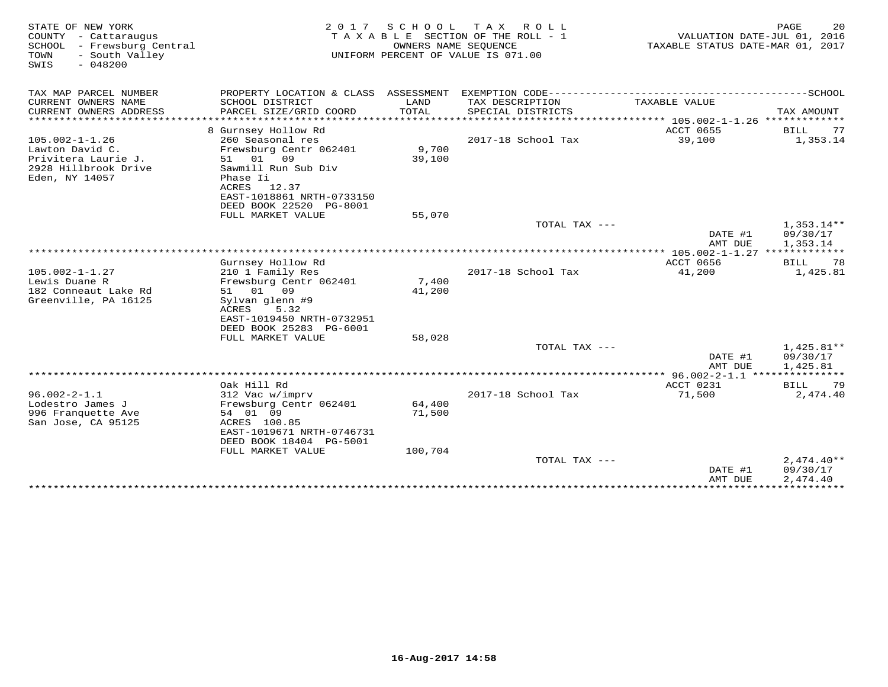STATE OF NEW YORK
COUNTY - Cattaraugus
SCHOOL - Frewsburg Central
TOWN - South Valley
SWIS - 048200

2017 SCHOOL TAX ROLL
TAXABLE SECTION OF THE ROLL - 1
OWNERS NAME SEQUENCE
UNIFORM PERCENT OF VALUE IS 071.00

VALUATION DATE-JUL 01, 2016
TAXABLE STATUS DATE-MAR 01, 2017

| TAX MAP PARCEL NUMBER / CURRENT OWNERS NAME / CURRENT OWNERS ADDRESS | PROPERTY LOCATION & CLASS / SCHOOL DISTRICT / PARCEL SIZE/GRID COORD | ASSESSMENT LAND / TOTAL | EXEMPTION CODE / TAX DESCRIPTION / SPECIAL DISTRICTS | TAXABLE VALUE | TAX AMOUNT |
|---|---|---|---|---|---|
| 105.002-1-1.26 | 8 Gurnsey Hollow Rd | | | ACCT 0655 | BILL 77 |
| 105.002-1-1.26 | 260 Seasonal res | | 2017-18 School Tax | 39,100 | 1,353.14 |
| Lawton David C. | Frewsburg Centr 062401 | 9,700 | | | |
| Privitera Laurie J. | 51 01 09 | 39,100 | | | |
| 2928 Hillbrook Drive | Sawmill Run Sub Div | | | | |
| Eden, NY 14057 | Phase Ii | | | | |
| | ACRES 12.37 | | | | |
| | EAST-1018861 NRTH-0733150 | | | | |
| | DEED BOOK 22520 PG-8001 | | | | |
| | FULL MARKET VALUE | 55,070 | | | |
| | | | TOTAL TAX --- | | 1,353.14** |
| | | | | DATE #1 | 09/30/17 |
| | | | | AMT DUE | 1,353.14 |
| 105.002-1-1.27 | Gurnsey Hollow Rd | | | ACCT 0656 | BILL 78 |
| 105.002-1-1.27 | 210 1 Family Res | | 2017-18 School Tax | 41,200 | 1,425.81 |
| Lewis Duane R | Frewsburg Centr 062401 | 7,400 | | | |
| 182 Conneaut Lake Rd | 51 01 09 | 41,200 | | | |
| Greenville, PA 16125 | Sylvan glenn #9 | | | | |
| | ACRES 5.32 | | | | |
| | EAST-1019450 NRTH-0732951 | | | | |
| | DEED BOOK 25283 PG-6001 | | | | |
| | FULL MARKET VALUE | 58,028 | | | |
| | | | TOTAL TAX --- | | 1,425.81** |
| | | | | DATE #1 | 09/30/17 |
| | | | | AMT DUE | 1,425.81 |
| 96.002-2-1.1 | Oak Hill Rd | | | ACCT 0231 | BILL 79 |
| 96.002-2-1.1 | 312 Vac w/imprv | | 2017-18 School Tax | 71,500 | 2,474.40 |
| Lodestro James J | Frewsburg Centr 062401 | 64,400 | | | |
| 996 Franquette Ave | 54 01 09 | 71,500 | | | |
| San Jose, CA 95125 | ACRES 100.85 | | | | |
| | EAST-1019671 NRTH-0746731 | | | | |
| | DEED BOOK 18404 PG-5001 | | | | |
| | FULL MARKET VALUE | 100,704 | | | |
| | | | TOTAL TAX --- | | 2,474.40** |
| | | | | DATE #1 | 09/30/17 |
| | | | | AMT DUE | 2,474.40 |

16-Aug-2017 14:58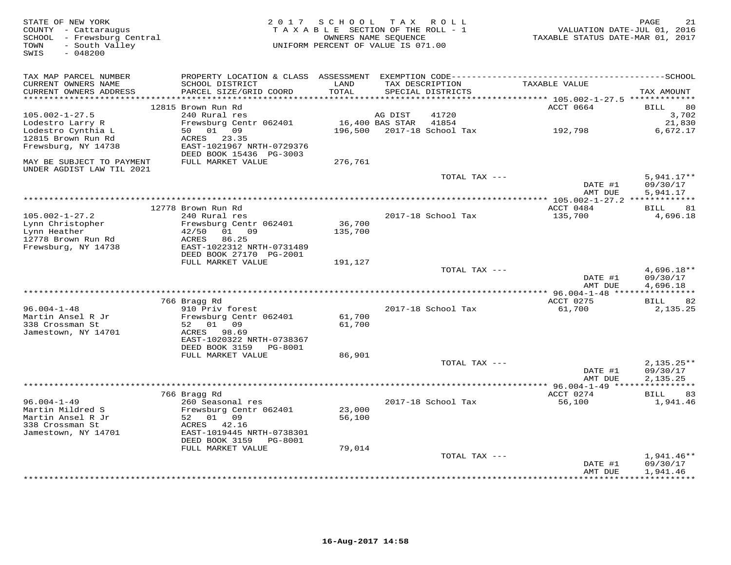STATE OF NEW YORK
COUNTY - Cattaraugus
SCHOOL - Frewsburg Central
TOWN - South Valley
SWIS - 048200

2017 SCHOOL TAX ROLL
TAXABLE SECTION OF THE ROLL - 1
OWNERS NAME SEQUENCE
UNIFORM PERCENT OF VALUE IS 071.00

VALUATION DATE-JUL 01, 2016
TAXABLE STATUS DATE-MAR 01, 2017

| TAX MAP PARCEL NUMBER / CURRENT OWNERS NAME / CURRENT OWNERS ADDRESS | PROPERTY LOCATION & CLASS / SCHOOL DISTRICT / PARCEL SIZE/GRID COORD | ASSESSMENT LAND / TOTAL | EXEMPTION CODE / TAX DESCRIPTION / SPECIAL DISTRICTS | TAXABLE VALUE | TAX AMOUNT |
|---|---|---|---|---|---|
| **105.002-1-27.5** | 12815 Brown Run Rd | | | ACCT 0664 | BILL 80 |
| | 240 Rural res | | AG DIST 41720 | | 3,702 |
| Lodestro Larry R | Frewsburg Centr 062401 | 16,400 | BAS STAR 41854 | | 21,830 |
| Lodestro Cynthia L | 50 01 09 | 196,500 | 2017-18 School Tax | 192,798 | 6,672.17 |
| 12815 Brown Run Rd | ACRES 23.35 | | | | |
| Frewsburg, NY 14738 | EAST-1021967 NRTH-0729376 | | | | |
| | DEED BOOK 15436 PG-3003 | | | | |
| MAY BE SUBJECT TO PAYMENT UNDER AGDIST LAW TIL 2021 | FULL MARKET VALUE | 276,761 | | | |
| | | | TOTAL TAX --- | | 5,941.17** |
| | | | | DATE #1 | 09/30/17 |
| | | | | AMT DUE | 5,941.17 |
| **105.002-1-27.2** | 12778 Brown Run Rd | | | ACCT 0484 | BILL 81 |
| Lynn Christopher | 240 Rural res | | 2017-18 School Tax | 135,700 | 4,696.18 |
| Lynn Heather | Frewsburg Centr 062401 | 36,700 | | | |
| 12778 Brown Run Rd | 42/50 01 09 | 135,700 | | | |
| Frewsburg, NY 14738 | ACRES 86.25 | | | | |
| | EAST-1022312 NRTH-0731489 | | | | |
| | DEED BOOK 27170 PG-2001 | | | | |
| | FULL MARKET VALUE | 191,127 | | | |
| | | | TOTAL TAX --- | | 4,696.18** |
| | | | | DATE #1 | 09/30/17 |
| | | | | AMT DUE | 4,696.18 |
| **96.004-1-48** | 766 Bragg Rd | | | ACCT 0275 | BILL 82 |
| Martin Ansel R Jr | 910 Priv forest | | 2017-18 School Tax | 61,700 | 2,135.25 |
| 338 Crossman St | Frewsburg Centr 062401 | 61,700 | | | |
| Jamestown, NY 14701 | 52 01 09 | 61,700 | | | |
| | ACRES 98.69 | | | | |
| | EAST-1020322 NRTH-0738367 | | | | |
| | DEED BOOK 3159 PG-8001 | | | | |
| | FULL MARKET VALUE | 86,901 | | | |
| | | | TOTAL TAX --- | | 2,135.25** |
| | | | | DATE #1 | 09/30/17 |
| | | | | AMT DUE | 2,135.25 |
| **96.004-1-49** | 766 Bragg Rd | | | ACCT 0274 | BILL 83 |
| Martin Mildred S | 260 Seasonal res | | 2017-18 School Tax | 56,100 | 1,941.46 |
| Martin Ansel R Jr | Frewsburg Centr 062401 | 23,000 | | | |
| 338 Crossman St | 52 01 09 | 56,100 | | | |
| Jamestown, NY 14701 | ACRES 42.16 | | | | |
| | EAST-1019445 NRTH-0738301 | | | | |
| | DEED BOOK 3159 PG-8001 | | | | |
| | FULL MARKET VALUE | 79,014 | | | |
| | | | TOTAL TAX --- | | 1,941.46** |
| | | | | DATE #1 | 09/30/17 |
| | | | | AMT DUE | 1,941.46 |

16-Aug-2017 14:58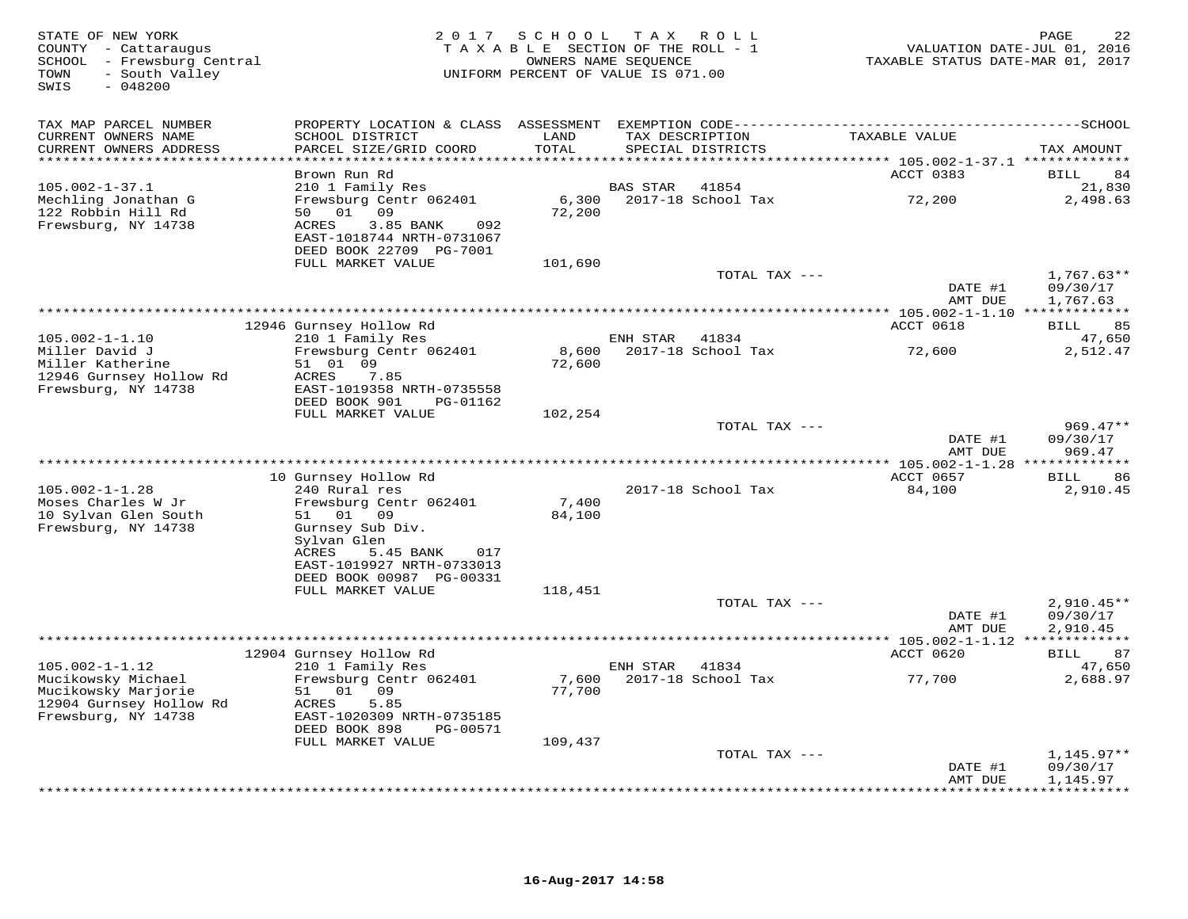STATE OF NEW YORK
COUNTY - Cattaraugus
SCHOOL - Frewsburg Central
TOWN - South Valley
SWIS - 048200

2017 SCHOOL TAX ROLL
TAXABLE SECTION OF THE ROLL - 1
OWNERS NAME SEQUENCE
UNIFORM PERCENT OF VALUE IS 071.00

VALUATION DATE-JUL 01, 2016
TAXABLE STATUS DATE-MAR 01, 2017

| TAX MAP PARCEL NUMBER / CURRENT OWNERS NAME / CURRENT OWNERS ADDRESS | PROPERTY LOCATION & CLASS / SCHOOL DISTRICT / PARCEL SIZE/GRID COORD | ASSESSMENT LAND / TOTAL | EXEMPTION CODE / TAX DESCRIPTION / SPECIAL DISTRICTS | TAXABLE VALUE | TAX AMOUNT |
|---|---|---|---|---|---|
| 105.002-1-37.1 | Brown Run Rd | | | ACCT 0383 | BILL 84 |
| Mechling Jonathan G | 210 1 Family Res | | BAS STAR 41854 | | 21,830 |
| 122 Robbin Hill Rd | Frewsburg Centr 062401 | 6,300 | 2017-18 School Tax | 72,200 | 2,498.63 |
| Frewsburg, NY 14738 | 50 01 09 | 72,200 | | | |
| | ACRES 3.85 BANK 092 | | | | |
| | EAST-1018744 NRTH-0731067 | | | | |
| | DEED BOOK 22709 PG-7001 | | | | |
| | FULL MARKET VALUE | 101,690 | | | |
| | | | TOTAL TAX --- | | 1,767.63** |
| | | | | DATE #1 | 09/30/17 |
| | | | | AMT DUE | 1,767.63 |
| 105.002-1-1.10 | 12946 Gurnsey Hollow Rd | | | ACCT 0618 | BILL 85 |
| Miller David J | 210 1 Family Res | | ENH STAR 41834 | | 47,650 |
| Miller Katherine | Frewsburg Centr 062401 | 8,600 | 2017-18 School Tax | 72,600 | 2,512.47 |
| 12946 Gurnsey Hollow Rd | 51 01 09 | 72,600 | | | |
| Frewsburg, NY 14738 | ACRES 7.85 | | | | |
| | EAST-1019358 NRTH-0735558 | | | | |
| | DEED BOOK 901 PG-01162 | | | | |
| | FULL MARKET VALUE | 102,254 | | | |
| | | | TOTAL TAX --- | | 969.47** |
| | | | | DATE #1 | 09/30/17 |
| | | | | AMT DUE | 969.47 |
| 105.002-1-1.28 | 10 Gurnsey Hollow Rd | | | ACCT 0657 | BILL 86 |
| Moses Charles W Jr | 240 Rural res | | 2017-18 School Tax | 84,100 | 2,910.45 |
| 10 Sylvan Glen South | Frewsburg Centr 062401 | 7,400 | | | |
| Frewsburg, NY 14738 | 51 01 09 | 84,100 | | | |
| | Gurnsey Sub Div. | | | | |
| | Sylvan Glen | | | | |
| | ACRES 5.45 BANK 017 | | | | |
| | EAST-1019927 NRTH-0733013 | | | | |
| | DEED BOOK 00987 PG-00331 | | | | |
| | FULL MARKET VALUE | 118,451 | | | |
| | | | TOTAL TAX --- | | 2,910.45** |
| | | | | DATE #1 | 09/30/17 |
| | | | | AMT DUE | 2,910.45 |
| 105.002-1-1.12 | 12904 Gurnsey Hollow Rd | | | ACCT 0620 | BILL 87 |
| Mucikowsky Michael | 210 1 Family Res | | ENH STAR 41834 | | 47,650 |
| Mucikowsky Marjorie | Frewsburg Centr 062401 | 7,600 | 2017-18 School Tax | 77,700 | 2,688.97 |
| 12904 Gurnsey Hollow Rd | 51 01 09 | 77,700 | | | |
| Frewsburg, NY 14738 | ACRES 5.85 | | | | |
| | EAST-1020309 NRTH-0735185 | | | | |
| | DEED BOOK 898 PG-00571 | | | | |
| | FULL MARKET VALUE | 109,437 | | | |
| | | | TOTAL TAX --- | | 1,145.97** |
| | | | | DATE #1 | 09/30/17 |
| | | | | AMT DUE | 1,145.97 |

16-Aug-2017 14:58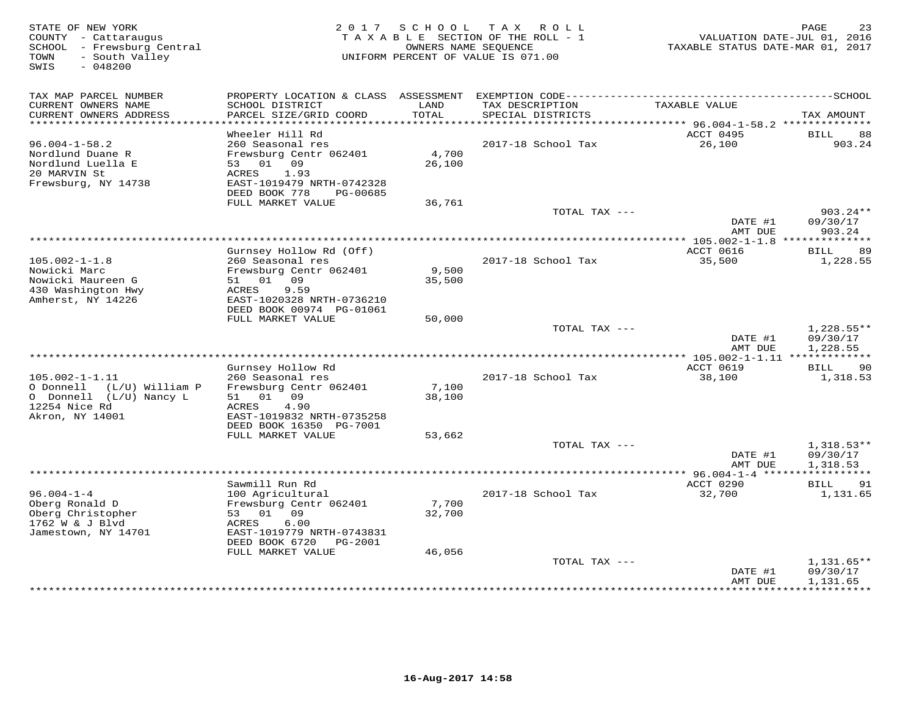STATE OF NEW YORK
COUNTY - Cattaraugus
SCHOOL - Frewsburg Central
TOWN - South Valley
SWIS - 048200

2017 SCHOOL TAX ROLL
TAXABLE SECTION OF THE ROLL - 1
OWNERS NAME SEQUENCE
UNIFORM PERCENT OF VALUE IS 071.00

VALUATION DATE-JUL 01, 2016
TAXABLE STATUS DATE-MAR 01, 2017

| TAX MAP PARCEL NUMBER / CURRENT OWNERS NAME / CURRENT OWNERS ADDRESS | PROPERTY LOCATION & CLASS / SCHOOL DISTRICT / PARCEL SIZE/GRID COORD | ASSESSMENT LAND / TOTAL | EXEMPTION CODE / TAX DESCRIPTION / SPECIAL DISTRICTS | TAXABLE VALUE | TAX AMOUNT |
|---|---|---|---|---|---|
| 96.004-1-58.2 | Wheeler Hill Rd | | | ACCT 0495 | BILL 88 |
| Nordlund Duane R | 260 Seasonal res | | 2017-18 School Tax | 26,100 | 903.24 |
| Nordlund Luella E | Frewsburg Centr 062401 | 4,700 | | | |
| 20 MARVIN St | 53 01 09 | 26,100 | | | |
| Frewsburg, NY 14738 | ACRES 1.93 | | | | |
| | EAST-1019479 NRTH-0742328 | | | | |
| | DEED BOOK 778 PG-00685 | | | | |
| | FULL MARKET VALUE | 36,761 | | | |
| | | | TOTAL TAX --- | | 903.24** |
| | | | | DATE #1 | 09/30/17 |
| | | | | AMT DUE | 903.24 |
| 105.002-1-1.8 | Gurnsey Hollow Rd (Off) | | | ACCT 0616 | BILL 89 |
| Nowicki Marc | 260 Seasonal res | | 2017-18 School Tax | 35,500 | 1,228.55 |
| Nowicki Maureen G | Frewsburg Centr 062401 | 9,500 | | | |
| 430 Washington Hwy | 51 01 09 | 35,500 | | | |
| Amherst, NY 14226 | ACRES 9.59 | | | | |
| | EAST-1020328 NRTH-0736210 | | | | |
| | DEED BOOK 00974 PG-01061 | | | | |
| | FULL MARKET VALUE | 50,000 | | | |
| | | | TOTAL TAX --- | | 1,228.55** |
| | | | | DATE #1 | 09/30/17 |
| | | | | AMT DUE | 1,228.55 |
| 105.002-1-1.11 | Gurnsey Hollow Rd | | | ACCT 0619 | BILL 90 |
| O Donnell (L/U) William P | 260 Seasonal res | | 2017-18 School Tax | 38,100 | 1,318.53 |
| O Donnell (L/U) Nancy L | Frewsburg Centr 062401 | 7,100 | | | |
| 12254 Nice Rd | 51 01 09 | 38,100 | | | |
| Akron, NY 14001 | ACRES 4.90 | | | | |
| | EAST-1019832 NRTH-0735258 | | | | |
| | DEED BOOK 16350 PG-7001 | | | | |
| | FULL MARKET VALUE | 53,662 | | | |
| | | | TOTAL TAX --- | | 1,318.53** |
| | | | | DATE #1 | 09/30/17 |
| | | | | AMT DUE | 1,318.53 |
| 96.004-1-4 | Sawmill Run Rd | | | ACCT 0290 | BILL 91 |
| Oberg Ronald D | 100 Agricultural | | 2017-18 School Tax | 32,700 | 1,131.65 |
| Oberg Christopher | Frewsburg Centr 062401 | 7,700 | | | |
| 1762 W & J Blvd | 53 01 09 | 32,700 | | | |
| Jamestown, NY 14701 | ACRES 6.00 | | | | |
| | EAST-1019779 NRTH-0743831 | | | | |
| | DEED BOOK 6720 PG-2001 | | | | |
| | FULL MARKET VALUE | 46,056 | | | |
| | | | TOTAL TAX --- | | 1,131.65** |
| | | | | DATE #1 | 09/30/17 |
| | | | | AMT DUE | 1,131.65 |

16-Aug-2017 14:58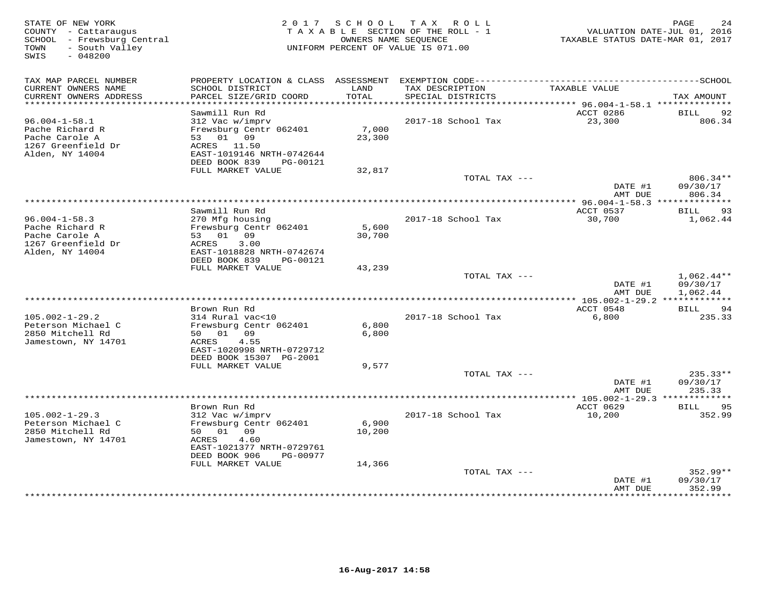STATE OF NEW YORK
COUNTY - Cattaraugus
SCHOOL - Frewsburg Central
TOWN - South Valley
SWIS - 048200

2 0 1 7 S C H O O L T A X R O L L
T A X A B L E SECTION OF THE ROLL - 1
OWNERS NAME SEQUENCE
UNIFORM PERCENT OF VALUE IS 071.00

VALUATION DATE-JUL 01, 2016
TAXABLE STATUS DATE-MAR 01, 2017

| TAX MAP PARCEL NUMBER / CURRENT OWNERS NAME / CURRENT OWNERS ADDRESS | PROPERTY LOCATION & CLASS / SCHOOL DISTRICT / PARCEL SIZE/GRID COORD | ASSESSMENT LAND / TOTAL | EXEMPTION CODE / TAX DESCRIPTION / SPECIAL DISTRICTS | TAXABLE VALUE | SCHOOL TAX AMOUNT |
|---|---|---|---|---|---|
| 96.004-1-58.1 | Sawmill Run Rd | | | ACCT 0286 | BILL 92 |
| Pache Richard R | 312 Vac w/imprv | | 2017-18 School Tax | 23,300 | 806.34 |
| Pache Carole A | Frewsburg Centr 062401 | 7,000 | | | |
| 1267 Greenfield Dr | 53 01 09 | 23,300 | | | |
| Alden, NY 14004 | ACRES 11.50 | | | | |
| | EAST-1019146 NRTH-0742644 | | | | |
| | DEED BOOK 839 PG-00121 | | | | |
| | FULL MARKET VALUE | 32,817 | | | |
| | | | TOTAL TAX --- | | 806.34** |
| | | | | DATE #1 | 09/30/17 |
| | | | | AMT DUE | 806.34 |
| 96.004-1-58.3 | Sawmill Run Rd | | | ACCT 0537 | BILL 93 |
| Pache Richard R | 270 Mfg housing | | 2017-18 School Tax | 30,700 | 1,062.44 |
| Pache Carole A | Frewsburg Centr 062401 | 5,600 | | | |
| 1267 Greenfield Dr | 53 01 09 | 30,700 | | | |
| Alden, NY 14004 | ACRES 3.00 | | | | |
| | EAST-1018828 NRTH-0742674 | | | | |
| | DEED BOOK 839 PG-00121 | | | | |
| | FULL MARKET VALUE | 43,239 | | | |
| | | | TOTAL TAX --- | | 1,062.44** |
| | | | | DATE #1 | 09/30/17 |
| | | | | AMT DUE | 1,062.44 |
| 105.002-1-29.2 | Brown Run Rd | | | ACCT 0548 | BILL 94 |
| Peterson Michael C | 314 Rural vac<10 | | 2017-18 School Tax | 6,800 | 235.33 |
| 2850 Mitchell Rd | Frewsburg Centr 062401 | 6,800 | | | |
| Jamestown, NY 14701 | 50 01 09 | 6,800 | | | |
| | ACRES 4.55 | | | | |
| | EAST-1020998 NRTH-0729712 | | | | |
| | DEED BOOK 15307 PG-2001 | | | | |
| | FULL MARKET VALUE | 9,577 | | | |
| | | | TOTAL TAX --- | | 235.33** |
| | | | | DATE #1 | 09/30/17 |
| | | | | AMT DUE | 235.33 |
| 105.002-1-29.3 | Brown Run Rd | | | ACCT 0629 | BILL 95 |
| Peterson Michael C | 312 Vac w/imprv | | 2017-18 School Tax | 10,200 | 352.99 |
| 2850 Mitchell Rd | Frewsburg Centr 062401 | 6,900 | | | |
| Jamestown, NY 14701 | 50 01 09 | 10,200 | | | |
| | ACRES 4.60 | | | | |
| | EAST-1021377 NRTH-0729761 | | | | |
| | DEED BOOK 906 PG-00977 | | | | |
| | FULL MARKET VALUE | 14,366 | | | |
| | | | TOTAL TAX --- | | 352.99** |
| | | | | DATE #1 | 09/30/17 |
| | | | | AMT DUE | 352.99 |

16-Aug-2017 14:58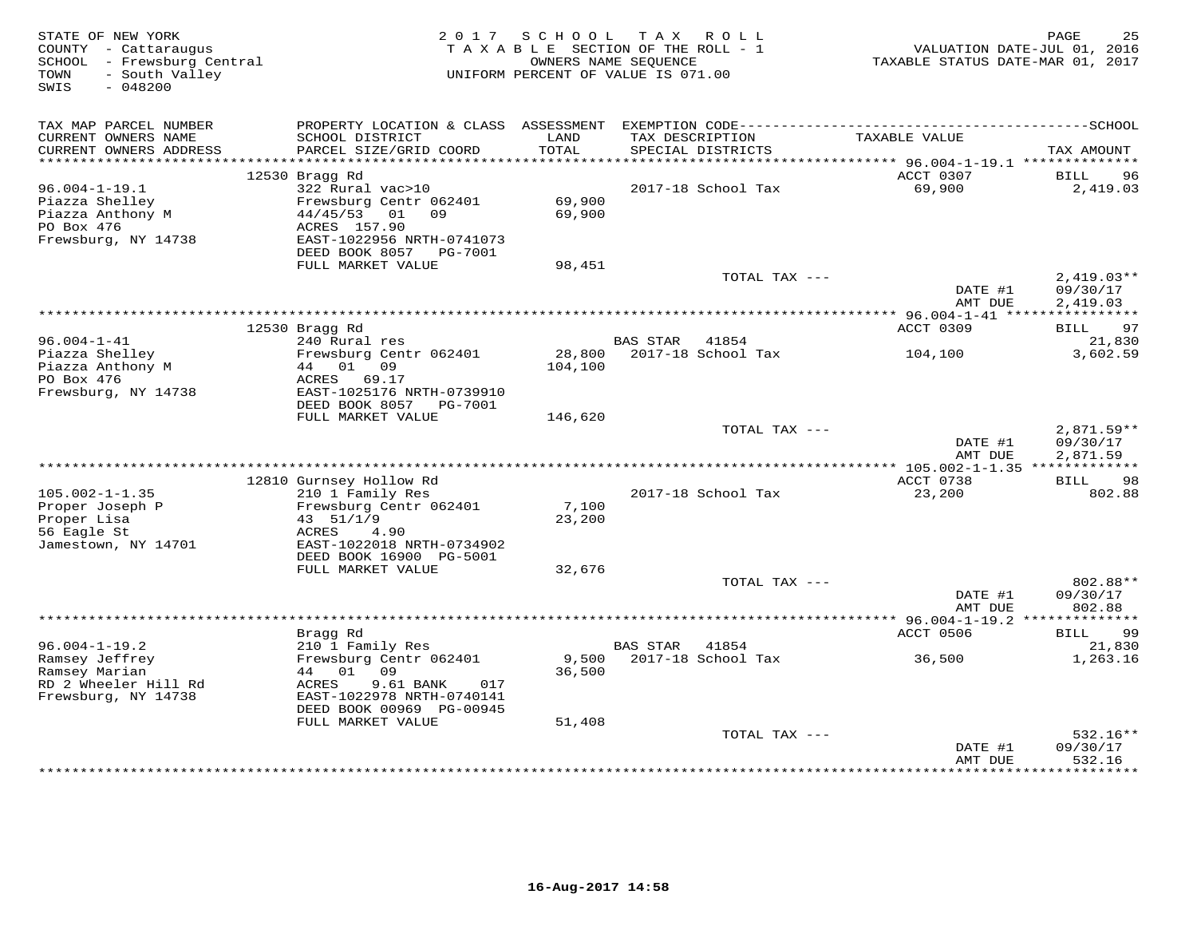STATE OF NEW YORK
COUNTY - Cattaraugus
SCHOOL - Frewsburg Central
TOWN - South Valley
SWIS - 048200

2 0 1 7 S C H O O L T A X R O L L
T A X A B L E SECTION OF THE ROLL - 1
OWNERS NAME SEQUENCE
UNIFORM PERCENT OF VALUE IS 071.00

VALUATION DATE-JUL 01, 2016
TAXABLE STATUS DATE-MAR 01, 2017

| TAX MAP PARCEL NUMBER / CURRENT OWNERS NAME / CURRENT OWNERS ADDRESS | PROPERTY LOCATION & CLASS / SCHOOL DISTRICT / PARCEL SIZE/GRID COORD | ASSESSMENT LAND / TOTAL | EXEMPTION CODE / TAX DESCRIPTION / SPECIAL DISTRICTS | TAXABLE VALUE | TAX AMOUNT (SCHOOL) |
|---|---|---|---|---|---|
| **96.004-1-19.1** | 12530 Bragg Rd | | | ACCT 0307 | BILL 96 |
| Piazza Shelley | 322 Rural vac>10 | | 2017-18 School Tax | 69,900 | 2,419.03 |
| Piazza Anthony M | Frewsburg Centr 062401 | 69,900 | | | |
| PO Box 476 | 44/45/53 01 09 | 69,900 | | | |
| Frewsburg, NY 14738 | ACRES 157.90 | | | | |
| | EAST-1022956 NRTH-0741073 | | | | |
| | DEED BOOK 8057 PG-7001 | | | | |
| | FULL MARKET VALUE | 98,451 | | | |
| | | | TOTAL TAX --- | | 2,419.03** |
| | | | | DATE #1 | 09/30/17 |
| | | | | AMT DUE | 2,419.03 |
| **96.004-1-41** | 12530 Bragg Rd | | | ACCT 0309 | BILL 97 |
| Piazza Shelley | 240 Rural res | | BAS STAR 41854 | | 21,830 |
| Piazza Anthony M | Frewsburg Centr 062401 | 28,800 | 2017-18 School Tax | 104,100 | 3,602.59 |
| PO Box 476 | 44 01 09 | 104,100 | | | |
| Frewsburg, NY 14738 | ACRES 69.17 | | | | |
| | EAST-1025176 NRTH-0739910 | | | | |
| | DEED BOOK 8057 PG-7001 | | | | |
| | FULL MARKET VALUE | 146,620 | | | |
| | | | TOTAL TAX --- | | 2,871.59** |
| | | | | DATE #1 | 09/30/17 |
| | | | | AMT DUE | 2,871.59 |
| **105.002-1-1.35** | 12810 Gurnsey Hollow Rd | | | ACCT 0738 | BILL 98 |
| Proper Joseph P | 210 1 Family Res | | 2017-18 School Tax | 23,200 | 802.88 |
| Proper Lisa | Frewsburg Centr 062401 | 7,100 | | | |
| 56 Eagle St | 43 51/1/9 | 23,200 | | | |
| Jamestown, NY 14701 | ACRES 4.90 | | | | |
| | EAST-1022018 NRTH-0734902 | | | | |
| | DEED BOOK 16900 PG-5001 | | | | |
| | FULL MARKET VALUE | 32,676 | | | |
| | | | TOTAL TAX --- | | 802.88** |
| | | | | DATE #1 | 09/30/17 |
| | | | | AMT DUE | 802.88 |
| **96.004-1-19.2** | Bragg Rd | | | ACCT 0506 | BILL 99 |
| Ramsey Jeffrey | 210 1 Family Res | | BAS STAR 41854 | | 21,830 |
| Ramsey Marian | Frewsburg Centr 062401 | 9,500 | 2017-18 School Tax | 36,500 | 1,263.16 |
| RD 2 Wheeler Hill Rd | 44 01 09 | 36,500 | | | |
| Frewsburg, NY 14738 | ACRES 9.61 BANK 017 | | | | |
| | EAST-1022978 NRTH-0740141 | | | | |
| | DEED BOOK 00969 PG-00945 | | | | |
| | FULL MARKET VALUE | 51,408 | | | |
| | | | TOTAL TAX --- | | 532.16** |
| | | | | DATE #1 | 09/30/17 |
| | | | | AMT DUE | 532.16 |

16-Aug-2017 14:58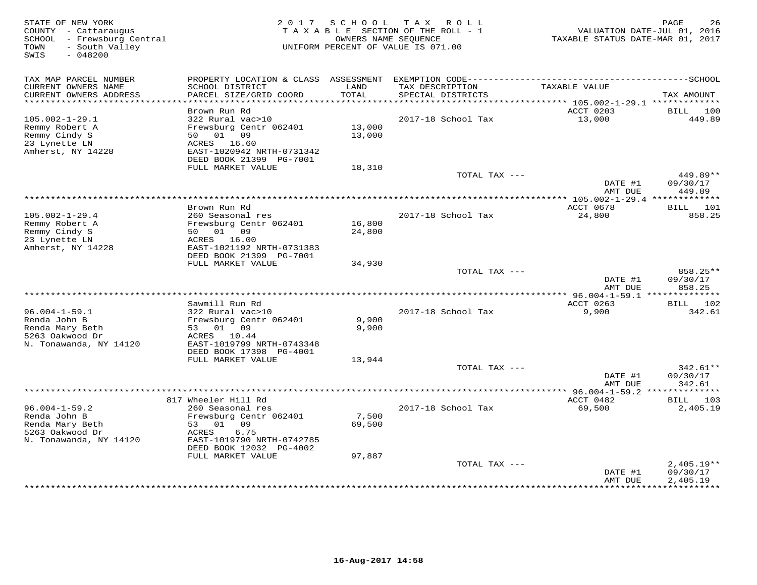STATE OF NEW YORK
COUNTY - Cattaraugus
SCHOOL - Frewsburg Central
TOWN - South Valley
SWIS - 048200

2017 SCHOOL TAX ROLL
TAXABLE SECTION OF THE ROLL - 1
OWNERS NAME SEQUENCE
UNIFORM PERCENT OF VALUE IS 071.00

VALUATION DATE-JUL 01, 2016
TAXABLE STATUS DATE-MAR 01, 2017

| TAX MAP PARCEL NUMBER / CURRENT OWNERS NAME / CURRENT OWNERS ADDRESS | PROPERTY LOCATION & CLASS / SCHOOL DISTRICT / PARCEL SIZE/GRID COORD | ASSESSMENT LAND / TOTAL | EXEMPTION CODE / TAX DESCRIPTION / SPECIAL DISTRICTS | TAXABLE VALUE | TAX AMOUNT |
|---|---|---|---|---|---|
| 105.002-1-29.1 | Brown Run Rd | | | ACCT 0203 | BILL 100 |
| Remmy Robert A | 322 Rural vac>10 | | 2017-18 School Tax | 13,000 | 449.89 |
| Remmy Cindy S | Frewsburg Centr 062401 | 13,000 | | | |
| 23 Lynette LN | 50 01 09 | 13,000 | | | |
| Amherst, NY 14228 | ACRES 16.60 | | | | |
| | EAST-1020942 NRTH-0731342 | | | | |
| | DEED BOOK 21399 PG-7001 | | | | |
| | FULL MARKET VALUE | 18,310 | | | |
| | | | TOTAL TAX --- | | 449.89** |
| | | | | DATE #1 | 09/30/17 |
| | | | | AMT DUE | 449.89 |
| 105.002-1-29.4 | Brown Run Rd | | | ACCT 0678 | BILL 101 |
| Remmy Robert A | 260 Seasonal res | | 2017-18 School Tax | 24,800 | 858.25 |
| Remmy Cindy S | Frewsburg Centr 062401 | 16,800 | | | |
| 23 Lynette LN | 50 01 09 | 24,800 | | | |
| Amherst, NY 14228 | ACRES 16.00 | | | | |
| | EAST-1021192 NRTH-0731383 | | | | |
| | DEED BOOK 21399 PG-7001 | | | | |
| | FULL MARKET VALUE | 34,930 | | | |
| | | | TOTAL TAX --- | | 858.25** |
| | | | | DATE #1 | 09/30/17 |
| | | | | AMT DUE | 858.25 |
| 96.004-1-59.1 | Sawmill Run Rd | | | ACCT 0263 | BILL 102 |
| Renda John B | 322 Rural vac>10 | | 2017-18 School Tax | 9,900 | 342.61 |
| Renda Mary Beth | Frewsburg Centr 062401 | 9,900 | | | |
| 5263 Oakwood Dr | 53 01 09 | 9,900 | | | |
| N. Tonawanda, NY 14120 | ACRES 10.44 | | | | |
| | EAST-1019799 NRTH-0743348 | | | | |
| | DEED BOOK 17398 PG-4001 | | | | |
| | FULL MARKET VALUE | 13,944 | | | |
| | | | TOTAL TAX --- | | 342.61** |
| | | | | DATE #1 | 09/30/17 |
| | | | | AMT DUE | 342.61 |
| 96.004-1-59.2 | 817 Wheeler Hill Rd | | | ACCT 0482 | BILL 103 |
| Renda John B | 260 Seasonal res | | 2017-18 School Tax | 69,500 | 2,405.19 |
| Renda Mary Beth | Frewsburg Centr 062401 | 7,500 | | | |
| 5263 Oakwood Dr | 53 01 09 | 69,500 | | | |
| N. Tonawanda, NY 14120 | ACRES 6.75 | | | | |
| | EAST-1019790 NRTH-0742785 | | | | |
| | DEED BOOK 12032 PG-4002 | | | | |
| | FULL MARKET VALUE | 97,887 | | | |
| | | | TOTAL TAX --- | | 2,405.19** |
| | | | | DATE #1 | 09/30/17 |
| | | | | AMT DUE | 2,405.19 |

16-Aug-2017 14:58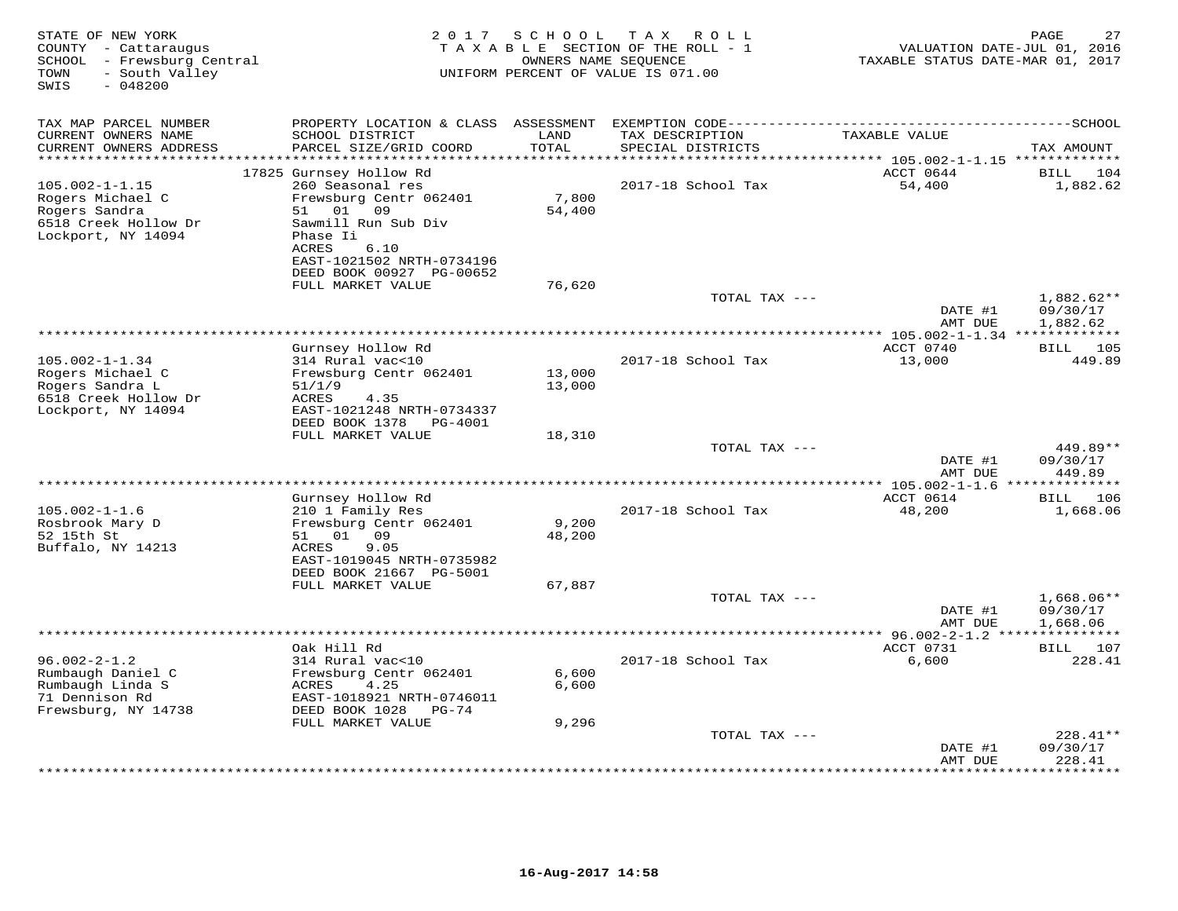STATE OF NEW YORK
COUNTY - Cattaraugus
SCHOOL - Frewsburg Central
TOWN - South Valley
SWIS - 048200

2017 SCHOOL TAX ROLL
TAXABLE SECTION OF THE ROLL - 1
OWNERS NAME SEQUENCE
UNIFORM PERCENT OF VALUE IS 071.00

VALUATION DATE-JUL 01, 2016
TAXABLE STATUS DATE-MAR 01, 2017

| TAX MAP PARCEL NUMBER / CURRENT OWNERS NAME / CURRENT OWNERS ADDRESS | PROPERTY LOCATION & CLASS / SCHOOL DISTRICT / PARCEL SIZE/GRID COORD | ASSESSMENT LAND / TOTAL | EXEMPTION CODE / TAX DESCRIPTION / SPECIAL DISTRICTS | TAXABLE VALUE | TAX AMOUNT |
|---|---|---|---|---|---|
| 105.002-1-1.15 | 17825 Gurnsey Hollow Rd | | | ACCT 0644 | BILL 104 |
| Rogers Michael C | 260 Seasonal res | | 2017-18 School Tax | 54,400 | 1,882.62 |
| Rogers Sandra | Frewsburg Centr 062401 | 7,800 | | | |
| 6518 Creek Hollow Dr | 51 01 09 | 54,400 | | | |
| Lockport, NY 14094 | Sawmill Run Sub Div | | | | |
| | Phase Ii | | | | |
| | ACRES 6.10 | | | | |
| | EAST-1021502 NRTH-0734196 | | | | |
| | DEED BOOK 00927 PG-00652 | | | | |
| | FULL MARKET VALUE | 76,620 | | | |
| | | | TOTAL TAX --- | | 1,882.62** |
| | | | | DATE #1 | 09/30/17 |
| | | | | AMT DUE | 1,882.62 |
| 105.002-1-1.34 | Gurnsey Hollow Rd | | | ACCT 0740 | BILL 105 |
| Rogers Michael C | 314 Rural vac<10 | | 2017-18 School Tax | 13,000 | 449.89 |
| Rogers Sandra L | Frewsburg Centr 062401 | 13,000 | | | |
| 6518 Creek Hollow Dr | 51/1/9 | 13,000 | | | |
| Lockport, NY 14094 | ACRES 4.35 | | | | |
| | EAST-1021248 NRTH-0734337 | | | | |
| | DEED BOOK 1378 PG-4001 | | | | |
| | FULL MARKET VALUE | 18,310 | | | |
| | | | TOTAL TAX --- | | 449.89** |
| | | | | DATE #1 | 09/30/17 |
| | | | | AMT DUE | 449.89 |
| 105.002-1-1.6 | Gurnsey Hollow Rd | | | ACCT 0614 | BILL 106 |
| Rosbrook Mary D | 210 1 Family Res | | 2017-18 School Tax | 48,200 | 1,668.06 |
| 52 15th St | Frewsburg Centr 062401 | 9,200 | | | |
| Buffalo, NY 14213 | 51 01 09 | 48,200 | | | |
| | ACRES 9.05 | | | | |
| | EAST-1019045 NRTH-0735982 | | | | |
| | DEED BOOK 21667 PG-5001 | | | | |
| | FULL MARKET VALUE | 67,887 | | | |
| | | | TOTAL TAX --- | | 1,668.06** |
| | | | | DATE #1 | 09/30/17 |
| | | | | AMT DUE | 1,668.06 |
| 96.002-2-1.2 | Oak Hill Rd | | | ACCT 0731 | BILL 107 |
| Rumbaugh Daniel C | 314 Rural vac<10 | | 2017-18 School Tax | 6,600 | 228.41 |
| Rumbaugh Linda S | Frewsburg Centr 062401 | 6,600 | | | |
| 71 Dennison Rd | ACRES 4.25 | 6,600 | | | |
| Frewsburg, NY 14738 | EAST-1018921 NRTH-0746011 | | | | |
| | DEED BOOK 1028 PG-74 | | | | |
| | FULL MARKET VALUE | 9,296 | | | |
| | | | TOTAL TAX --- | | 228.41** |
| | | | | DATE #1 | 09/30/17 |
| | | | | AMT DUE | 228.41 |

16-Aug-2017 14:58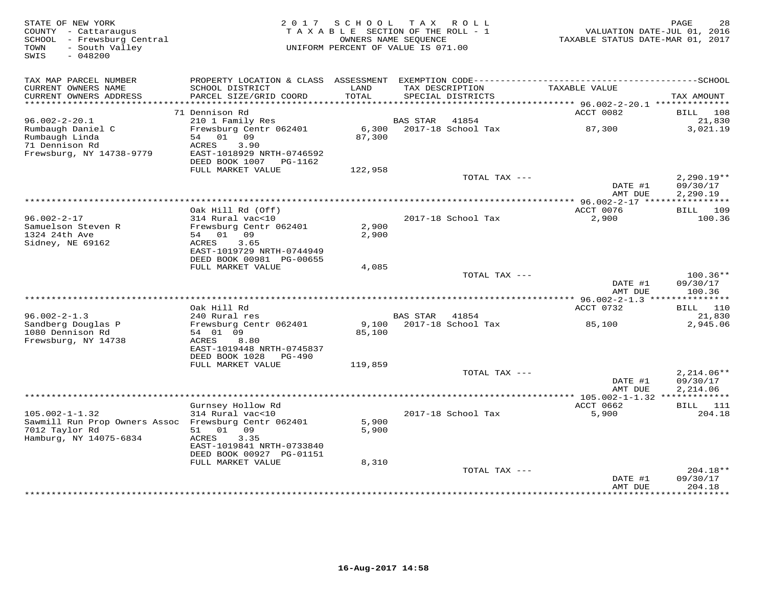STATE OF NEW YORK
COUNTY - Cattaraugus
SCHOOL - Frewsburg Central
TOWN - South Valley
SWIS - 048200

2017 SCHOOL TAX ROLL
TAXABLE SECTION OF THE ROLL - 1
OWNERS NAME SEQUENCE
UNIFORM PERCENT OF VALUE IS 071.00

VALUATION DATE-JUL 01, 2016
TAXABLE STATUS DATE-MAR 01, 2017

| TAX MAP PARCEL NUMBER / CURRENT OWNERS NAME / CURRENT OWNERS ADDRESS | PROPERTY LOCATION & CLASS / SCHOOL DISTRICT / PARCEL SIZE/GRID COORD | ASSESSMENT LAND / TOTAL | EXEMPTION CODE / TAX DESCRIPTION / SPECIAL DISTRICTS | TAXABLE VALUE | SCHOOL TAX AMOUNT |
|---|---|---|---|---|---|
| | 71 Dennison Rd | | | ACCT 0082 | BILL 108 |
| 96.002-2-20.1 | 210 1 Family Res | | BAS STAR 41854 | | 21,830 |
| Rumbaugh Daniel C | Frewsburg Centr 062401 | 6,300 | 2017-18 School Tax | 87,300 | 3,021.19 |
| Rumbaugh Linda | 54 01 09 | 87,300 | | | |
| 71 Dennison Rd | ACRES 3.90 | | | | |
| Frewsburg, NY 14738-9779 | EAST-1018929 NRTH-0746592 | | | | |
| | DEED BOOK 1007 PG-1162 | | | | |
| | FULL MARKET VALUE | 122,958 | | | |
| | | | TOTAL TAX --- | | 2,290.19** |
| | | | | DATE #1 | 09/30/17 |
| | | | | AMT DUE | 2,290.19 |
| | Oak Hill Rd (Off) | | | ACCT 0076 | BILL 109 |
| 96.002-2-17 | 314 Rural vac<10 | | 2017-18 School Tax | 2,900 | 100.36 |
| Samuelson Steven R | Frewsburg Centr 062401 | 2,900 | | | |
| 1324 24th Ave | 54 01 09 | 2,900 | | | |
| Sidney, NE 69162 | ACRES 3.65 | | | | |
| | EAST-1019729 NRTH-0744949 | | | | |
| | DEED BOOK 00981 PG-00655 | | | | |
| | FULL MARKET VALUE | 4,085 | | | |
| | | | TOTAL TAX --- | | 100.36** |
| | | | | DATE #1 | 09/30/17 |
| | | | | AMT DUE | 100.36 |
| | Oak Hill Rd | | | ACCT 0732 | BILL 110 |
| 96.002-2-1.3 | 240 Rural res | | BAS STAR 41854 | | 21,830 |
| Sandberg Douglas P | Frewsburg Centr 062401 | 9,100 | 2017-18 School Tax | 85,100 | 2,945.06 |
| 1080 Dennison Rd | 54 01 09 | 85,100 | | | |
| Frewsburg, NY 14738 | ACRES 8.80 | | | | |
| | EAST-1019448 NRTH-0745837 | | | | |
| | DEED BOOK 1028 PG-490 | | | | |
| | FULL MARKET VALUE | 119,859 | | | |
| | | | TOTAL TAX --- | | 2,214.06** |
| | | | | DATE #1 | 09/30/17 |
| | | | | AMT DUE | 2,214.06 |
| | Gurnsey Hollow Rd | | | ACCT 0662 | BILL 111 |
| 105.002-1-1.32 | 314 Rural vac<10 | | 2017-18 School Tax | 5,900 | 204.18 |
| Sawmill Run Prop Owners Assoc | Frewsburg Centr 062401 | 5,900 | | | |
| 7012 Taylor Rd | 51 01 09 | 5,900 | | | |
| Hamburg, NY 14075-6834 | ACRES 3.35 | | | | |
| | EAST-1019841 NRTH-0733840 | | | | |
| | DEED BOOK 00927 PG-01151 | | | | |
| | FULL MARKET VALUE | 8,310 | | | |
| | | | TOTAL TAX --- | | 204.18** |
| | | | | DATE #1 | 09/30/17 |
| | | | | AMT DUE | 204.18 |

16-Aug-2017 14:58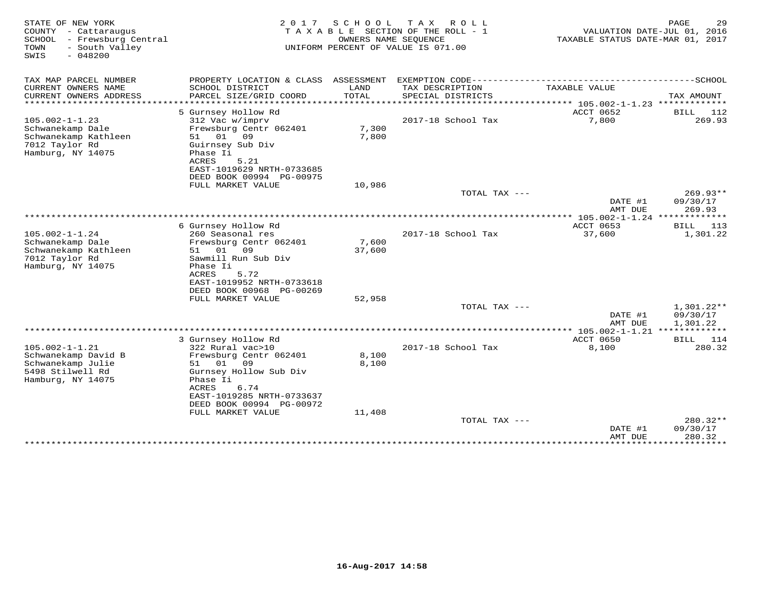STATE OF NEW YORK
COUNTY - Cattaraugus
SCHOOL - Frewsburg Central
TOWN - South Valley
SWIS - 048200

2017 SCHOOL TAX ROLL
TAXABLE SECTION OF THE ROLL - 1
OWNERS NAME SEQUENCE
UNIFORM PERCENT OF VALUE IS 071.00

VALUATION DATE-JUL 01, 2016
TAXABLE STATUS DATE-MAR 01, 2017

| TAX MAP PARCEL NUMBER / CURRENT OWNERS NAME / CURRENT OWNERS ADDRESS | PROPERTY LOCATION & CLASS / SCHOOL DISTRICT / PARCEL SIZE/GRID COORD | ASSESSMENT LAND / TOTAL | EXEMPTION CODE / TAX DESCRIPTION / SPECIAL DISTRICTS | TAXABLE VALUE | TAX AMOUNT |
|---|---|---|---|---|---|
| | 5 Gurnsey Hollow Rd | | | ACCT 0652 | BILL 112 |
| 105.002-1-1.23 | 312 Vac w/imprv | | 2017-18 School Tax | 7,800 | 269.93 |
| Schwanekamp Dale | Frewsburg Centr 062401 | 7,300 | | | |
| Schwanekamp Kathleen | 51 01 09 | 7,800 | | | |
| 7012 Taylor Rd | Guirnsey Sub Div | | | | |
| Hamburg, NY 14075 | Phase Ii | | | | |
| | ACRES 5.21 | | | | |
| | EAST-1019629 NRTH-0733685 | | | | |
| | DEED BOOK 00994 PG-00975 | | | | |
| | FULL MARKET VALUE | 10,986 | | | |
| | | | TOTAL TAX --- | | 269.93** |
| | | | | DATE #1 | 09/30/17 |
| | | | | AMT DUE | 269.93 |
| | 6 Gurnsey Hollow Rd | | | ACCT 0653 | BILL 113 |
| 105.002-1-1.24 | 260 Seasonal res | | 2017-18 School Tax | 37,600 | 1,301.22 |
| Schwanekamp Dale | Frewsburg Centr 062401 | 7,600 | | | |
| Schwanekamp Kathleen | 51 01 09 | 37,600 | | | |
| 7012 Taylor Rd | Sawmill Run Sub Div | | | | |
| Hamburg, NY 14075 | Phase Ii | | | | |
| | ACRES 5.72 | | | | |
| | EAST-1019952 NRTH-0733618 | | | | |
| | DEED BOOK 00968 PG-00269 | | | | |
| | FULL MARKET VALUE | 52,958 | | | |
| | | | TOTAL TAX --- | | 1,301.22** |
| | | | | DATE #1 | 09/30/17 |
| | | | | AMT DUE | 1,301.22 |
| | 3 Gurnsey Hollow Rd | | | ACCT 0650 | BILL 114 |
| 105.002-1-1.21 | 322 Rural vac>10 | | 2017-18 School Tax | 8,100 | 280.32 |
| Schwanekamp David B | Frewsburg Centr 062401 | 8,100 | | | |
| Schwanekamp Julie | 51 01 09 | 8,100 | | | |
| 5498 Stilwell Rd | Gurnsey Hollow Sub Div | | | | |
| Hamburg, NY 14075 | Phase Ii | | | | |
| | ACRES 6.74 | | | | |
| | EAST-1019285 NRTH-0733637 | | | | |
| | DEED BOOK 00994 PG-00972 | | | | |
| | FULL MARKET VALUE | 11,408 | | | |
| | | | TOTAL TAX --- | | 280.32** |
| | | | | DATE #1 | 09/30/17 |
| | | | | AMT DUE | 280.32 |

16-Aug-2017 14:58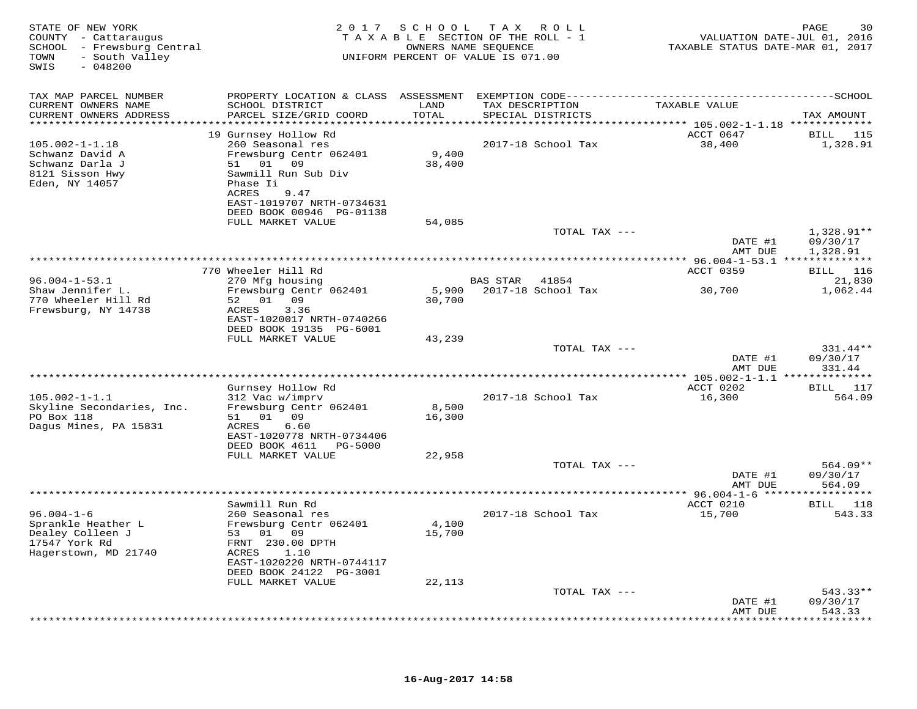STATE OF NEW YORK
COUNTY - Cattaraugus
SCHOOL - Frewsburg Central
TOWN - South Valley
SWIS - 048200

2017 SCHOOL TAX ROLL
TAXABLE SECTION OF THE ROLL - 1
OWNERS NAME SEQUENCE
UNIFORM PERCENT OF VALUE IS 071.00

VALUATION DATE-JUL 01, 2016
TAXABLE STATUS DATE-MAR 01, 2017

| TAX MAP PARCEL NUMBER / CURRENT OWNERS NAME / CURRENT OWNERS ADDRESS | PROPERTY LOCATION & CLASS / SCHOOL DISTRICT / PARCEL SIZE/GRID COORD | ASSESSMENT LAND / TOTAL | EXEMPTION CODE / TAX DESCRIPTION / SPECIAL DISTRICTS | TAXABLE VALUE | TAX AMOUNT |
|---|---|---|---|---|---|
| | 19 Gurnsey Hollow Rd | | | ACCT 0647 | BILL 115 |
| 105.002-1-1.18 | 260 Seasonal res | | 2017-18 School Tax | 38,400 | 1,328.91 |
| Schwanz David A | Frewsburg Centr 062401 | 9,400 | | | |
| Schwanz Darla J | 51 01 09 | 38,400 | | | |
| 8121 Sisson Hwy | Sawmill Run Sub Div | | | | |
| Eden, NY 14057 | Phase Ii | | | | |
| | ACRES 9.47 | | | | |
| | EAST-1019707 NRTH-0734631 | | | | |
| | DEED BOOK 00946 PG-01138 | | | | |
| | FULL MARKET VALUE | 54,085 | | | |
| | | | TOTAL TAX --- | | 1,328.91** |
| | | | | DATE #1 | 09/30/17 |
| | | | | AMT DUE | 1,328.91 |
| | 770 Wheeler Hill Rd | | | ACCT 0359 | BILL 116 |
| 96.004-1-53.1 | 270 Mfg housing | | BAS STAR 41854 | | 21,830 |
| Shaw Jennifer L. | Frewsburg Centr 062401 | 5,900 | 2017-18 School Tax | 30,700 | 1,062.44 |
| 770 Wheeler Hill Rd | 52 01 09 | 30,700 | | | |
| Frewsburg, NY 14738 | ACRES 3.36 | | | | |
| | EAST-1020017 NRTH-0740266 | | | | |
| | DEED BOOK 19135 PG-6001 | | | | |
| | FULL MARKET VALUE | 43,239 | | | |
| | | | TOTAL TAX --- | | 331.44** |
| | | | | DATE #1 | 09/30/17 |
| | | | | AMT DUE | 331.44 |
| | Gurnsey Hollow Rd | | | ACCT 0202 | BILL 117 |
| 105.002-1-1.1 | 312 Vac w/imprv | | 2017-18 School Tax | 16,300 | 564.09 |
| Skyline Secondaries, Inc. | Frewsburg Centr 062401 | 8,500 | | | |
| PO Box 118 | 51 01 09 | 16,300 | | | |
| Dagus Mines, PA 15831 | ACRES 6.60 | | | | |
| | EAST-1020778 NRTH-0734406 | | | | |
| | DEED BOOK 4611 PG-5000 | | | | |
| | FULL MARKET VALUE | 22,958 | | | |
| | | | TOTAL TAX --- | | 564.09** |
| | | | | DATE #1 | 09/30/17 |
| | | | | AMT DUE | 564.09 |
| | Sawmill Run Rd | | | ACCT 0210 | BILL 118 |
| 96.004-1-6 | 260 Seasonal res | | 2017-18 School Tax | 15,700 | 543.33 |
| Sprankle Heather L | Frewsburg Centr 062401 | 4,100 | | | |
| Dealey Colleen J | 53 01 09 | 15,700 | | | |
| 17547 York Rd | FRNT 230.00 DPTH | | | | |
| Hagerstown, MD 21740 | ACRES 1.10 | | | | |
| | EAST-1020220 NRTH-0744117 | | | | |
| | DEED BOOK 24122 PG-3001 | | | | |
| | FULL MARKET VALUE | 22,113 | | | |
| | | | TOTAL TAX --- | | 543.33** |
| | | | | DATE #1 | 09/30/17 |
| | | | | AMT DUE | 543.33 |

16-Aug-2017 14:58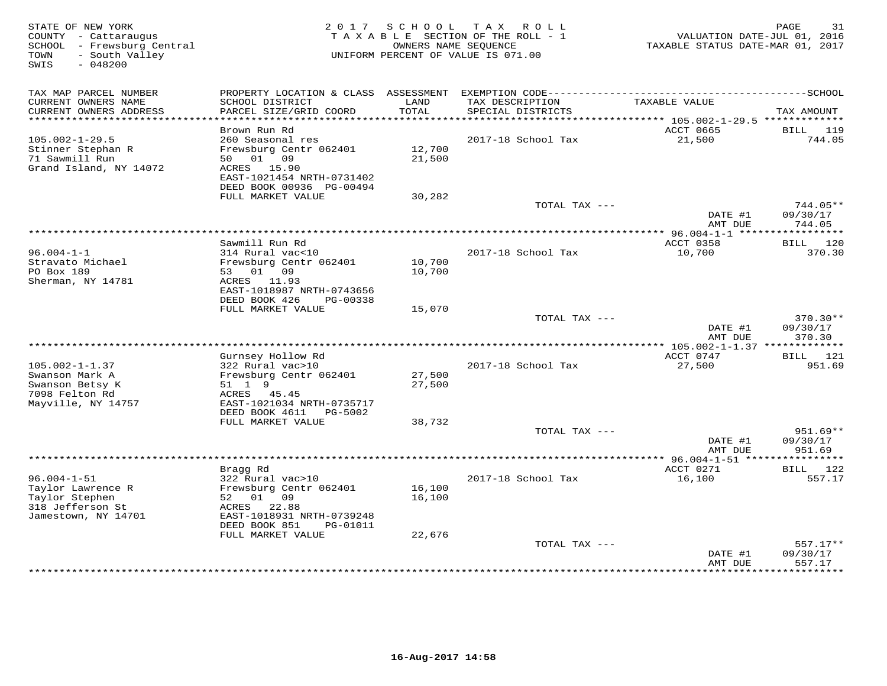STATE OF NEW YORK
COUNTY - Cattaraugus
SCHOOL - Frewsburg Central
TOWN - South Valley
SWIS - 048200

2 0 1 7 S C H O O L T A X R O L L
T A X A B L E SECTION OF THE ROLL - 1
OWNERS NAME SEQUENCE
UNIFORM PERCENT OF VALUE IS 071.00

VALUATION DATE-JUL 01, 2016
TAXABLE STATUS DATE-MAR 01, 2017

| TAX MAP PARCEL NUMBER / CURRENT OWNERS NAME / CURRENT OWNERS ADDRESS | PROPERTY LOCATION & CLASS / SCHOOL DISTRICT / PARCEL SIZE/GRID COORD | ASSESSMENT LAND / TOTAL | EXEMPTION CODE / TAX DESCRIPTION / SPECIAL DISTRICTS | TAXABLE VALUE | SCHOOL TAX AMOUNT |
|---|---|---|---|---|---|
| **105.002-1-29.5** | Brown Run Rd | | | ACCT 0665 | BILL 119 |
| 105.002-1-29.5 | 260 Seasonal res | | 2017-18 School Tax | 21,500 | 744.05 |
| Stinner Stephan R | Frewsburg Centr 062401 | 12,700 | | | |
| 71 Sawmill Run | 50 01 09 | 21,500 | | | |
| Grand Island, NY 14072 | ACRES 15.90 | | | | |
| | EAST-1021454 NRTH-0731402 | | | | |
| | DEED BOOK 00936 PG-00494 | | | | |
| | FULL MARKET VALUE | 30,282 | | | |
| | | | TOTAL TAX --- | | 744.05** |
| | | | | DATE #1 | 09/30/17 |
| | | | | AMT DUE | 744.05 |
| **96.004-1-1** | Sawmill Run Rd | | | ACCT 0358 | BILL 120 |
| 96.004-1-1 | 314 Rural vac<10 | | 2017-18 School Tax | 10,700 | 370.30 |
| Stravato Michael | Frewsburg Centr 062401 | 10,700 | | | |
| PO Box 189 | 53 01 09 | 10,700 | | | |
| Sherman, NY 14781 | ACRES 11.93 | | | | |
| | EAST-1018987 NRTH-0743656 | | | | |
| | DEED BOOK 426 PG-00338 | | | | |
| | FULL MARKET VALUE | 15,070 | | | |
| | | | TOTAL TAX --- | | 370.30** |
| | | | | DATE #1 | 09/30/17 |
| | | | | AMT DUE | 370.30 |
| **105.002-1-1.37** | Gurnsey Hollow Rd | | | ACCT 0747 | BILL 121 |
| 105.002-1-1.37 | 322 Rural vac>10 | | 2017-18 School Tax | 27,500 | 951.69 |
| Swanson Mark A | Frewsburg Centr 062401 | 27,500 | | | |
| Swanson Betsy K | 51 1 9 | 27,500 | | | |
| 7098 Felton Rd | ACRES 45.45 | | | | |
| Mayville, NY 14757 | EAST-1021034 NRTH-0735717 | | | | |
| | DEED BOOK 4611 PG-5002 | | | | |
| | FULL MARKET VALUE | 38,732 | | | |
| | | | TOTAL TAX --- | | 951.69** |
| | | | | DATE #1 | 09/30/17 |
| | | | | AMT DUE | 951.69 |
| **96.004-1-51** | Bragg Rd | | | ACCT 0271 | BILL 122 |
| 96.004-1-51 | 322 Rural vac>10 | | 2017-18 School Tax | 16,100 | 557.17 |
| Taylor Lawrence R | Frewsburg Centr 062401 | 16,100 | | | |
| Taylor Stephen | 52 01 09 | 16,100 | | | |
| 318 Jefferson St | ACRES 22.88 | | | | |
| Jamestown, NY 14701 | EAST-1018931 NRTH-0739248 | | | | |
| | DEED BOOK 851 PG-01011 | | | | |
| | FULL MARKET VALUE | 22,676 | | | |
| | | | TOTAL TAX --- | | 557.17** |
| | | | | DATE #1 | 09/30/17 |
| | | | | AMT DUE | 557.17 |

16-Aug-2017 14:58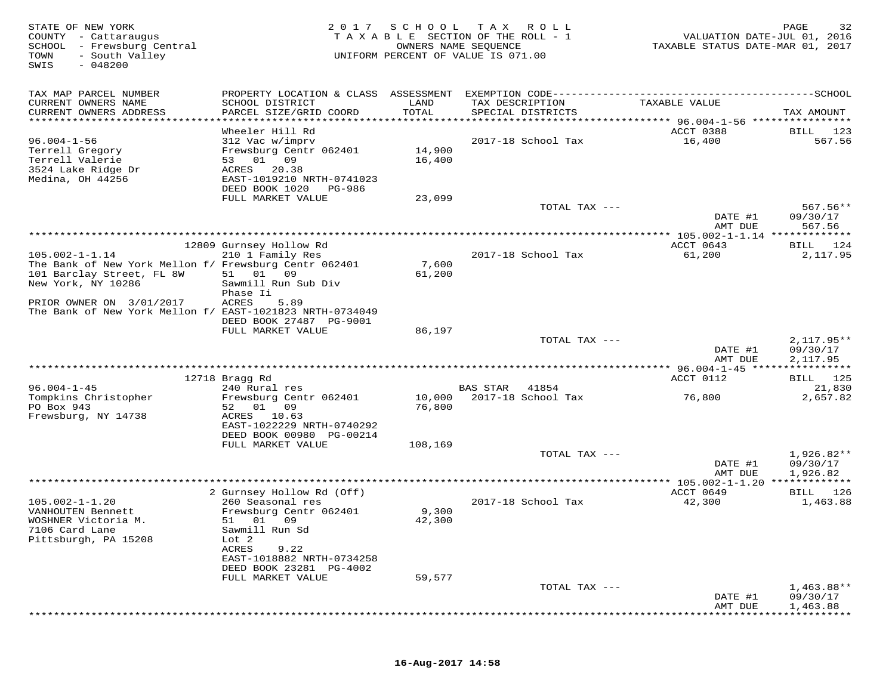STATE OF NEW YORK
COUNTY - Cattaraugus
SCHOOL - Frewsburg Central
TOWN - South Valley
SWIS - 048200

2017 SCHOOL TAX ROLL
TAXABLE SECTION OF THE ROLL - 1
OWNERS NAME SEQUENCE
UNIFORM PERCENT OF VALUE IS 071.00

VALUATION DATE-JUL 01, 2016
TAXABLE STATUS DATE-MAR 01, 2017

| TAX MAP PARCEL NUMBER / CURRENT OWNERS NAME / CURRENT OWNERS ADDRESS | PROPERTY LOCATION & CLASS / SCHOOL DISTRICT / PARCEL SIZE/GRID COORD | ASSESSMENT LAND / TOTAL | EXEMPTION CODE / TAX DESCRIPTION / SPECIAL DISTRICTS | TAXABLE VALUE | SCHOOL TAX AMOUNT |
|---|---|---|---|---|---|
| **96.004-1-56** | Wheeler Hill Rd | | | ACCT 0388 | BILL 123 |
| 96.004-1-56 | 312 Vac w/imprv | | 2017-18 School Tax | 16,400 | 567.56 |
| Terrell Gregory | Frewsburg Centr 062401 | 14,900 | | | |
| Terrell Valerie | 53 01 09 | 16,400 | | | |
| 3524 Lake Ridge Dr | ACRES 20.38 | | | | |
| Medina, OH 44256 | EAST-1019210 NRTH-0741023 | | | | |
| | DEED BOOK 1020 PG-986 | | | | |
| | FULL MARKET VALUE | 23,099 | | | |
| | | | TOTAL TAX --- | | 567.56** |
| | | | | DATE #1 | 09/30/17 |
| | | | | AMT DUE | 567.56 |
| **105.002-1-1.14** | 12809 Gurnsey Hollow Rd | | | ACCT 0643 | BILL 124 |
| 105.002-1-1.14 | 210 1 Family Res | | 2017-18 School Tax | 61,200 | 2,117.95 |
| The Bank of New York Mellon f/ | Frewsburg Centr 062401 | 7,600 | | | |
| 101 Barclay Street, FL 8W | 51 01 09 | 61,200 | | | |
| New York, NY 10286 | Sawmill Run Sub Div | | | | |
| | Phase Ii | | | | |
| PRIOR OWNER ON 3/01/2017 | ACRES 5.89 | | | | |
| The Bank of New York Mellon f/ | EAST-1021823 NRTH-0734049 | | | | |
| | DEED BOOK 27487 PG-9001 | | | | |
| | FULL MARKET VALUE | 86,197 | | | |
| | | | TOTAL TAX --- | | 2,117.95** |
| | | | | DATE #1 | 09/30/17 |
| | | | | AMT DUE | 2,117.95 |
| **96.004-1-45** | 12718 Bragg Rd | | | ACCT 0112 | BILL 125 |
| 96.004-1-45 | 240 Rural res | | BAS STAR 41854 | | 21,830 |
| Tompkins Christopher | Frewsburg Centr 062401 | 10,000 | 2017-18 School Tax | 76,800 | 2,657.82 |
| PO Box 943 | 52 01 09 | 76,800 | | | |
| Frewsburg, NY 14738 | ACRES 10.63 | | | | |
| | EAST-1022229 NRTH-0740292 | | | | |
| | DEED BOOK 00980 PG-00214 | | | | |
| | FULL MARKET VALUE | 108,169 | | | |
| | | | TOTAL TAX --- | | 1,926.82** |
| | | | | DATE #1 | 09/30/17 |
| | | | | AMT DUE | 1,926.82 |
| **105.002-1-1.20** | 2 Gurnsey Hollow Rd (Off) | | | ACCT 0649 | BILL 126 |
| 105.002-1-1.20 | 260 Seasonal res | | 2017-18 School Tax | 42,300 | 1,463.88 |
| VANHOUTEN Bennett | Frewsburg Centr 062401 | 9,300 | | | |
| WOSHNER Victoria M. | 51 01 09 | 42,300 | | | |
| 7106 Card Lane | Sawmill Run Sd | | | | |
| Pittsburgh, PA 15208 | Lot 2 | | | | |
| | ACRES 9.22 | | | | |
| | EAST-1018882 NRTH-0734258 | | | | |
| | DEED BOOK 23281 PG-4002 | | | | |
| | FULL MARKET VALUE | 59,577 | | | |
| | | | TOTAL TAX --- | | 1,463.88** |
| | | | | DATE #1 | 09/30/17 |
| | | | | AMT DUE | 1,463.88 |

16-Aug-2017 14:58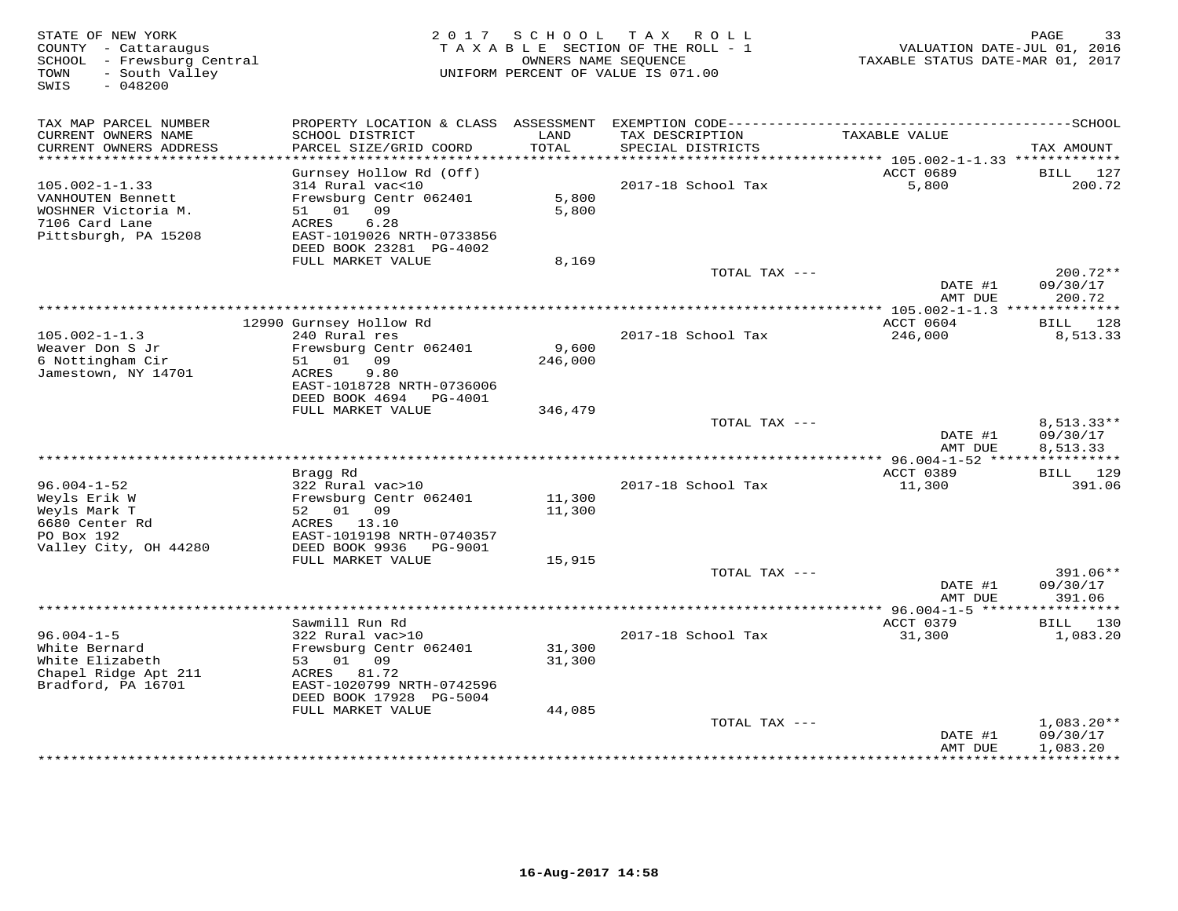STATE OF NEW YORK
COUNTY - Cattaraugus
SCHOOL - Frewsburg Central
TOWN - South Valley
SWIS - 048200

2 0 1 7 S C H O O L T A X R O L L
T A X A B L E SECTION OF THE ROLL - 1
OWNERS NAME SEQUENCE
UNIFORM PERCENT OF VALUE IS 071.00

VALUATION DATE-JUL 01, 2016
TAXABLE STATUS DATE-MAR 01, 2017

| TAX MAP PARCEL NUMBER / CURRENT OWNERS NAME / CURRENT OWNERS ADDRESS | PROPERTY LOCATION & CLASS / SCHOOL DISTRICT / PARCEL SIZE/GRID COORD | ASSESSMENT LAND / TOTAL | EXEMPTION CODE / TAX DESCRIPTION / SPECIAL DISTRICTS | TAXABLE VALUE | TAX AMOUNT |
|---|---|---|---|---|---|
| 105.002-1-1.33 | Gurnsey Hollow Rd (Off) | | | ACCT 0689 | BILL 127 |
| VANHOUTEN Bennett | 314 Rural vac<10 | | 2017-18 School Tax | 5,800 | 200.72 |
| WOSHNER Victoria M. | Frewsburg Centr 062401 | 5,800 | | | |
| 7106 Card Lane | 51 01 09 | 5,800 | | | |
| Pittsburgh, PA 15208 | ACRES 6.28 | | | | |
| | EAST-1019026 NRTH-0733856 | | | | |
| | DEED BOOK 23281 PG-4002 | | | | |
| | FULL MARKET VALUE | 8,169 | | | |
| | | | TOTAL TAX --- | | 200.72** |
| | | | | DATE #1 | 09/30/17 |
| | | | | AMT DUE | 200.72 |
| 105.002-1-1.3 | 12990 Gurnsey Hollow Rd | | | ACCT 0604 | BILL 128 |
| Weaver Don S Jr | 240 Rural res | | 2017-18 School Tax | 246,000 | 8,513.33 |
| 6 Nottingham Cir | Frewsburg Centr 062401 | 9,600 | | | |
| Jamestown, NY 14701 | 51 01 09 | 246,000 | | | |
| | ACRES 9.80 | | | | |
| | EAST-1018728 NRTH-0736006 | | | | |
| | DEED BOOK 4694 PG-4001 | | | | |
| | FULL MARKET VALUE | 346,479 | | | |
| | | | TOTAL TAX --- | | 8,513.33** |
| | | | | DATE #1 | 09/30/17 |
| | | | | AMT DUE | 8,513.33 |
| 96.004-1-52 | Bragg Rd | | | ACCT 0389 | BILL 129 |
| Weyls Erik W | 322 Rural vac>10 | | 2017-18 School Tax | 11,300 | 391.06 |
| Weyls Mark T | Frewsburg Centr 062401 | 11,300 | | | |
| 6680 Center Rd | 52 01 09 | 11,300 | | | |
| PO Box 192 | ACRES 13.10 | | | | |
| Valley City, OH 44280 | EAST-1019198 NRTH-0740357 | | | | |
| | DEED BOOK 9936 PG-9001 | | | | |
| | FULL MARKET VALUE | 15,915 | | | |
| | | | TOTAL TAX --- | | 391.06** |
| | | | | DATE #1 | 09/30/17 |
| | | | | AMT DUE | 391.06 |
| 96.004-1-5 | Sawmill Run Rd | | | ACCT 0379 | BILL 130 |
| White Bernard | 322 Rural vac>10 | | 2017-18 School Tax | 31,300 | 1,083.20 |
| White Elizabeth | Frewsburg Centr 062401 | 31,300 | | | |
| Chapel Ridge Apt 211 | 53 01 09 | 31,300 | | | |
| Bradford, PA 16701 | ACRES 81.72 | | | | |
| | EAST-1020799 NRTH-0742596 | | | | |
| | DEED BOOK 17928 PG-5004 | | | | |
| | FULL MARKET VALUE | 44,085 | | | |
| | | | TOTAL TAX --- | | 1,083.20** |
| | | | | DATE #1 | 09/30/17 |
| | | | | AMT DUE | 1,083.20 |

16-Aug-2017 14:58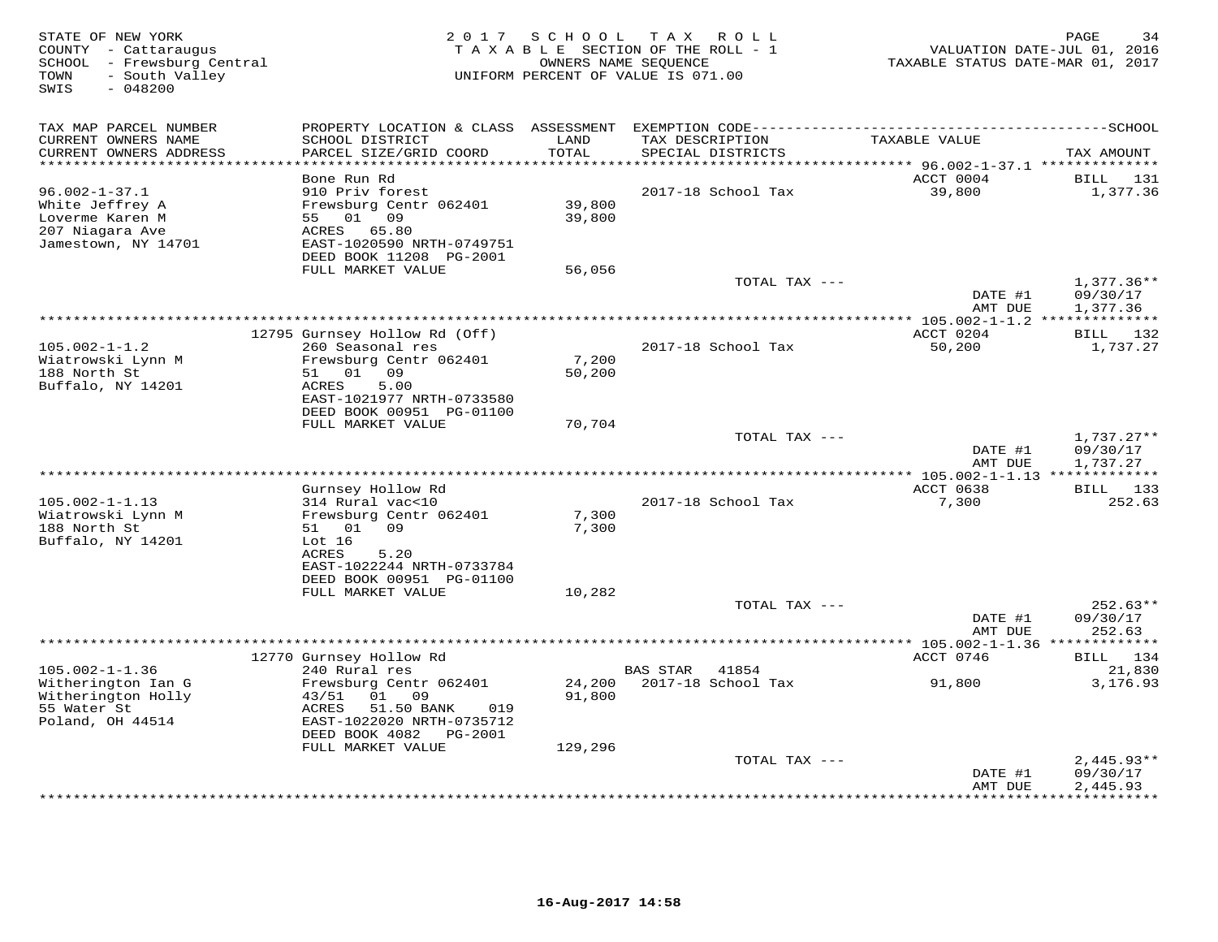STATE OF NEW YORK
COUNTY - Cattaraugus
SCHOOL - Frewsburg Central
TOWN - South Valley
SWIS - 048200

2 0 1 7 S C H O O L T A X R O L L
T A X A B L E SECTION OF THE ROLL - 1
OWNERS NAME SEQUENCE
UNIFORM PERCENT OF VALUE IS 071.00

VALUATION DATE-JUL 01, 2016
TAXABLE STATUS DATE-MAR 01, 2017

| TAX MAP PARCEL NUMBER / CURRENT OWNERS NAME / CURRENT OWNERS ADDRESS | PROPERTY LOCATION & CLASS / SCHOOL DISTRICT / PARCEL SIZE/GRID COORD | ASSESSMENT LAND / TOTAL | EXEMPTION CODE / TAX DESCRIPTION / SPECIAL DISTRICTS | TAXABLE VALUE | SCHOOL TAX AMOUNT |
|---|---|---|---|---|---|
| 96.002-1-37.1 | Bone Run Rd | | | ACCT 0004 | BILL 131 |
| White Jeffrey A | 910 Priv forest | | 2017-18 School Tax | 39,800 | 1,377.36 |
| Loverme Karen M | Frewsburg Centr 062401 | 39,800 | | | |
| 207 Niagara Ave | 55 01 09 | 39,800 | | | |
| Jamestown, NY 14701 | ACRES 65.80 | | | | |
| | EAST-1020590 NRTH-0749751 | | | | |
| | DEED BOOK 11208 PG-2001 | | | | |
| | FULL MARKET VALUE | 56,056 | | | |
| | | | TOTAL TAX --- | | 1,377.36** |
| | | | | DATE #1 | 09/30/17 |
| | | | | AMT DUE | 1,377.36 |
| 105.002-1-1.2 | 12795 Gurnsey Hollow Rd (Off) | | | ACCT 0204 | BILL 132 |
| Wiatrowski Lynn M | 260 Seasonal res | | 2017-18 School Tax | 50,200 | 1,737.27 |
| 188 North St | Frewsburg Centr 062401 | 7,200 | | | |
| Buffalo, NY 14201 | 51 01 09 | 50,200 | | | |
| | ACRES 5.00 | | | | |
| | EAST-1021977 NRTH-0733580 | | | | |
| | DEED BOOK 00951 PG-01100 | | | | |
| | FULL MARKET VALUE | 70,704 | | | |
| | | | TOTAL TAX --- | | 1,737.27** |
| | | | | DATE #1 | 09/30/17 |
| | | | | AMT DUE | 1,737.27 |
| 105.002-1-1.13 | Gurnsey Hollow Rd | | | ACCT 0638 | BILL 133 |
| Wiatrowski Lynn M | 314 Rural vac<10 | | 2017-18 School Tax | 7,300 | 252.63 |
| 188 North St | Frewsburg Centr 062401 | 7,300 | | | |
| Buffalo, NY 14201 | 51 01 09 | 7,300 | | | |
| | Lot 16 | | | | |
| | ACRES 5.20 | | | | |
| | EAST-1022244 NRTH-0733784 | | | | |
| | DEED BOOK 00951 PG-01100 | | | | |
| | FULL MARKET VALUE | 10,282 | | | |
| | | | TOTAL TAX --- | | 252.63** |
| | | | | DATE #1 | 09/30/17 |
| | | | | AMT DUE | 252.63 |
| 105.002-1-1.36 | 12770 Gurnsey Hollow Rd | | | ACCT 0746 | BILL 134 |
| Witherington Ian G | 240 Rural res | | BAS STAR 41854 | | 21,830 |
| Witherington Holly | Frewsburg Centr 062401 | 24,200 | 2017-18 School Tax | 91,800 | 3,176.93 |
| 55 Water St | 43/51 01 09 | 91,800 | | | |
| Poland, OH 44514 | ACRES 51.50 BANK 019 | | | | |
| | EAST-1022020 NRTH-0735712 | | | | |
| | DEED BOOK 4082 PG-2001 | | | | |
| | FULL MARKET VALUE | 129,296 | | | |
| | | | TOTAL TAX --- | | 2,445.93** |
| | | | | DATE #1 | 09/30/17 |
| | | | | AMT DUE | 2,445.93 |

16-Aug-2017 14:58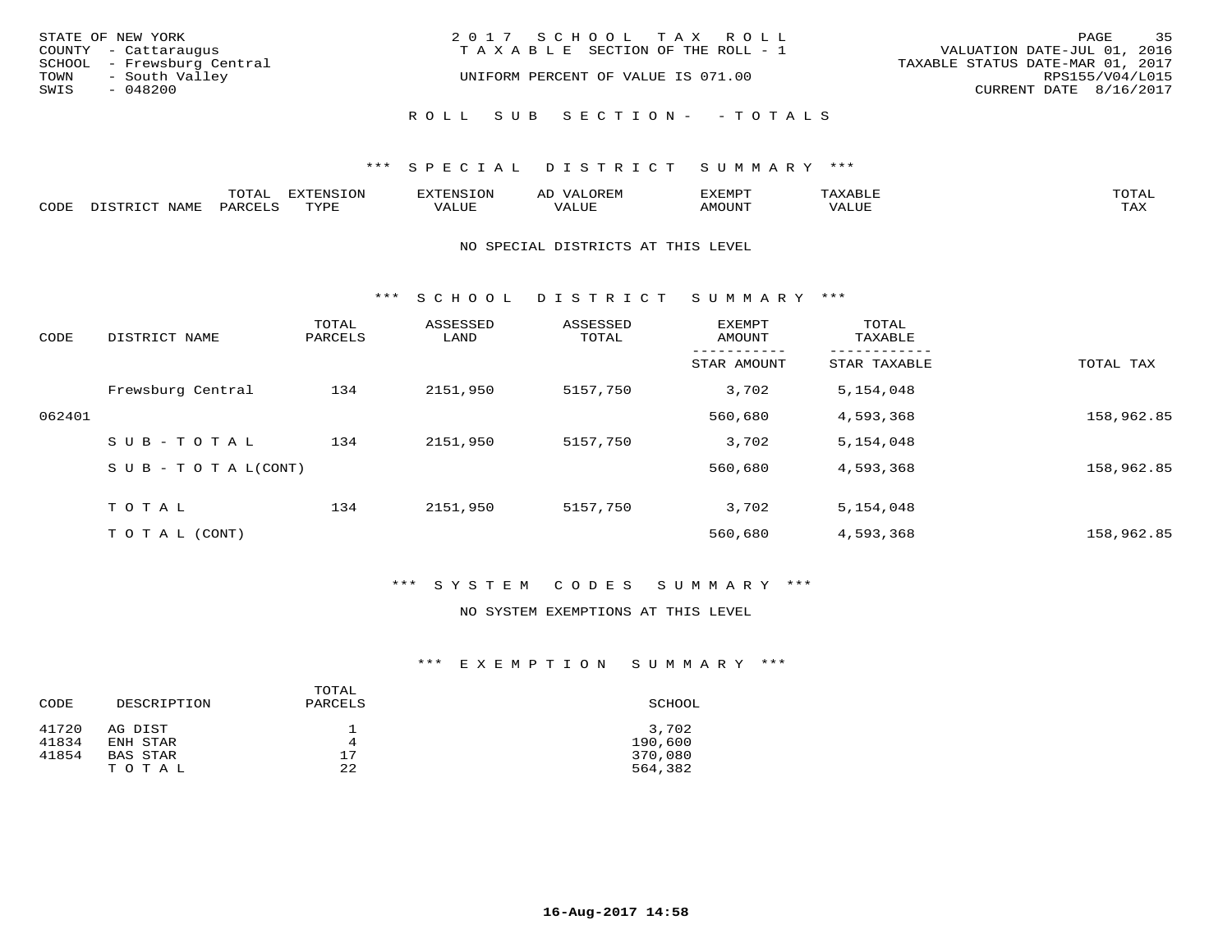STATE OF NEW YORK
COUNTY - Cattaraugus
SCHOOL - Frewsburg Central
TOWN - South Valley
SWIS - 048200

2017 SCHOOL TAX ROLL
TAXABLE SECTION OF THE ROLL - 1
UNIFORM PERCENT OF VALUE IS 071.00

VALUATION DATE-JUL 01, 2016
TAXABLE STATUS DATE-MAR 01, 2017
RPS155/V04/L015
CURRENT DATE 8/16/2017

## ROLL SUB SECTION- - TOTALS

### *** SPECIAL DISTRICT SUMMARY ***

| CODE | DISTRICT NAME | TOTAL PARCELS | EXTENSION TYPE | EXTENSION VALUE | AD VALOREM VALUE | EXEMPT AMOUNT | TAXABLE VALUE | TOTAL TAX |
|---|---|---|---|---|---|---|---|---|

NO SPECIAL DISTRICTS AT THIS LEVEL

### *** SCHOOL DISTRICT SUMMARY ***

| CODE | DISTRICT NAME | TOTAL PARCELS | ASSESSED LAND | ASSESSED TOTAL | EXEMPT AMOUNT / STAR AMOUNT | TOTAL TAXABLE / STAR TAXABLE | TOTAL TAX |
|---|---|---|---|---|---|---|---|
| | Frewsburg Central | 134 | 2151,950 | 5157,750 | 3,702 | 5,154,048 | |
| 062401 | | | | | 560,680 | 4,593,368 | 158,962.85 |
| | SUB-TOTAL | 134 | 2151,950 | 5157,750 | 3,702 | 5,154,048 | |
| | SUB-TOTAL(CONT) | | | | 560,680 | 4,593,368 | 158,962.85 |
| | TOTAL | 134 | 2151,950 | 5157,750 | 3,702 | 5,154,048 | |
| | TOTAL (CONT) | | | | 560,680 | 4,593,368 | 158,962.85 |

### *** SYSTEM CODES SUMMARY ***

NO SYSTEM EXEMPTIONS AT THIS LEVEL

### *** EXEMPTION SUMMARY ***

| CODE | DESCRIPTION | TOTAL PARCELS | SCHOOL |
|---|---|---|---|
| 41720 | AG DIST | 1 | 3,702 |
| 41834 | ENH STAR | 4 | 190,600 |
| 41854 | BAS STAR | 17 | 370,080 |
| | TOTAL | 22 | 564,382 |

16-Aug-2017 14:58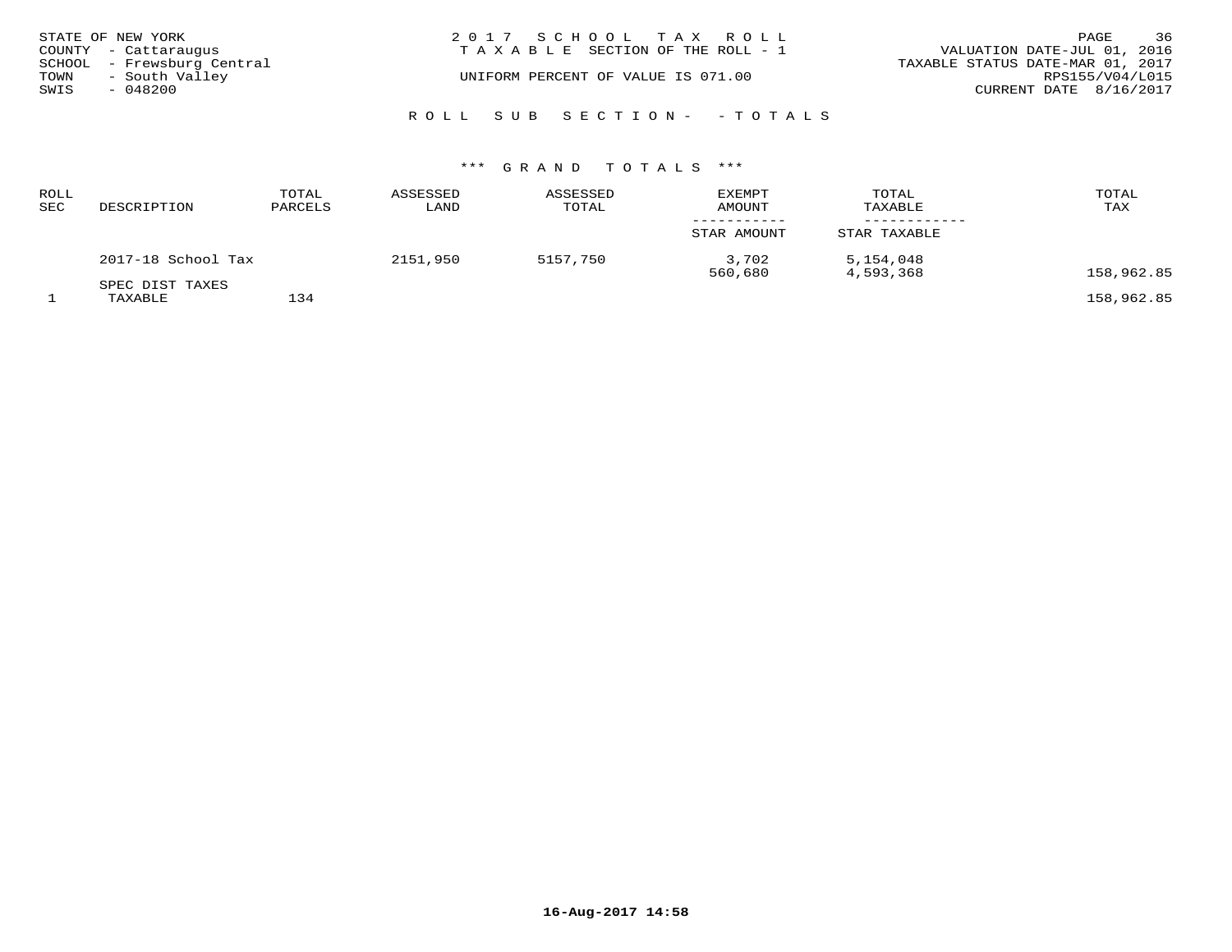STATE OF NEW YORK
COUNTY - Cattaraugus
SCHOOL - Frewsburg Central
TOWN - South Valley
SWIS - 048200

2017 SCHOOL TAX ROLL
TAXABLE SECTION OF THE ROLL - 1
UNIFORM PERCENT OF VALUE IS 071.00

VALUATION DATE-JUL 01, 2016
TAXABLE STATUS DATE-MAR 01, 2017
RPS155/V04/L015
CURRENT DATE 8/16/2017

ROLL SUB SECTION- - TOTALS

*** GRAND TOTALS ***

| ROLL SEC | DESCRIPTION | TOTAL PARCELS | ASSESSED LAND | ASSESSED TOTAL | EXEMPT AMOUNT / STAR AMOUNT | TOTAL TAXABLE / STAR TAXABLE | TOTAL TAX |
|---|---|---|---|---|---|---|---|
| | 2017-18 School Tax | | 2151,950 | 5157,750 | 3,702 | 5,154,048 | |
| | | | | | 560,680 | 4,593,368 | 158,962.85 |
| | SPEC DIST TAXES | | | | | | |
| 1 | TAXABLE | 134 | | | | | 158,962.85 |

16-Aug-2017 14:58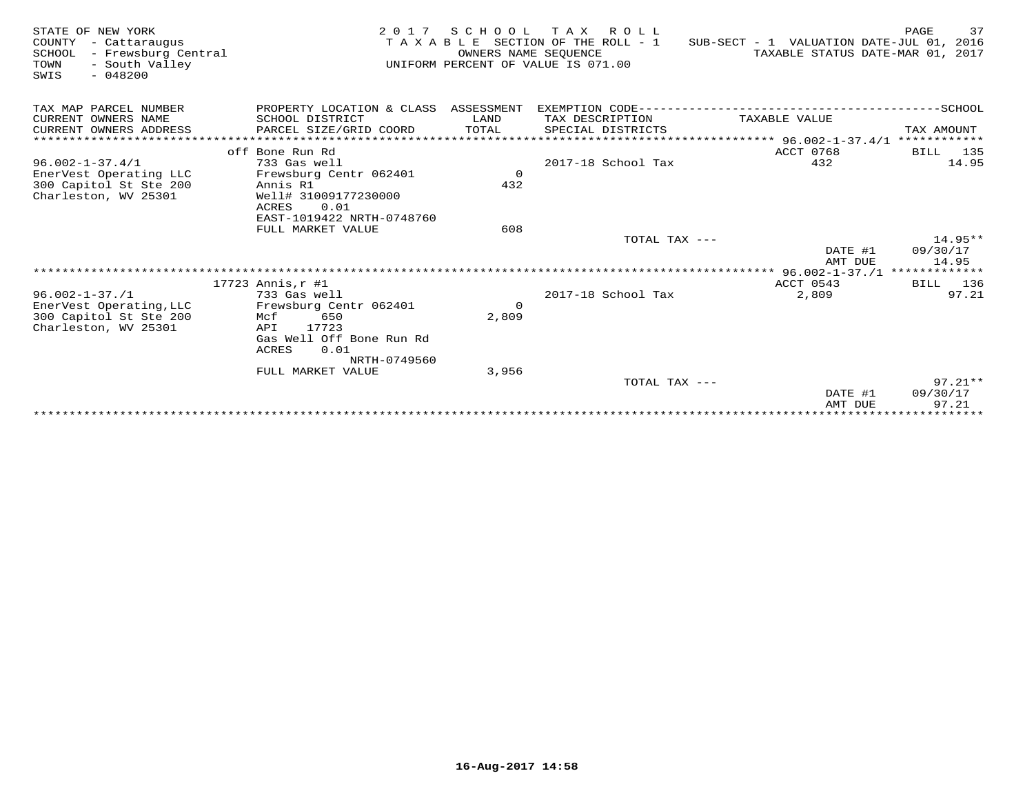STATE OF NEW YORK
COUNTY - Cattaraugus
SCHOOL - Frewsburg Central
TOWN - South Valley
SWIS - 048200

2 0 1 7 S C H O O L T A X R O L L
T A X A B L E SECTION OF THE ROLL - 1
OWNERS NAME SEQUENCE
UNIFORM PERCENT OF VALUE IS 071.00

SUB-SECT - 1 VALUATION DATE-JUL 01, 2016
TAXABLE STATUS DATE-MAR 01, 2017

| TAX MAP PARCEL NUMBER / CURRENT OWNERS NAME / CURRENT OWNERS ADDRESS | PROPERTY LOCATION & CLASS / SCHOOL DISTRICT / PARCEL SIZE/GRID COORD | ASSESSMENT LAND / TOTAL | EXEMPTION CODE / TAX DESCRIPTION / SPECIAL DISTRICTS | TAXABLE VALUE | TAX AMOUNT |
|---|---|---|---|---|---|
| 96.002-1-37.4/1 | off Bone Run Rd | | | ACCT 0768 | BILL 135 |
| 96.002-1-37.4/1 | 733 Gas well | | 2017-18 School Tax | 432 | 14.95 |
| EnerVest Operating LLC | Frewsburg Centr 062401 | 0 | | | |
| 300 Capitol St Ste 200 | Annis R1 | 432 | | | |
| Charleston, WV 25301 | Well# 31009177230000 | | | | |
| | ACRES 0.01 | | | | |
| | EAST-1019422 NRTH-0748760 | | | | |
| | FULL MARKET VALUE | 608 | | | |
| | | | TOTAL TAX --- | | 14.95** |
| | | | | DATE #1 | 09/30/17 |
| | | | | AMT DUE | 14.95 |
| 96.002-1-37./1 | 17723 Annis,r #1 | | | ACCT 0543 | BILL 136 |
| 96.002-1-37./1 | 733 Gas well | | 2017-18 School Tax | 2,809 | 97.21 |
| EnerVest Operating,LLC | Frewsburg Centr 062401 | 0 | | | |
| 300 Capitol St Ste 200 | Mcf 650 | 2,809 | | | |
| Charleston, WV 25301 | API 17723 | | | | |
| | Gas Well Off Bone Run Rd | | | | |
| | ACRES 0.01 | | | | |
| | NRTH-0749560 | | | | |
| | FULL MARKET VALUE | 3,956 | | | |
| | | | TOTAL TAX --- | | 97.21** |
| | | | | DATE #1 | 09/30/17 |
| | | | | AMT DUE | 97.21 |

16-Aug-2017 14:58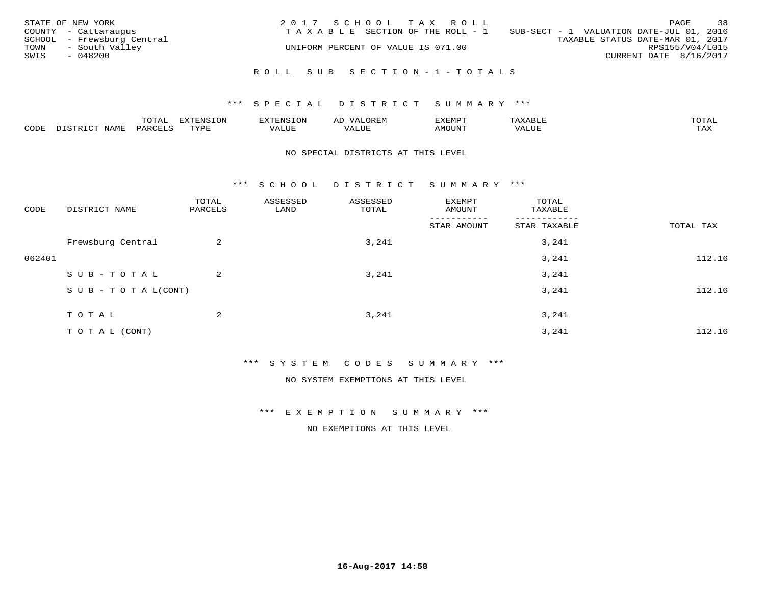STATE OF NEW YORK
COUNTY - Cattaraugus
SCHOOL - Frewsburg Central
TOWN - South Valley
SWIS - 048200

2017 SCHOOL TAX ROLL
TAXABLE SECTION OF THE ROLL - 1
SUB-SECT - 1 VALUATION DATE-JUL 01, 2016
TAXABLE STATUS DATE-MAR 01, 2017
UNIFORM PERCENT OF VALUE IS 071.00
RPS155/V04/L015
CURRENT DATE 8/16/2017

## ROLL SUB SECTION-1-TOTALS

### *** SPECIAL DISTRICT SUMMARY ***

| CODE | DISTRICT NAME | TOTAL PARCELS | EXTENSION TYPE | EXTENSION VALUE | AD VALOREM VALUE | EXEMPT AMOUNT | TAXABLE VALUE | TOTAL TAX |
|---|---|---|---|---|---|---|---|---|

NO SPECIAL DISTRICTS AT THIS LEVEL

### *** SCHOOL DISTRICT SUMMARY ***

| CODE | DISTRICT NAME | TOTAL PARCELS | ASSESSED LAND | ASSESSED TOTAL | EXEMPT AMOUNT / STAR AMOUNT | TOTAL TAXABLE / STAR TAXABLE | TOTAL TAX |
|---|---|---|---|---|---|---|---|
| | Frewsburg Central | 2 | | 3,241 | | 3,241 | |
| 062401 | | | | | | 3,241 | 112.16 |
| | SUB-TOTAL | 2 | | 3,241 | | 3,241 | |
| | SUB-TOTAL(CONT) | | | | | 3,241 | 112.16 |
| | TOTAL | 2 | | 3,241 | | 3,241 | |
| | TOTAL (CONT) | | | | | 3,241 | 112.16 |

### *** SYSTEM CODES SUMMARY ***

NO SYSTEM EXEMPTIONS AT THIS LEVEL

### *** EXEMPTION SUMMARY ***

NO EXEMPTIONS AT THIS LEVEL

16-Aug-2017 14:58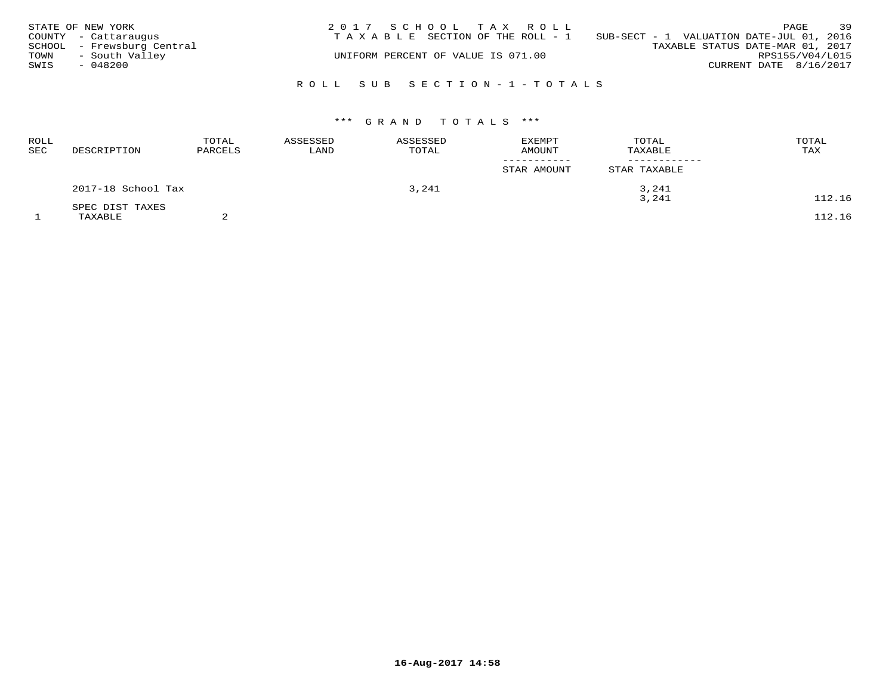STATE OF NEW YORK
COUNTY - Cattaraugus
SCHOOL - Frewsburg Central
TOWN - South Valley
SWIS - 048200

2 0 1 7 S C H O O L T A X R O L L
T A X A B L E SECTION OF THE ROLL - 1
UNIFORM PERCENT OF VALUE IS 071.00

SUB-SECT - 1 VALUATION DATE-JUL 01, 2016
TAXABLE STATUS DATE-MAR 01, 2017
RPS155/V04/L015
CURRENT DATE 8/16/2017

## R O L L S U B S E C T I O N - 1 - T O T A L S

### \*\*\* G R A N D T O T A L S \*\*\*

| ROLL SEC | DESCRIPTION | TOTAL PARCELS | ASSESSED LAND | ASSESSED TOTAL | EXEMPT AMOUNT / STAR AMOUNT | TOTAL TAXABLE / STAR TAXABLE | TOTAL TAX |
|---|---|---|---|---|---|---|---|
| | 2017-18 School Tax | | | 3,241 | | 3,241 | |
| | | | | | | 3,241 | 112.16 |
| | SPEC DIST TAXES | | | | | | |
| 1 | TAXABLE | 2 | | | | | 112.16 |

16-Aug-2017 14:58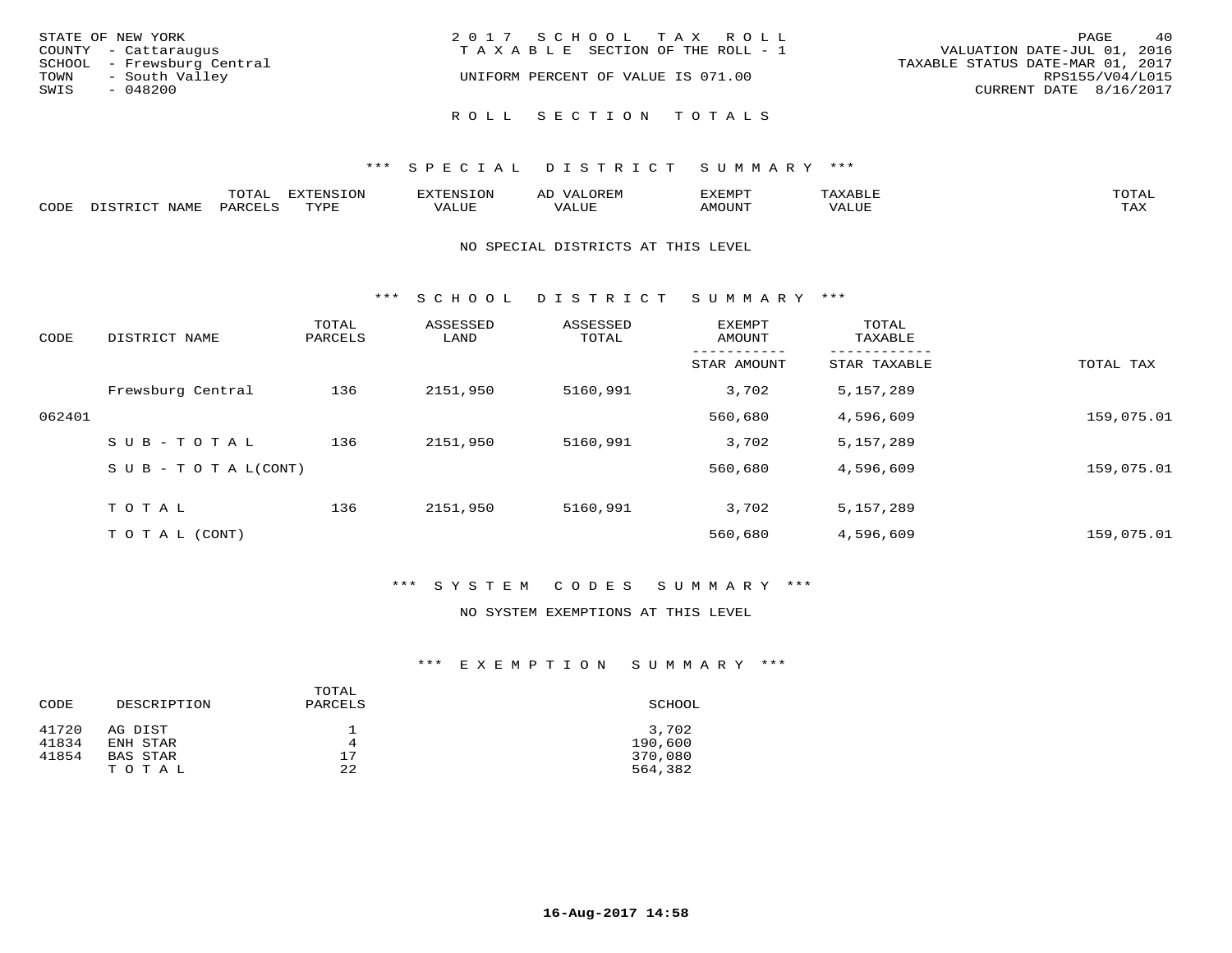STATE OF NEW YORK
COUNTY - Cattaraugus
SCHOOL - Frewsburg Central
TOWN - South Valley
SWIS - 048200

2 0 1 7 S C H O O L T A X R O L L
T A X A B L E SECTION OF THE ROLL - 1
UNIFORM PERCENT OF VALUE IS 071.00

VALUATION DATE-JUL 01, 2016
TAXABLE STATUS DATE-MAR 01, 2017
RPS155/V04/L015
CURRENT DATE 8/16/2017

## R O L L S E C T I O N T O T A L S

### *** S P E C I A L D I S T R I C T S U M M A R Y ***

| CODE | DISTRICT NAME | TOTAL PARCELS | EXTENSION TYPE | EXTENSION VALUE | AD VALOREM VALUE | EXEMPT AMOUNT | TAXABLE VALUE | TOTAL TAX |
|---|---|---|---|---|---|---|---|---|

NO SPECIAL DISTRICTS AT THIS LEVEL

### *** S C H O O L D I S T R I C T S U M M A R Y ***

| CODE | DISTRICT NAME | TOTAL PARCELS | ASSESSED LAND | ASSESSED TOTAL | EXEMPT AMOUNT / STAR AMOUNT | TOTAL TAXABLE / STAR TAXABLE | TOTAL TAX |
|---|---|---|---|---|---|---|---|
| | Frewsburg Central | 136 | 2151,950 | 5160,991 | 3,702 | 5,157,289 | |
| 062401 | | | | | 560,680 | 4,596,609 | 159,075.01 |
| | S U B - T O T A L | 136 | 2151,950 | 5160,991 | 3,702 | 5,157,289 | |
| | S U B - T O T A L(CONT) | | | | 560,680 | 4,596,609 | 159,075.01 |
| | T O T A L | 136 | 2151,950 | 5160,991 | 3,702 | 5,157,289 | |
| | T O T A L (CONT) | | | | 560,680 | 4,596,609 | 159,075.01 |

### *** S Y S T E M C O D E S S U M M A R Y ***

NO SYSTEM EXEMPTIONS AT THIS LEVEL

### *** E X E M P T I O N S U M M A R Y ***

| CODE | DESCRIPTION | TOTAL PARCELS | SCHOOL |
|---|---|---|---|
| 41720 | AG DIST | 1 | 3,702 |
| 41834 | ENH STAR | 4 | 190,600 |
| 41854 | BAS STAR | 17 | 370,080 |
| | T O T A L | 22 | 564,382 |

16-Aug-2017 14:58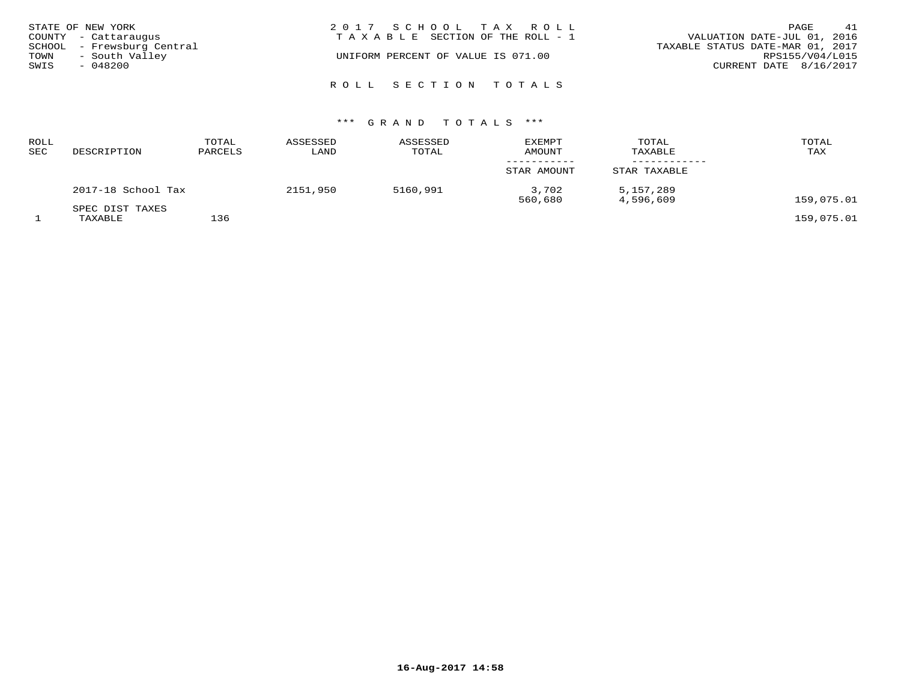STATE OF NEW YORK
COUNTY - Cattaraugus
SCHOOL - Frewsburg Central
TOWN - South Valley
SWIS - 048200

# 2017 SCHOOL TAX ROLL

TAXABLE SECTION OF THE ROLL - 1

UNIFORM PERCENT OF VALUE IS 071.00

VALUATION DATE-JUL 01, 2016
TAXABLE STATUS DATE-MAR 01, 2017
RPS155/V04/L015
CURRENT DATE 8/16/2017

## ROLL SECTION TOTALS

### *** GRAND TOTALS ***

| ROLL SEC | DESCRIPTION | TOTAL PARCELS | ASSESSED LAND | ASSESSED TOTAL | EXEMPT AMOUNT / STAR AMOUNT | TOTAL TAXABLE / STAR TAXABLE | TOTAL TAX |
|---|---|---|---|---|---|---|---|
| | 2017-18 School Tax | | 2151,950 | 5160,991 | 3,702 | 5,157,289 | |
| | | | | | 560,680 | 4,596,609 | 159,075.01 |
| | SPEC DIST TAXES | | | | | | |
| 1 | TAXABLE | 136 | | | | | 159,075.01 |

16-Aug-2017 14:58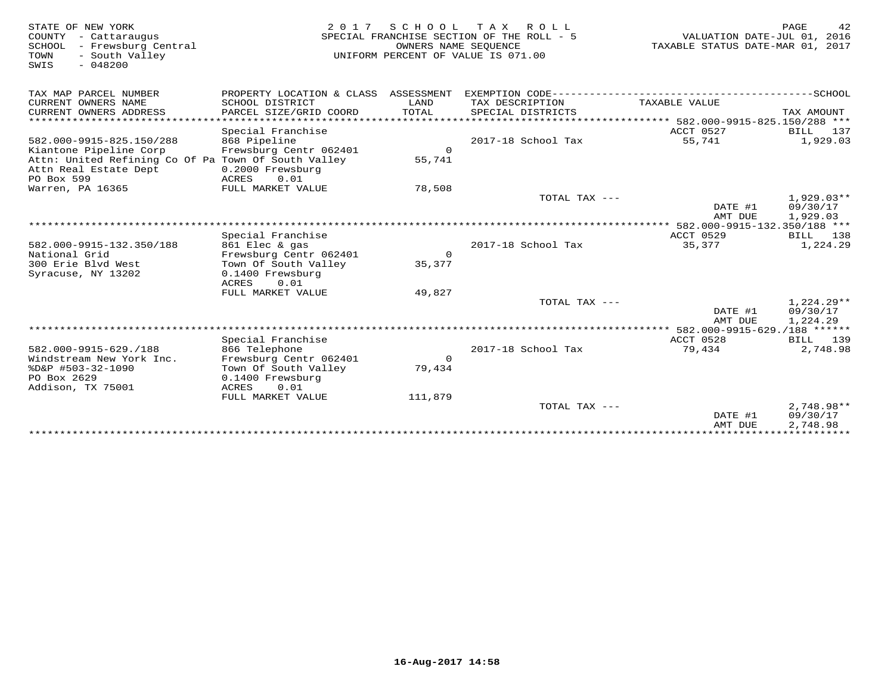STATE OF NEW YORK
COUNTY - Cattaraugus
SCHOOL - Frewsburg Central
TOWN - South Valley
SWIS - 048200

2017 SCHOOL TAX ROLL
SPECIAL FRANCHISE SECTION OF THE ROLL - 5
OWNERS NAME SEQUENCE
UNIFORM PERCENT OF VALUE IS 071.00

VALUATION DATE-JUL 01, 2016
TAXABLE STATUS DATE-MAR 01, 2017

| TAX MAP PARCEL NUMBER / CURRENT OWNERS NAME / CURRENT OWNERS ADDRESS | PROPERTY LOCATION & CLASS / SCHOOL DISTRICT / PARCEL SIZE/GRID COORD | ASSESSMENT LAND / TOTAL | EXEMPTION CODE / TAX DESCRIPTION / SPECIAL DISTRICTS | TAXABLE VALUE | TAX AMOUNT |
|---|---|---|---|---|---|
| **582.000-9915-825.150/288** | | | | | |
| | Special Franchise | | | ACCT 0527 | BILL 137 |
| 582.000-9915-825.150/288 | 868 Pipeline | | 2017-18 School Tax | 55,741 | 1,929.03 |
| Kiantone Pipeline Corp | Frewsburg Centr 062401 | 0 | | | |
| Attn: United Refining Co Of Pa | Town Of South Valley | 55,741 | | | |
| Attn Real Estate Dept | 0.2000 Frewsburg | | | | |
| PO Box 599 | ACRES 0.01 | | | | |
| Warren, PA 16365 | FULL MARKET VALUE | 78,508 | | | |
| | | | TOTAL TAX --- | | 1,929.03** |
| | | | | DATE #1 | 09/30/17 |
| | | | | AMT DUE | 1,929.03 |
| **582.000-9915-132.350/188** | | | | | |
| | Special Franchise | | | ACCT 0529 | BILL 138 |
| 582.000-9915-132.350/188 | 861 Elec & gas | | 2017-18 School Tax | 35,377 | 1,224.29 |
| National Grid | Frewsburg Centr 062401 | 0 | | | |
| 300 Erie Blvd West | Town Of South Valley | 35,377 | | | |
| Syracuse, NY 13202 | 0.1400 Frewsburg | | | | |
| | ACRES 0.01 | | | | |
| | FULL MARKET VALUE | 49,827 | | | |
| | | | TOTAL TAX --- | | 1,224.29** |
| | | | | DATE #1 | 09/30/17 |
| | | | | AMT DUE | 1,224.29 |
| **582.000-9915-629./188** | | | | | |
| | Special Franchise | | | ACCT 0528 | BILL 139 |
| 582.000-9915-629./188 | 866 Telephone | | 2017-18 School Tax | 79,434 | 2,748.98 |
| Windstream New York Inc. | Frewsburg Centr 062401 | 0 | | | |
| %D&P #503-32-1090 | Town Of South Valley | 79,434 | | | |
| PO Box 2629 | 0.1400 Frewsburg | | | | |
| Addison, TX 75001 | ACRES 0.01 | | | | |
| | FULL MARKET VALUE | 111,879 | | | |
| | | | TOTAL TAX --- | | 2,748.98** |
| | | | | DATE #1 | 09/30/17 |
| | | | | AMT DUE | 2,748.98 |

16-Aug-2017 14:58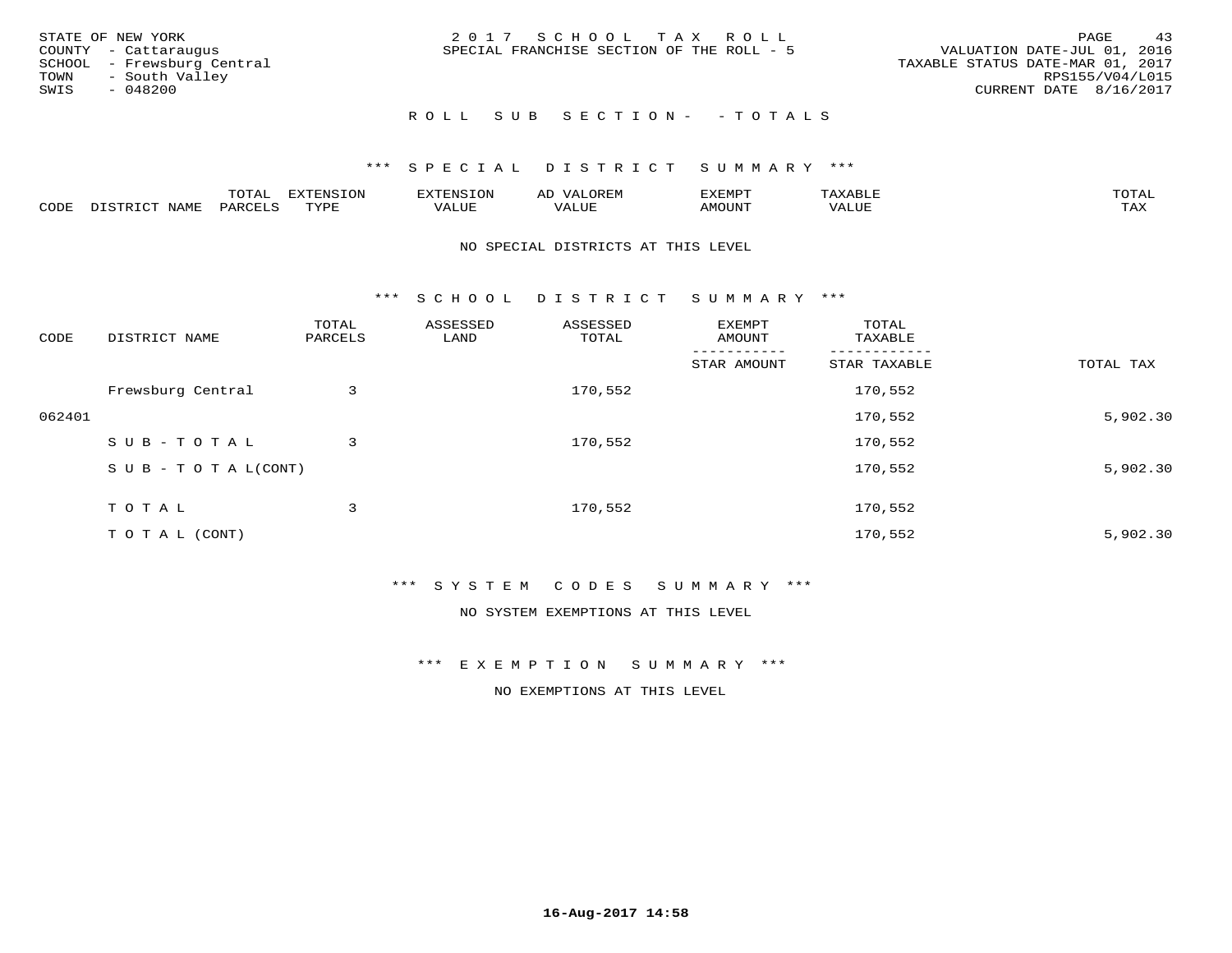STATE OF NEW YORK
COUNTY - Cattaraugus
SCHOOL - Frewsburg Central
TOWN - South Valley
SWIS - 048200

2 0 1 7 S C H O O L T A X R O L L
SPECIAL FRANCHISE SECTION OF THE ROLL - 5

VALUATION DATE-JUL 01, 2016
TAXABLE STATUS DATE-MAR 01, 2017
RPS155/V04/L015
CURRENT DATE 8/16/2017

R O L L S U B S E C T I O N - - T O T A L S

*** S P E C I A L D I S T R I C T S U M M A R Y ***

| CODE | DISTRICT NAME | TOTAL PARCELS | EXTENSION TYPE | EXTENSION VALUE | AD VALOREM VALUE | EXEMPT AMOUNT | TAXABLE VALUE | TOTAL TAX |
|---|---|---|---|---|---|---|---|---|

NO SPECIAL DISTRICTS AT THIS LEVEL

*** S C H O O L D I S T R I C T S U M M A R Y ***

| CODE | DISTRICT NAME | TOTAL PARCELS | ASSESSED LAND | ASSESSED TOTAL | EXEMPT AMOUNT / STAR AMOUNT | TOTAL TAXABLE / STAR TAXABLE | TOTAL TAX |
|---|---|---|---|---|---|---|---|
| | Frewsburg Central | 3 | | 170,552 | | 170,552 | |
| 062401 | | | | | | 170,552 | 5,902.30 |
| | S U B - T O T A L | 3 | | 170,552 | | 170,552 | |
| | S U B - T O T A L(CONT) | | | | | 170,552 | 5,902.30 |
| | T O T A L | 3 | | 170,552 | | 170,552 | |
| | T O T A L (CONT) | | | | | 170,552 | 5,902.30 |

*** S Y S T E M C O D E S S U M M A R Y ***

NO SYSTEM EXEMPTIONS AT THIS LEVEL

*** E X E M P T I O N S U M M A R Y ***

NO EXEMPTIONS AT THIS LEVEL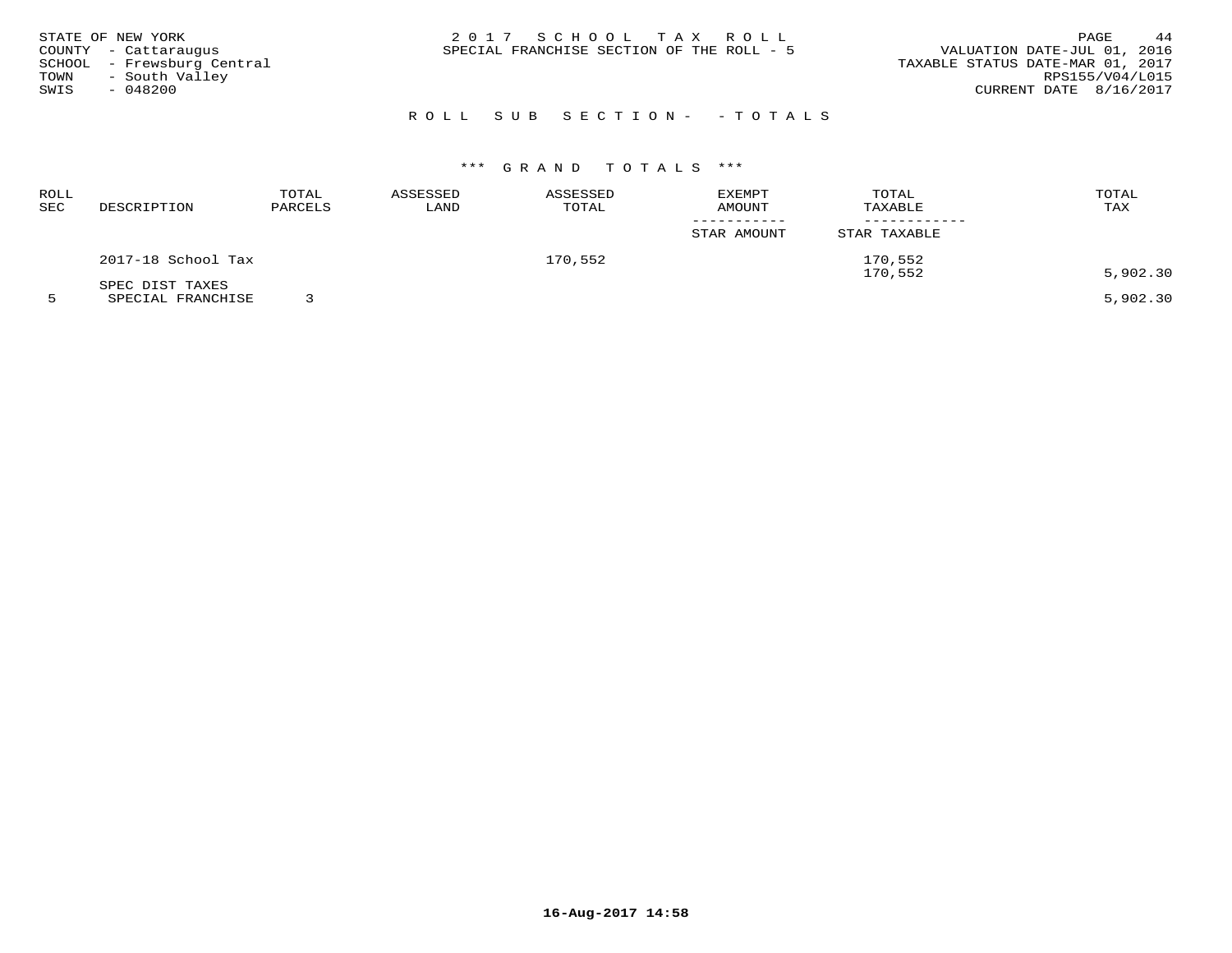STATE OF NEW YORK
COUNTY - Cattaraugus
SCHOOL - Frewsburg Central
TOWN - South Valley
SWIS - 048200

2 0 1 7 S C H O O L T A X R O L L
SPECIAL FRANCHISE SECTION OF THE ROLL - 5

VALUATION DATE-JUL 01, 2016
TAXABLE STATUS DATE-MAR 01, 2017
RPS155/V04/L015
CURRENT DATE 8/16/2017

R O L L S U B S E C T I O N - - T O T A L S

\*\*\* G R A N D T O T A L S \*\*\*

| ROLL SEC | DESCRIPTION | TOTAL PARCELS | ASSESSED LAND | ASSESSED TOTAL | EXEMPT AMOUNT / STAR AMOUNT | TOTAL TAXABLE / STAR TAXABLE | TOTAL TAX |
|---|---|---|---|---|---|---|---|
| | 2017-18 School Tax | | | 170,552 | | 170,552 | |
| | | | | | | 170,552 | 5,902.30 |
| | SPEC DIST TAXES | | | | | | |
| 5 | SPECIAL FRANCHISE | 3 | | | | | 5,902.30 |

16-Aug-2017 14:58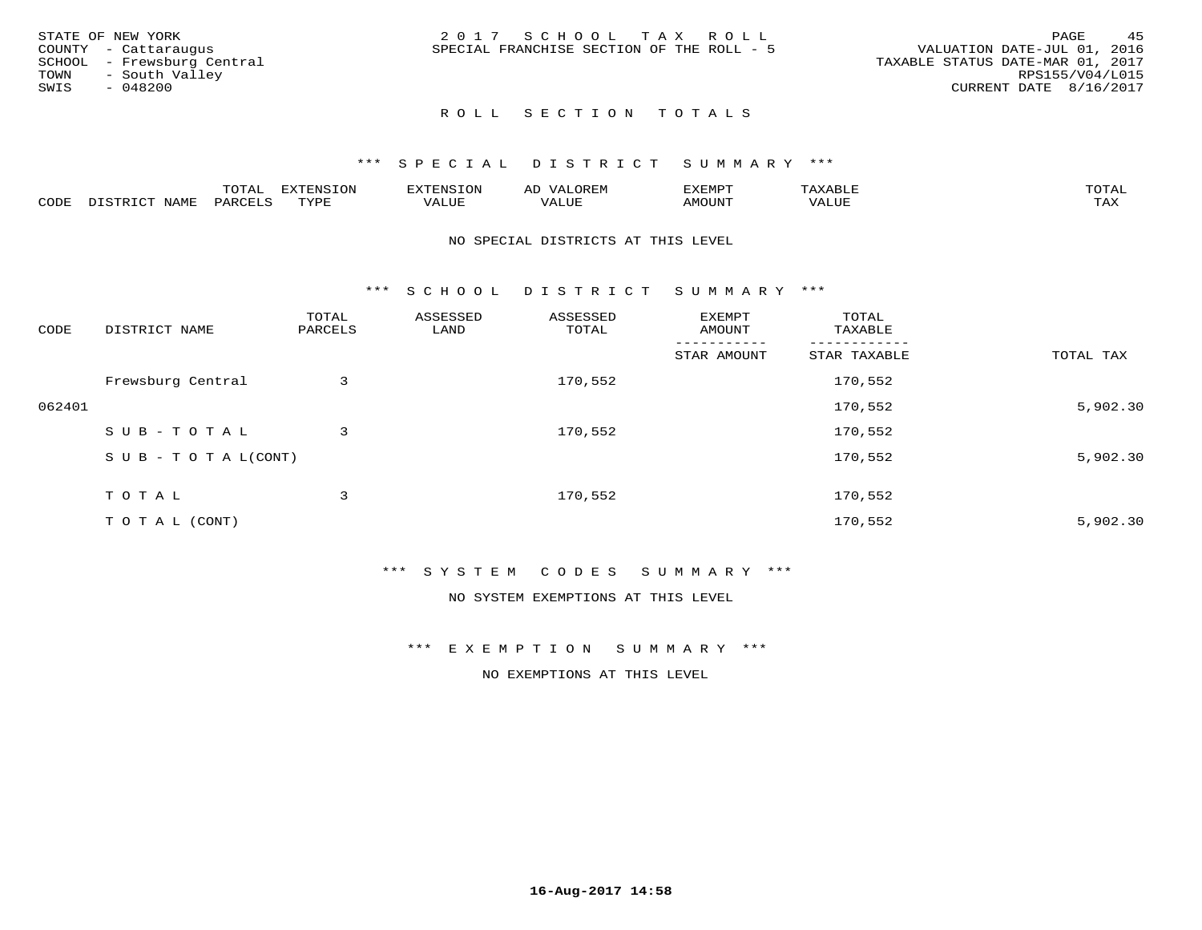STATE OF NEW YORK
COUNTY - Cattaraugus
SCHOOL - Frewsburg Central
TOWN - South Valley
SWIS - 048200

2 0 1 7 S C H O O L T A X R O L L
SPECIAL FRANCHISE SECTION OF THE ROLL - 5

VALUATION DATE-JUL 01, 2016
TAXABLE STATUS DATE-MAR 01, 2017
RPS155/V04/L015
CURRENT DATE 8/16/2017

## R O L L S E C T I O N T O T A L S

### *** S P E C I A L D I S T R I C T S U M M A R Y ***

| CODE | DISTRICT NAME | TOTAL PARCELS | EXTENSION TYPE | EXTENSION VALUE | AD VALOREM VALUE | EXEMPT AMOUNT | TAXABLE VALUE | TOTAL TAX |
|---|---|---|---|---|---|---|---|---|

NO SPECIAL DISTRICTS AT THIS LEVEL

### *** S C H O O L D I S T R I C T S U M M A R Y ***

| CODE | DISTRICT NAME | TOTAL PARCELS | ASSESSED LAND | ASSESSED TOTAL | EXEMPT AMOUNT / STAR AMOUNT | TOTAL TAXABLE / STAR TAXABLE | TOTAL TAX |
|---|---|---|---|---|---|---|---|
| | Frewsburg Central | 3 | | 170,552 | | 170,552 | |
| 062401 | | | | | | 170,552 | 5,902.30 |
| | S U B - T O T A L | 3 | | 170,552 | | 170,552 | |
| | S U B - T O T A L(CONT) | | | | | 170,552 | 5,902.30 |
| | T O T A L | 3 | | 170,552 | | 170,552 | |
| | T O T A L (CONT) | | | | | 170,552 | 5,902.30 |

### *** S Y S T E M C O D E S S U M M A R Y ***

NO SYSTEM EXEMPTIONS AT THIS LEVEL

### *** E X E M P T I O N S U M M A R Y ***

NO EXEMPTIONS AT THIS LEVEL

16-Aug-2017 14:58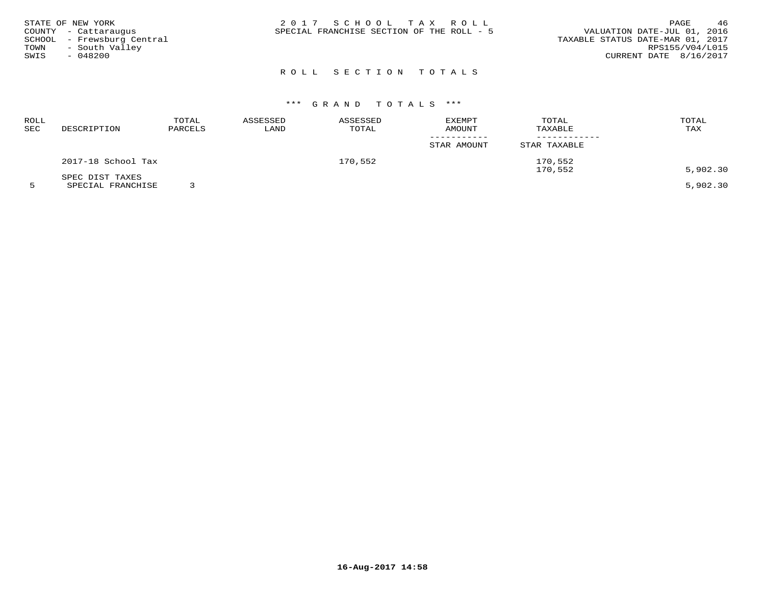STATE OF NEW YORK
COUNTY - Cattaraugus
SCHOOL - Frewsburg Central
TOWN - South Valley
SWIS - 048200

# 2017 SCHOOL TAX ROLL

SPECIAL FRANCHISE SECTION OF THE ROLL - 5

VALUATION DATE-JUL 01, 2016
TAXABLE STATUS DATE-MAR 01, 2017
RPS155/V04/L015
CURRENT DATE 8/16/2017

## ROLL SECTION TOTALS

### *** GRAND TOTALS ***

| ROLL SEC | DESCRIPTION | TOTAL PARCELS | ASSESSED LAND | ASSESSED TOTAL | EXEMPT AMOUNT / STAR AMOUNT | TOTAL TAXABLE / STAR TAXABLE | TOTAL TAX |
|---|---|---|---|---|---|---|---|
| | 2017-18 School Tax | | | 170,552 | | 170,552 | |
| | | | | | | 170,552 | 5,902.30 |
| | SPEC DIST TAXES | | | | | | |
| 5 | SPECIAL FRANCHISE | 3 | | | | | 5,902.30 |

16-Aug-2017 14:58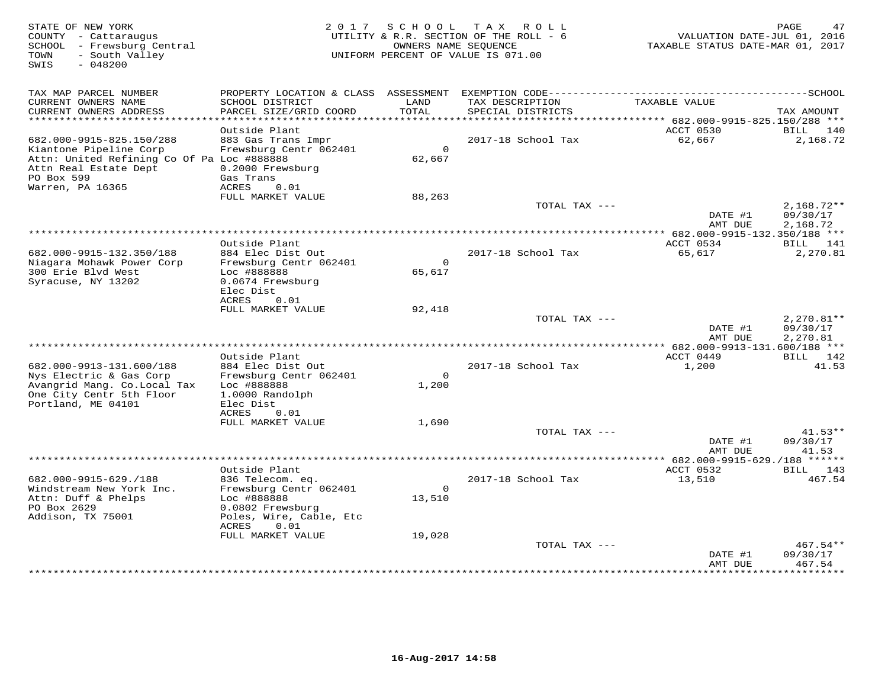STATE OF NEW YORK
COUNTY - Cattaraugus
SCHOOL - Frewsburg Central
TOWN - South Valley
SWIS - 048200

2 0 1 7 S C H O O L T A X R O L L
UTILITY & R.R. SECTION OF THE ROLL - 6
OWNERS NAME SEQUENCE
UNIFORM PERCENT OF VALUE IS 071.00

VALUATION DATE-JUL 01, 2016
TAXABLE STATUS DATE-MAR 01, 2017

| TAX MAP PARCEL NUMBER / CURRENT OWNERS NAME / CURRENT OWNERS ADDRESS | PROPERTY LOCATION & CLASS / SCHOOL DISTRICT / PARCEL SIZE/GRID COORD | ASSESSMENT LAND / TOTAL | EXEMPTION CODE / TAX DESCRIPTION / SPECIAL DISTRICTS | TAXABLE VALUE | TAX AMOUNT |
|---|---|---|---|---|---|
| *** 682.000-9915-825.150/288 *** | | | | | |
| | Outside Plant | | | ACCT 0530 | BILL 140 |
| 682.000-9915-825.150/288 | 883 Gas Trans Impr | | 2017-18 School Tax | 62,667 | 2,168.72 |
| Kiantone Pipeline Corp | Frewsburg Centr 062401 | 0 | | | |
| Attn: United Refining Co Of Pa | Loc #888888 | 62,667 | | | |
| Attn Real Estate Dept | 0.2000 Frewsburg | | | | |
| PO Box 599 | Gas Trans | | | | |
| Warren, PA 16365 | ACRES 0.01 | | | | |
| | FULL MARKET VALUE | 88,263 | | | |
| | | | TOTAL TAX --- | | 2,168.72** |
| | | | | DATE #1 | 09/30/17 |
| | | | | AMT DUE | 2,168.72 |
| *** 682.000-9915-132.350/188 *** | | | | | |
| | Outside Plant | | | ACCT 0534 | BILL 141 |
| 682.000-9915-132.350/188 | 884 Elec Dist Out | | 2017-18 School Tax | 65,617 | 2,270.81 |
| Niagara Mohawk Power Corp | Frewsburg Centr 062401 | 0 | | | |
| 300 Erie Blvd West | Loc #888888 | 65,617 | | | |
| Syracuse, NY 13202 | 0.0674 Frewsburg | | | | |
| | Elec Dist | | | | |
| | ACRES 0.01 | | | | |
| | FULL MARKET VALUE | 92,418 | | | |
| | | | TOTAL TAX --- | | 2,270.81** |
| | | | | DATE #1 | 09/30/17 |
| | | | | AMT DUE | 2,270.81 |
| *** 682.000-9913-131.600/188 *** | | | | | |
| | Outside Plant | | | ACCT 0449 | BILL 142 |
| 682.000-9913-131.600/188 | 884 Elec Dist Out | | 2017-18 School Tax | 1,200 | 41.53 |
| Nys Electric & Gas Corp | Frewsburg Centr 062401 | 0 | | | |
| Avangrid Mang. Co.Local Tax | Loc #888888 | 1,200 | | | |
| One City Centr 5th Floor | 1.0000 Randolph | | | | |
| Portland, ME 04101 | Elec Dist | | | | |
| | ACRES 0.01 | | | | |
| | FULL MARKET VALUE | 1,690 | | | |
| | | | TOTAL TAX --- | | 41.53** |
| | | | | DATE #1 | 09/30/17 |
| | | | | AMT DUE | 41.53 |
| *** 682.000-9915-629./188 *** | | | | | |
| | Outside Plant | | | ACCT 0532 | BILL 143 |
| 682.000-9915-629./188 | 836 Telecom. eq. | | 2017-18 School Tax | 13,510 | 467.54 |
| Windstream New York Inc. | Frewsburg Centr 062401 | 0 | | | |
| Attn: Duff & Phelps | Loc #888888 | 13,510 | | | |
| PO Box 2629 | 0.0802 Frewsburg | | | | |
| Addison, TX 75001 | Poles, Wire, Cable, Etc | | | | |
| | ACRES 0.01 | | | | |
| | FULL MARKET VALUE | 19,028 | | | |
| | | | TOTAL TAX --- | | 467.54** |
| | | | | DATE #1 | 09/30/17 |
| | | | | AMT DUE | 467.54 |

16-Aug-2017 14:58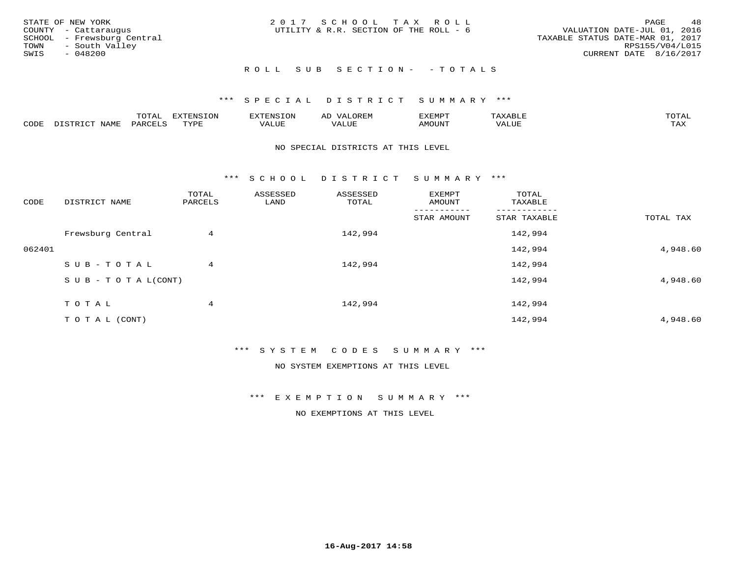STATE OF NEW YORK
COUNTY - Cattaraugus
SCHOOL - Frewsburg Central
TOWN - South Valley
SWIS - 048200

2 0 1 7 S C H O O L T A X R O L L
UTILITY & R.R. SECTION OF THE ROLL - 6

VALUATION DATE-JUL 01, 2016
TAXABLE STATUS DATE-MAR 01, 2017
RPS155/V04/L015
CURRENT DATE 8/16/2017

## R O L L S U B S E C T I O N - - T O T A L S

### \*\*\* S P E C I A L D I S T R I C T S U M M A R Y \*\*\*

| CODE | DISTRICT NAME | TOTAL PARCELS | EXTENSION TYPE | EXTENSION VALUE | AD VALOREM VALUE | EXEMPT AMOUNT | TAXABLE VALUE | TOTAL TAX |
|---|---|---|---|---|---|---|---|---|

NO SPECIAL DISTRICTS AT THIS LEVEL

### \*\*\* S C H O O L D I S T R I C T S U M M A R Y \*\*\*

| CODE | DISTRICT NAME | TOTAL PARCELS | ASSESSED LAND | ASSESSED TOTAL | EXEMPT AMOUNT / STAR AMOUNT | TOTAL TAXABLE / STAR TAXABLE | TOTAL TAX |
|---|---|---|---|---|---|---|---|
| | Frewsburg Central | 4 | | 142,994 | | 142,994 | |
| 062401 | | | | | | 142,994 | 4,948.60 |
| | S U B - T O T A L | 4 | | 142,994 | | 142,994 | |
| | S U B - T O T A L(CONT) | | | | | 142,994 | 4,948.60 |
| | T O T A L | 4 | | 142,994 | | 142,994 | |
| | T O T A L (CONT) | | | | | 142,994 | 4,948.60 |

### \*\*\* S Y S T E M C O D E S S U M M A R Y \*\*\*

NO SYSTEM EXEMPTIONS AT THIS LEVEL

### \*\*\* E X E M P T I O N S U M M A R Y \*\*\*

NO EXEMPTIONS AT THIS LEVEL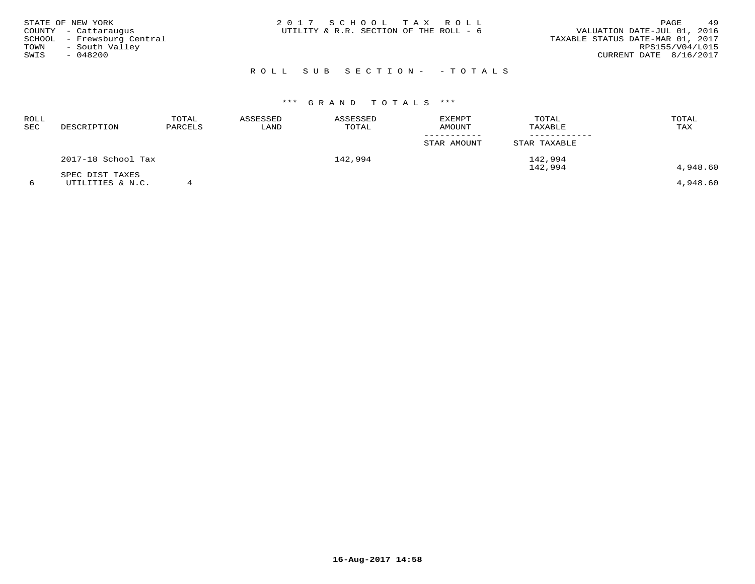STATE OF NEW YORK
COUNTY - Cattaraugus
SCHOOL - Frewsburg Central
TOWN - South Valley
SWIS - 048200

2 0 1 7 S C H O O L T A X R O L L
UTILITY & R.R. SECTION OF THE ROLL - 6

VALUATION DATE-JUL 01, 2016
TAXABLE STATUS DATE-MAR 01, 2017
RPS155/V04/L015
CURRENT DATE 8/16/2017

R O L L S U B S E C T I O N - - T O T A L S

*** G R A N D T O T A L S ***

| ROLL SEC | DESCRIPTION | TOTAL PARCELS | ASSESSED LAND | ASSESSED TOTAL | EXEMPT AMOUNT / STAR AMOUNT | TOTAL TAXABLE / STAR TAXABLE | TOTAL TAX |
|---|---|---|---|---|---|---|---|
| | 2017-18 School Tax | | | 142,994 | | 142,994 | |
| | | | | | | 142,994 | 4,948.60 |
| | SPEC DIST TAXES | | | | | | |
| 6 | UTILITIES & N.C. | 4 | | | | | 4,948.60 |

16-Aug-2017 14:58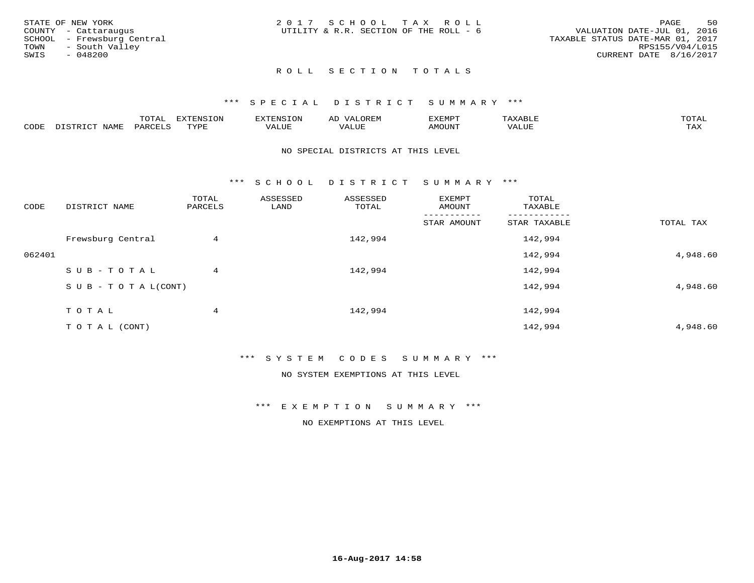STATE OF NEW YORK
COUNTY - Cattaraugus
SCHOOL - Frewsburg Central
TOWN - South Valley
SWIS - 048200

2 0 1 7 S C H O O L T A X R O L L
UTILITY & R.R. SECTION OF THE ROLL - 6

VALUATION DATE-JUL 01, 2016
TAXABLE STATUS DATE-MAR 01, 2017
RPS155/V04/L015
CURRENT DATE 8/16/2017

## R O L L S E C T I O N T O T A L S

### \*\*\* S P E C I A L D I S T R I C T S U M M A R Y \*\*\*

| CODE | DISTRICT NAME | TOTAL PARCELS | EXTENSION TYPE | EXTENSION VALUE | AD VALOREM VALUE | EXEMPT AMOUNT | TAXABLE VALUE | TOTAL TAX |
|---|---|---|---|---|---|---|---|---|

NO SPECIAL DISTRICTS AT THIS LEVEL

### \*\*\* S C H O O L D I S T R I C T S U M M A R Y \*\*\*

| CODE | DISTRICT NAME | TOTAL PARCELS | ASSESSED LAND | ASSESSED TOTAL | EXEMPT AMOUNT / STAR AMOUNT | TOTAL TAXABLE / STAR TAXABLE | TOTAL TAX |
|---|---|---|---|---|---|---|---|
| | Frewsburg Central | 4 | | 142,994 | | 142,994 | |
| 062401 | | | | | | 142,994 | 4,948.60 |
| | S U B - T O T A L | 4 | | 142,994 | | 142,994 | |
| | S U B - T O T A L(CONT) | | | | | 142,994 | 4,948.60 |
| | T O T A L | 4 | | 142,994 | | 142,994 | |
| | T O T A L (CONT) | | | | | 142,994 | 4,948.60 |

### \*\*\* S Y S T E M C O D E S S U M M A R Y \*\*\*

NO SYSTEM EXEMPTIONS AT THIS LEVEL

### \*\*\* E X E M P T I O N S U M M A R Y \*\*\*

NO EXEMPTIONS AT THIS LEVEL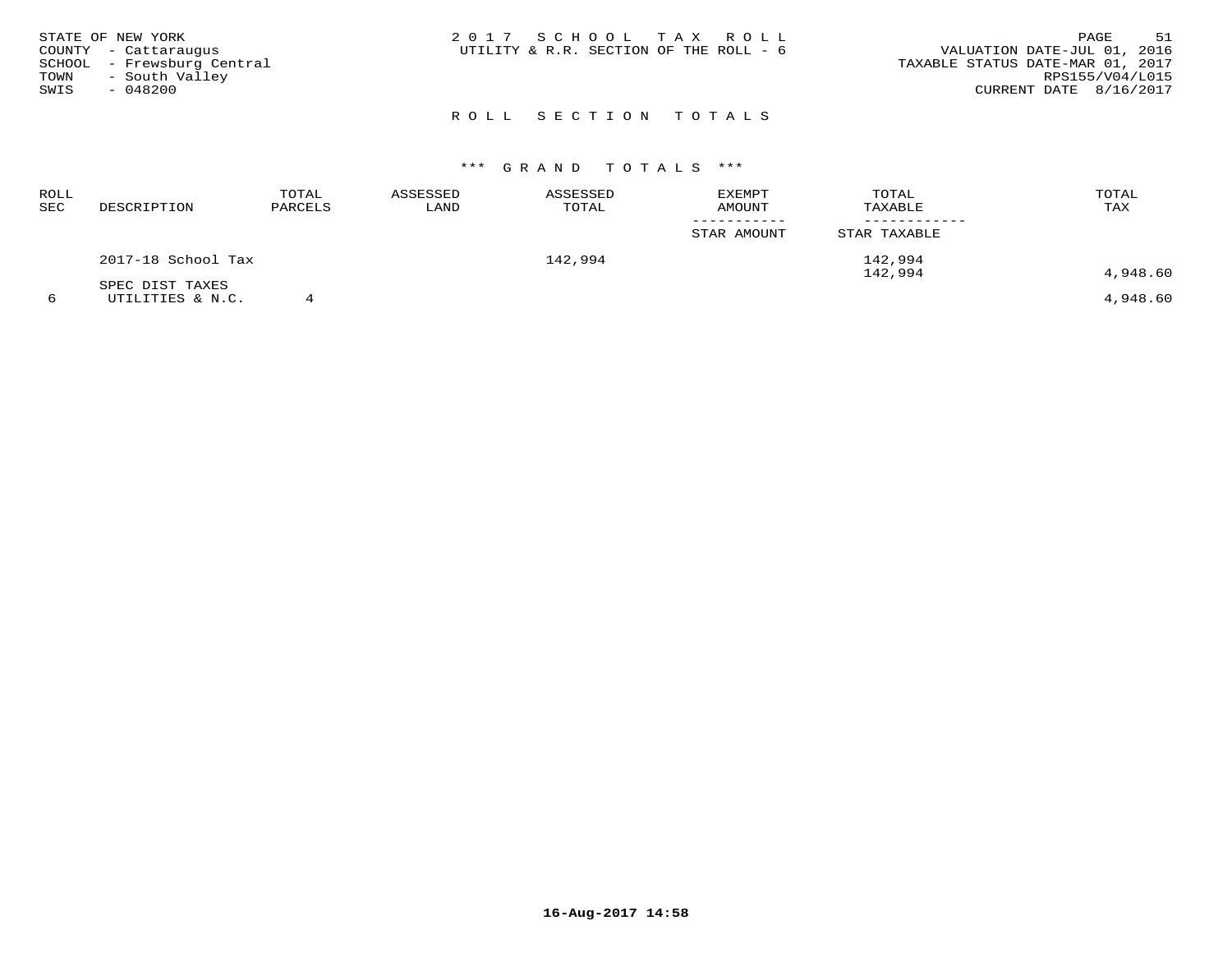STATE OF NEW YORK
COUNTY - Cattaraugus
SCHOOL - Frewsburg Central
TOWN - South Valley
SWIS - 048200

2 0 1 7 S C H O O L T A X R O L L
UTILITY & R.R. SECTION OF THE ROLL - 6

VALUATION DATE-JUL 01, 2016
TAXABLE STATUS DATE-MAR 01, 2017
RPS155/V04/L015
CURRENT DATE 8/16/2017

## R O L L S E C T I O N T O T A L S

### \*\*\* G R A N D T O T A L S \*\*\*

| ROLL SEC | DESCRIPTION | TOTAL PARCELS | ASSESSED LAND | ASSESSED TOTAL | EXEMPT AMOUNT / STAR AMOUNT | TOTAL TAXABLE / STAR TAXABLE | TOTAL TAX |
|---|---|---|---|---|---|---|---|
| | 2017-18 School Tax | | | 142,994 | | 142,994 | |
| | | | | | | 142,994 | 4,948.60 |
| | SPEC DIST TAXES | | | | | | |
| 6 | UTILITIES & N.C. | 4 | | | | | 4,948.60 |

16-Aug-2017 14:58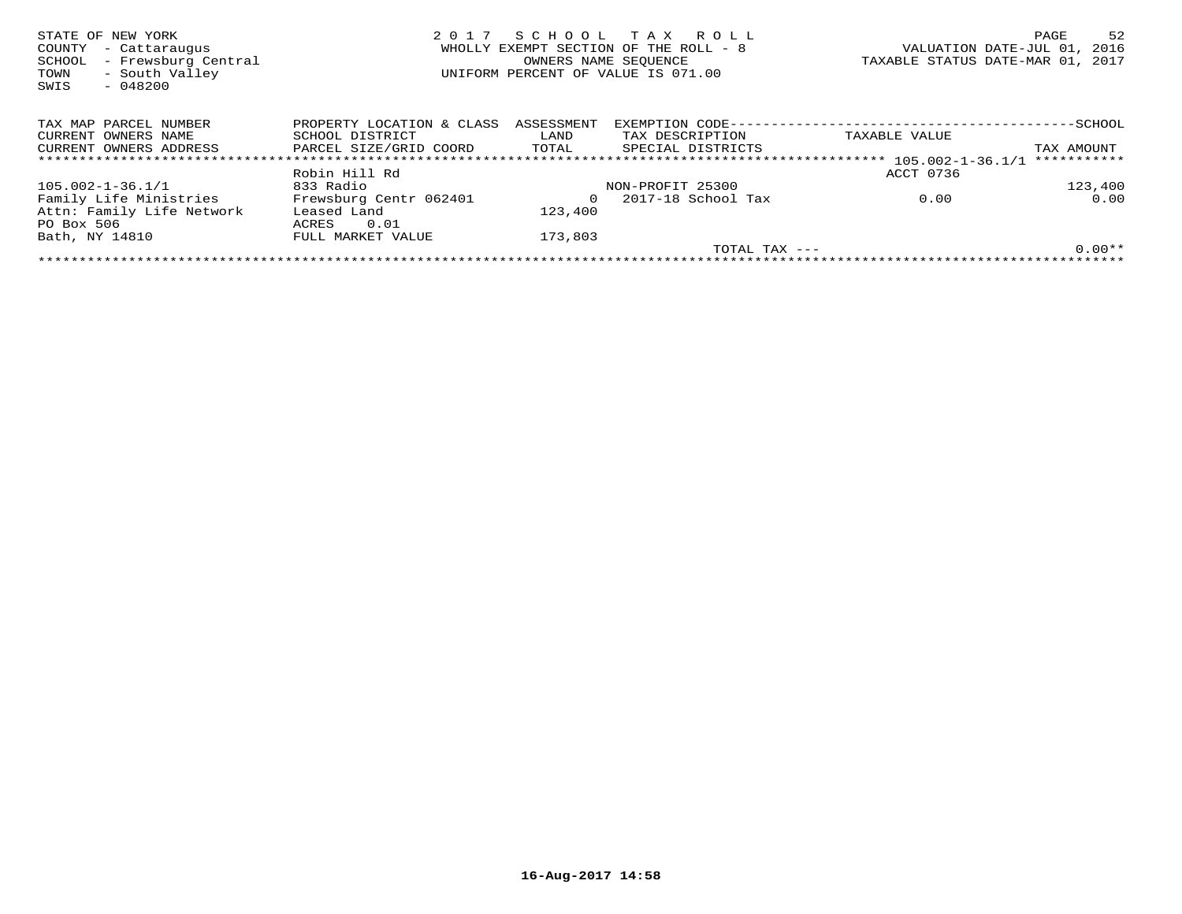STATE OF NEW YORK
COUNTY - Cattaraugus
SCHOOL - Frewsburg Central
TOWN - South Valley
SWIS - 048200

2 0 1 7 S C H O O L T A X R O L L
WHOLLY EXEMPT SECTION OF THE ROLL - 8
OWNERS NAME SEQUENCE
UNIFORM PERCENT OF VALUE IS 071.00

VALUATION DATE-JUL 01, 2016
TAXABLE STATUS DATE-MAR 01, 2017

| TAX MAP PARCEL NUMBER<br>CURRENT OWNERS NAME<br>CURRENT OWNERS ADDRESS | PROPERTY LOCATION & CLASS<br>SCHOOL DISTRICT<br>PARCEL SIZE/GRID COORD | ASSESSMENT<br>LAND<br>TOTAL | EXEMPTION CODE<br>TAX DESCRIPTION<br>SPECIAL DISTRICTS | TAXABLE VALUE | SCHOOL<br>TAX AMOUNT |
|---|---|---|---|---|---|
| | | | | 105.002-1-36.1/1 | |
| | Robin Hill Rd | | | ACCT 0736 | |
| 105.002-1-36.1/1 | 833 Radio | | NON-PROFIT 25300 | | 123,400 |
| Family Life Ministries | Frewsburg Centr 062401 | 0 | 2017-18 School Tax | 0.00 | 0.00 |
| Attn: Family Life Network | Leased Land | 123,400 | | | |
| PO Box 506 | ACRES 0.01 | | | | |
| Bath, NY 14810 | FULL MARKET VALUE | 173,803 | | | |
| | | | TOTAL TAX --- | | 0.00** |

16-Aug-2017 14:58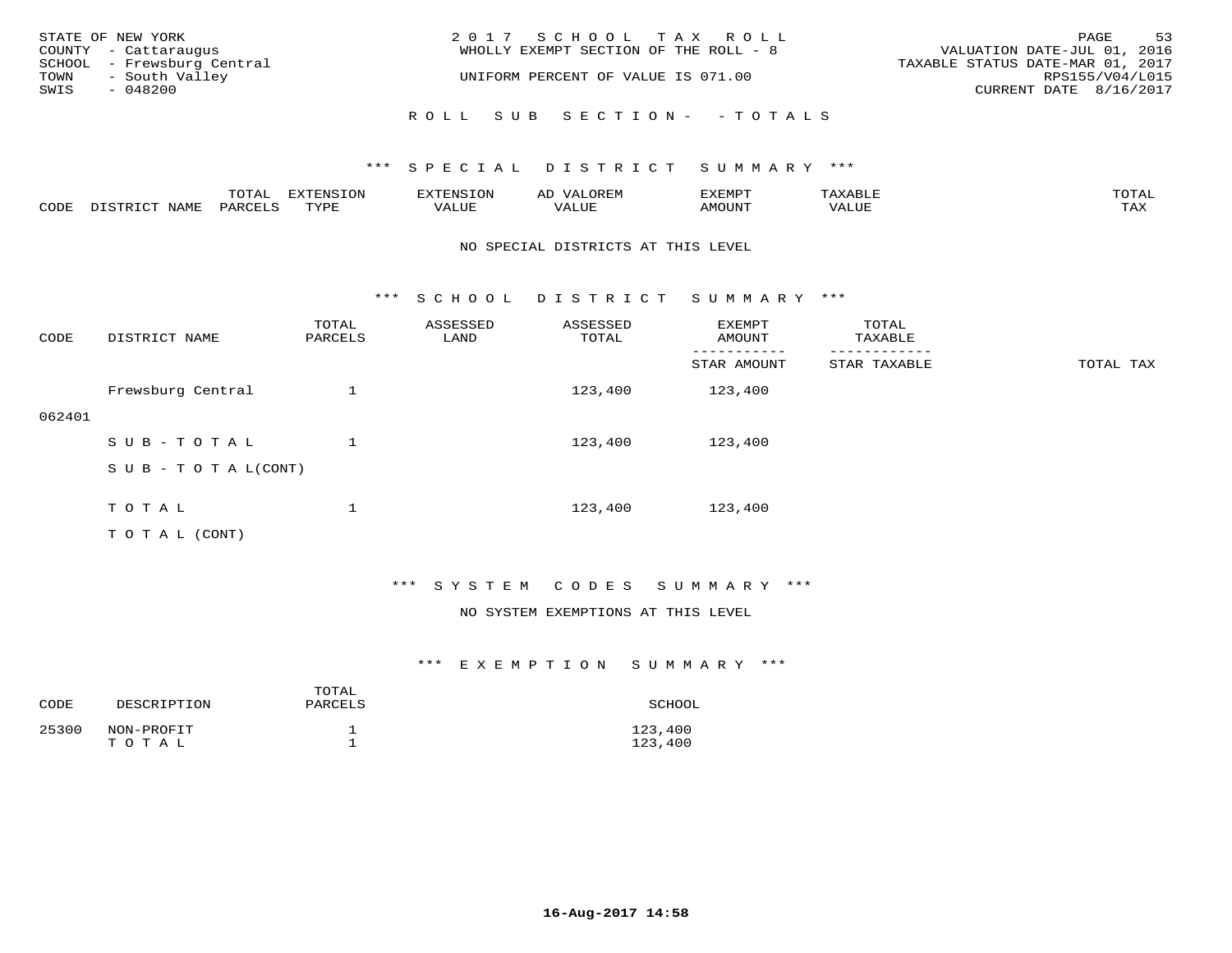STATE OF NEW YORK
COUNTY - Cattaraugus
SCHOOL - Frewsburg Central
TOWN - South Valley
SWIS - 048200

2017 SCHOOL TAX ROLL
WHOLLY EXEMPT SECTION OF THE ROLL - 8
UNIFORM PERCENT OF VALUE IS 071.00

VALUATION DATE-JUL 01, 2016
TAXABLE STATUS DATE-MAR 01, 2017
RPS155/V04/L015
CURRENT DATE 8/16/2017

ROLL SUB SECTION - - TOTALS

### *** SPECIAL DISTRICT SUMMARY ***

| CODE | DISTRICT NAME | TOTAL PARCELS | EXTENSION TYPE | EXTENSION VALUE | AD VALOREM VALUE | EXEMPT AMOUNT | TAXABLE VALUE | TOTAL TAX |
|---|---|---|---|---|---|---|---|---|

NO SPECIAL DISTRICTS AT THIS LEVEL

### *** SCHOOL DISTRICT SUMMARY ***

| CODE | DISTRICT NAME | TOTAL PARCELS | ASSESSED LAND | ASSESSED TOTAL | EXEMPT AMOUNT / STAR AMOUNT | TOTAL TAXABLE / STAR TAXABLE | TOTAL TAX |
|---|---|---|---|---|---|---|---|
| 062401 | Frewsburg Central | 1 | | 123,400 | 123,400 | | |
| | SUB-TOTAL | 1 | | 123,400 | 123,400 | | |
| | SUB-TOTAL(CONT) | | | | | | |
| | TOTAL | 1 | | 123,400 | 123,400 | | |
| | TOTAL (CONT) | | | | | | |

### *** SYSTEM CODES SUMMARY ***

NO SYSTEM EXEMPTIONS AT THIS LEVEL

### *** EXEMPTION SUMMARY ***

| CODE | DESCRIPTION | TOTAL PARCELS | SCHOOL |
|---|---|---|---|
| 25300 | NON-PROFIT | 1 | 123,400 |
| | TOTAL | 1 | 123,400 |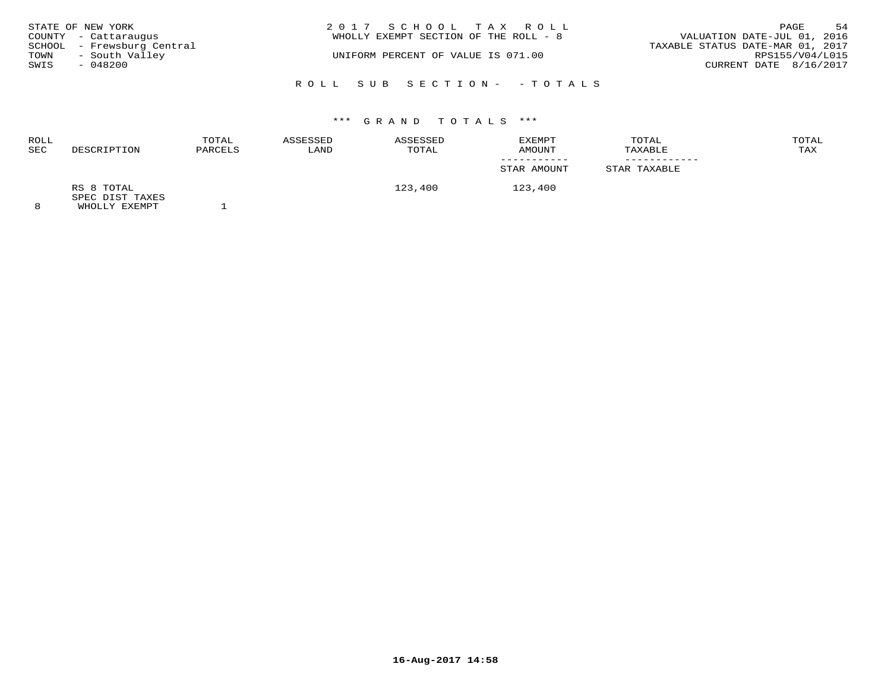STATE OF NEW YORK
COUNTY - Cattaraugus
SCHOOL - Frewsburg Central
TOWN - South Valley
SWIS - 048200

2 0 1 7 S C H O O L T A X R O L L
WHOLLY EXEMPT SECTION OF THE ROLL - 8

UNIFORM PERCENT OF VALUE IS 071.00

VALUATION DATE-JUL 01, 2016
TAXABLE STATUS DATE-MAR 01, 2017
RPS155/V04/L015
CURRENT DATE 8/16/2017

R O L L S U B S E C T I O N - - T O T A L S

\*\*\* G R A N D T O T A L S \*\*\*

| ROLL SEC | DESCRIPTION | TOTAL PARCELS | ASSESSED LAND | ASSESSED TOTAL | EXEMPT AMOUNT / STAR AMOUNT | TOTAL TAXABLE / STAR TAXABLE | TOTAL TAX |
|---|---|---|---|---|---|---|---|
| | RS 8 TOTAL SPEC DIST TAXES | | | 123,400 | 123,400 | | |
| 8 | WHOLLY EXEMPT | 1 | | | | | |

16-Aug-2017 14:58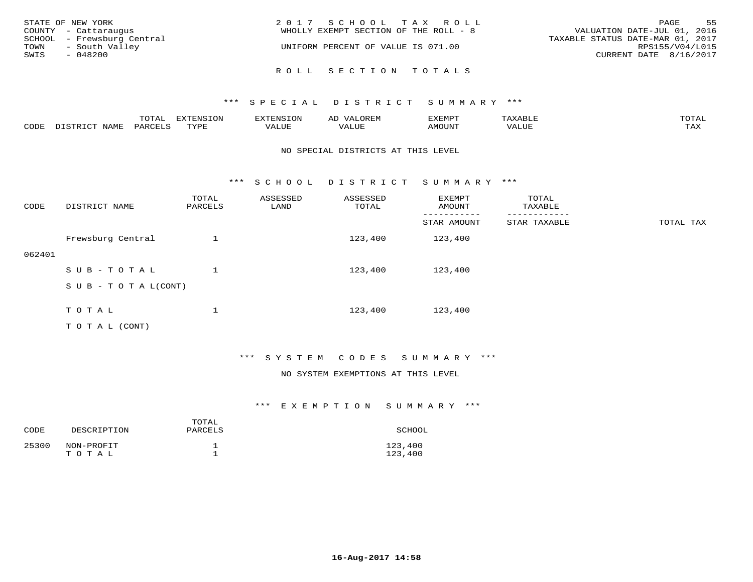STATE OF NEW YORK
COUNTY - Cattaraugus
SCHOOL - Frewsburg Central
TOWN - South Valley
SWIS - 048200

2 0 1 7 S C H O O L T A X R O L L
WHOLLY EXEMPT SECTION OF THE ROLL - 8

UNIFORM PERCENT OF VALUE IS 071.00

VALUATION DATE-JUL 01, 2016
TAXABLE STATUS DATE-MAR 01, 2017
RPS155/V04/L015
CURRENT DATE 8/16/2017

## R O L L S E C T I O N T O T A L S

### *** S P E C I A L D I S T R I C T S U M M A R Y ***

| CODE | DISTRICT NAME | TOTAL PARCELS | EXTENSION TYPE | EXTENSION VALUE | AD VALOREM VALUE | EXEMPT AMOUNT | TAXABLE VALUE | TOTAL TAX |
|---|---|---|---|---|---|---|---|---|

NO SPECIAL DISTRICTS AT THIS LEVEL

### *** S C H O O L D I S T R I C T S U M M A R Y ***

| CODE | DISTRICT NAME | TOTAL PARCELS | ASSESSED LAND | ASSESSED TOTAL | EXEMPT AMOUNT / STAR AMOUNT | TOTAL TAXABLE / STAR TAXABLE | TOTAL TAX |
|---|---|---|---|---|---|---|---|
| 062401 | Frewsburg Central | 1 | | 123,400 | 123,400 | | |
| | S U B - T O T A L | 1 | | 123,400 | 123,400 | | |
| | S U B - T O T A L(CONT) | | | | | | |
| | T O T A L | 1 | | 123,400 | 123,400 | | |
| | T O T A L (CONT) | | | | | | |

### *** S Y S T E M C O D E S S U M M A R Y ***

NO SYSTEM EXEMPTIONS AT THIS LEVEL

### *** E X E M P T I O N S U M M A R Y ***

| CODE | DESCRIPTION | TOTAL PARCELS | SCHOOL |
|---|---|---|---|
| 25300 | NON-PROFIT | 1 | 123,400 |
| | T O T A L | 1 | 123,400 |

16-Aug-2017 14:58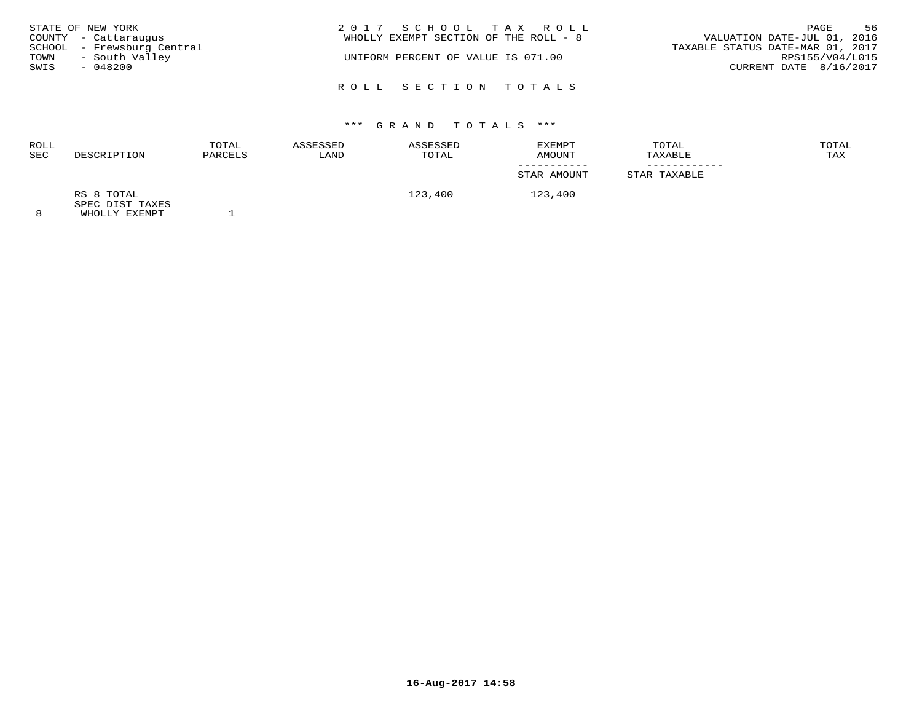STATE OF NEW YORK
COUNTY - Cattaraugus
SCHOOL - Frewsburg Central
TOWN - South Valley
SWIS - 048200

2017 SCHOOL TAX ROLL
WHOLLY EXEMPT SECTION OF THE ROLL - 8

UNIFORM PERCENT OF VALUE IS 071.00

VALUATION DATE-JUL 01, 2016
TAXABLE STATUS DATE-MAR 01, 2017
RPS155/V04/L015
CURRENT DATE 8/16/2017

## ROLL SECTION TOTALS

### *** GRAND TOTALS ***

| ROLL SEC | DESCRIPTION | TOTAL PARCELS | ASSESSED LAND | ASSESSED TOTAL | EXEMPT AMOUNT / STAR AMOUNT | TOTAL TAXABLE / STAR TAXABLE | TOTAL TAX |
|---|---|---|---|---|---|---|---|
| 8 | RS 8 TOTAL SPEC DIST TAXES WHOLLY EXEMPT | 1 | | 123,400 | 123,400 | | |

16-Aug-2017 14:58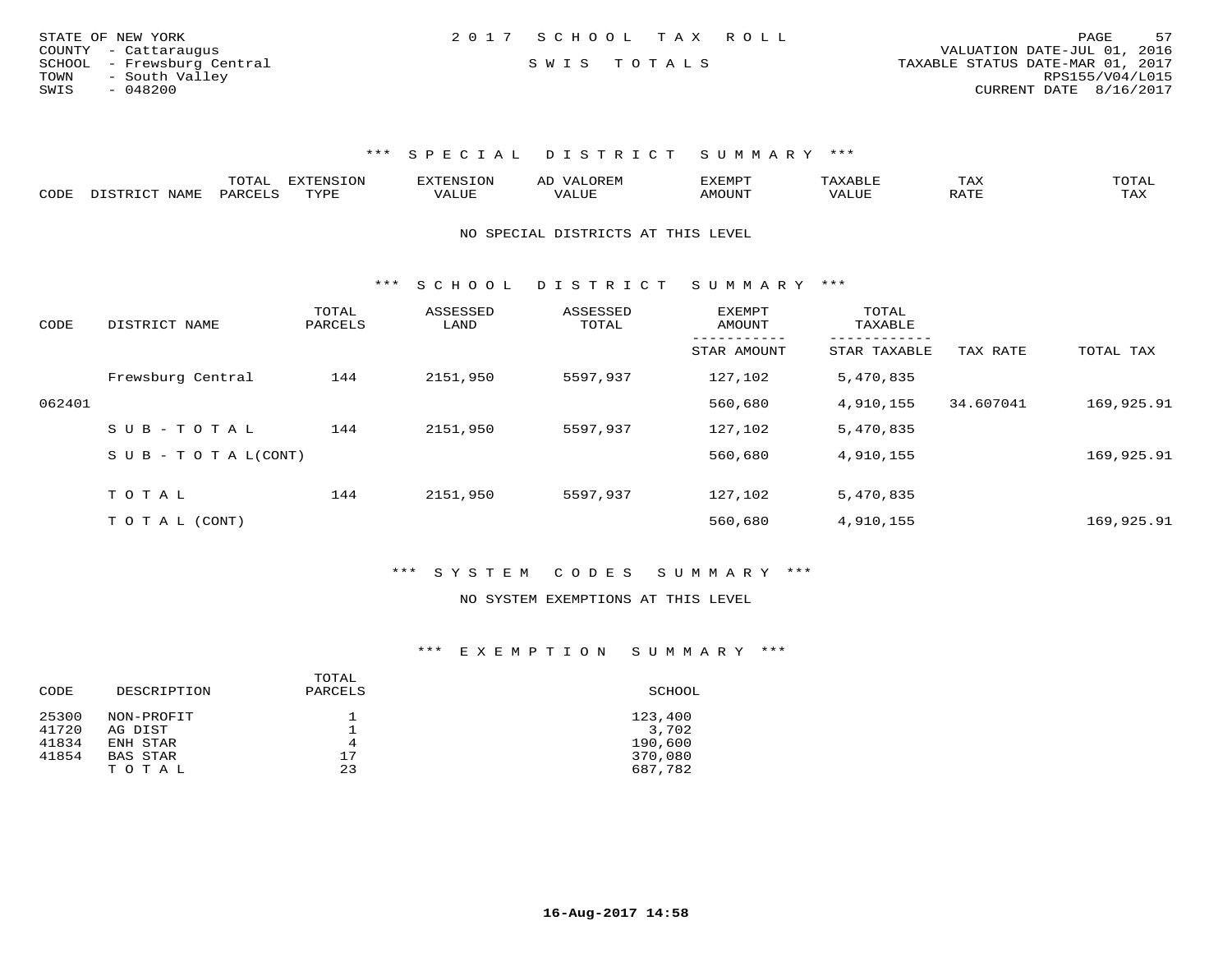STATE OF NEW YORK
COUNTY - Cattaraugus
SCHOOL - Frewsburg Central
TOWN - South Valley
SWIS - 048200

2 0 1 7 S C H O O L T A X R O L L

S W I S T O T A L S

VALUATION DATE-JUL 01, 2016
TAXABLE STATUS DATE-MAR 01, 2017
RPS155/V04/L015
CURRENT DATE 8/16/2017

### *** S P E C I A L D I S T R I C T S U M M A R Y ***

| CODE | DISTRICT NAME | TOTAL PARCELS | EXTENSION TYPE | EXTENSION VALUE | AD VALOREM VALUE | EXEMPT AMOUNT | TAXABLE VALUE | TAX RATE | TOTAL TAX |
|---|---|---|---|---|---|---|---|---|---|

NO SPECIAL DISTRICTS AT THIS LEVEL

### *** S C H O O L D I S T R I C T S U M M A R Y ***

| CODE | DISTRICT NAME | TOTAL PARCELS | ASSESSED LAND | ASSESSED TOTAL | EXEMPT AMOUNT / STAR AMOUNT | TOTAL TAXABLE / STAR TAXABLE | TAX RATE | TOTAL TAX |
|---|---|---|---|---|---|---|---|---|
| | Frewsburg Central | 144 | 2151,950 | 5597,937 | 127,102 | 5,470,835 | | |
| 062401 | | | | | 560,680 | 4,910,155 | 34.607041 | 169,925.91 |
| | S U B - T O T A L | 144 | 2151,950 | 5597,937 | 127,102 | 5,470,835 | | |
| | S U B - T O T A L(CONT) | | | | 560,680 | 4,910,155 | | 169,925.91 |
| | T O T A L | 144 | 2151,950 | 5597,937 | 127,102 | 5,470,835 | | |
| | T O T A L (CONT) | | | | 560,680 | 4,910,155 | | 169,925.91 |

### *** S Y S T E M C O D E S S U M M A R Y ***

NO SYSTEM EXEMPTIONS AT THIS LEVEL

### *** E X E M P T I O N S U M M A R Y ***

| CODE | DESCRIPTION | TOTAL PARCELS | SCHOOL |
|---|---|---|---|
| 25300 | NON-PROFIT | 1 | 123,400 |
| 41720 | AG DIST | 1 | 3,702 |
| 41834 | ENH STAR | 4 | 190,600 |
| 41854 | BAS STAR | 17 | 370,080 |
| | T O T A L | 23 | 687,782 |

16-Aug-2017 14:58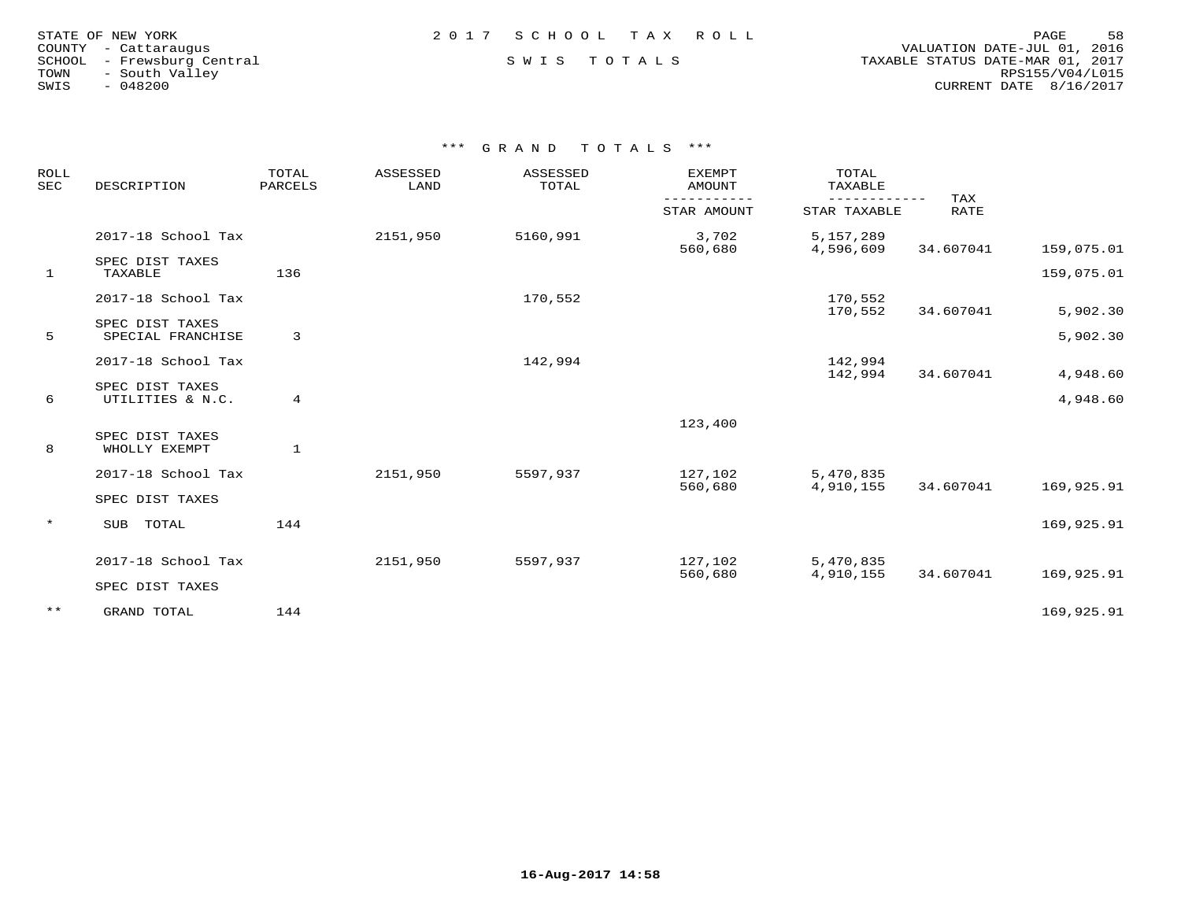STATE OF NEW YORK
COUNTY - Cattaraugus
SCHOOL - Frewsburg Central
TOWN - South Valley
SWIS - 048200

2017 SCHOOL TAX ROLL

SWIS TOTALS

VALUATION DATE-JUL 01, 2016
TAXABLE STATUS DATE-MAR 01, 2017
RPS155/V04/L015
CURRENT DATE 8/16/2017

### *** GRAND TOTALS ***

| ROLL SEC | DESCRIPTION | TOTAL PARCELS | ASSESSED LAND | ASSESSED TOTAL | EXEMPT AMOUNT / STAR AMOUNT | TOTAL TAXABLE / STAR TAXABLE | TAX RATE | |
|---|---|---|---|---|---|---|---|---|
| | 2017-18 School Tax | | 2151,950 | 5160,991 | 3,702 | 5,157,289 | | |
| | | | | | 560,680 | 4,596,609 | 34.607041 | 159,075.01 |
| | SPEC DIST TAXES | | | | | | | |
| 1 | TAXABLE | 136 | | | | | | 159,075.01 |
| | 2017-18 School Tax | | | 170,552 | | 170,552 | | |
| | | | | | | 170,552 | 34.607041 | 5,902.30 |
| | SPEC DIST TAXES | | | | | | | |
| 5 | SPECIAL FRANCHISE | 3 | | | | | | 5,902.30 |
| | 2017-18 School Tax | | | 142,994 | | 142,994 | | |
| | | | | | | 142,994 | 34.607041 | 4,948.60 |
| | SPEC DIST TAXES | | | | | | | |
| 6 | UTILITIES & N.C. | 4 | | | | | | 4,948.60 |
| | | | | | 123,400 | | | |
| | SPEC DIST TAXES | | | | | | | |
| 8 | WHOLLY EXEMPT | 1 | | | | | | |
| | 2017-18 School Tax | | 2151,950 | 5597,937 | 127,102 | 5,470,835 | | |
| | | | | | 560,680 | 4,910,155 | 34.607041 | 169,925.91 |
| | SPEC DIST TAXES | | | | | | | |
| * | SUB TOTAL | 144 | | | | | | 169,925.91 |
| | 2017-18 School Tax | | 2151,950 | 5597,937 | 127,102 | 5,470,835 | | |
| | | | | | 560,680 | 4,910,155 | 34.607041 | 169,925.91 |
| | SPEC DIST TAXES | | | | | | | |
| ** | GRAND TOTAL | 144 | | | | | | 169,925.91 |

16-Aug-2017 14:58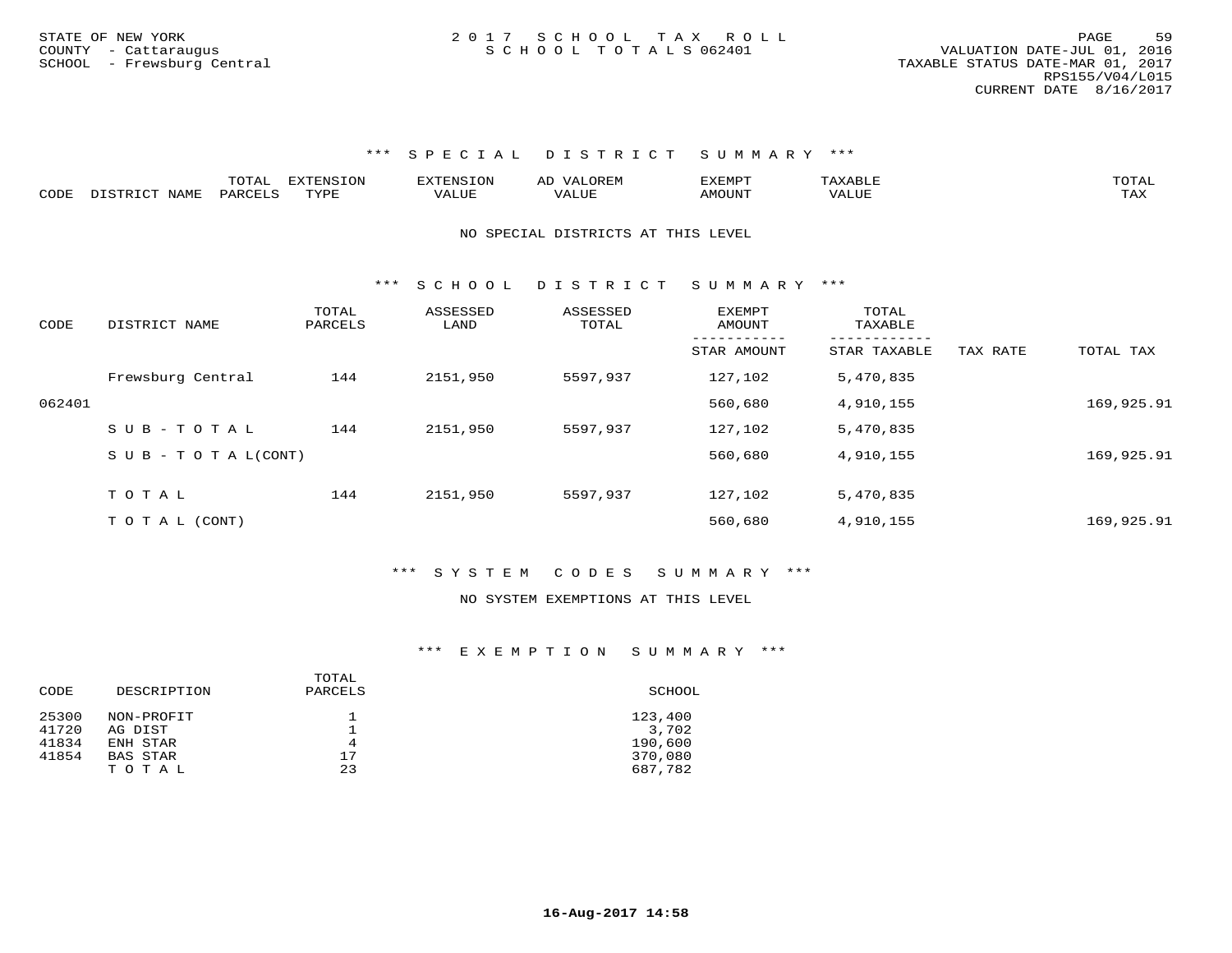STATE OF NEW YORK
COUNTY - Cattaraugus
SCHOOL - Frewsburg Central

2 0 1 7 S C H O O L T A X R O L L
S C H O O L T O T A L S 062401

VALUATION DATE-JUL 01, 2016
TAXABLE STATUS DATE-MAR 01, 2017
RPS155/V04/L015
CURRENT DATE 8/16/2017

### \*\*\* S P E C I A L D I S T R I C T S U M M A R Y \*\*\*

| CODE | DISTRICT NAME | TOTAL PARCELS | EXTENSION TYPE | EXTENSION VALUE | AD VALOREM VALUE | EXEMPT AMOUNT | TAXABLE VALUE | TOTAL TAX |
|---|---|---|---|---|---|---|---|---|

NO SPECIAL DISTRICTS AT THIS LEVEL

### \*\*\* S C H O O L D I S T R I C T S U M M A R Y \*\*\*

| CODE | DISTRICT NAME | TOTAL PARCELS | ASSESSED LAND | ASSESSED TOTAL | EXEMPT AMOUNT / STAR AMOUNT | TOTAL TAXABLE / STAR TAXABLE | TAX RATE | TOTAL TAX |
|---|---|---|---|---|---|---|---|---|
| | Frewsburg Central | 144 | 2151,950 | 5597,937 | 127,102 | 5,470,835 | | |
| 062401 | | | | | 560,680 | 4,910,155 | | 169,925.91 |
| | S U B - T O T A L | 144 | 2151,950 | 5597,937 | 127,102 | 5,470,835 | | |
| | S U B - T O T A L(CONT) | | | | 560,680 | 4,910,155 | | 169,925.91 |
| | T O T A L | 144 | 2151,950 | 5597,937 | 127,102 | 5,470,835 | | |
| | T O T A L (CONT) | | | | 560,680 | 4,910,155 | | 169,925.91 |

### \*\*\* S Y S T E M C O D E S S U M M A R Y \*\*\*

NO SYSTEM EXEMPTIONS AT THIS LEVEL

### \*\*\* E X E M P T I O N S U M M A R Y \*\*\*

| CODE | DESCRIPTION | TOTAL PARCELS | SCHOOL |
|---|---|---|---|
| 25300 | NON-PROFIT | 1 | 123,400 |
| 41720 | AG DIST | 1 | 3,702 |
| 41834 | ENH STAR | 4 | 190,600 |
| 41854 | BAS STAR | 17 | 370,080 |
| | T O T A L | 23 | 687,782 |

16-Aug-2017 14:58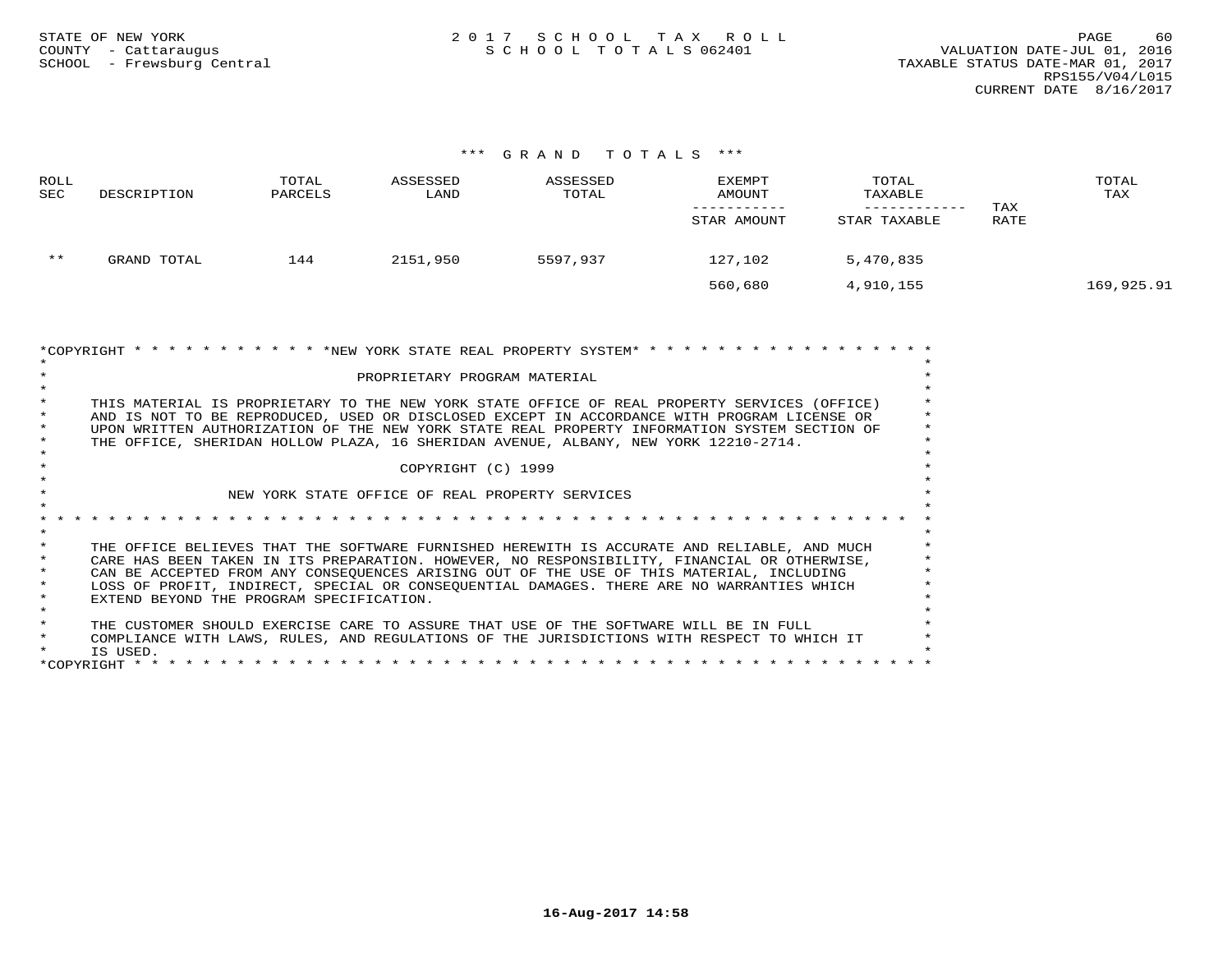STATE OF NEW YORK
COUNTY - Cattaraugus
SCHOOL - Frewsburg Central

2 0 1 7 S C H O O L T A X R O L L
S C H O O L T O T A L S 062401

VALUATION DATE-JUL 01, 2016
TAXABLE STATUS DATE-MAR 01, 2017
RPS155/V04/L015
CURRENT DATE 8/16/2017

### *** G R A N D T O T A L S ***

| ROLL SEC | DESCRIPTION | TOTAL PARCELS | ASSESSED LAND | ASSESSED TOTAL | EXEMPT AMOUNT / STAR AMOUNT | TOTAL TAXABLE / STAR TAXABLE | TAX RATE | TOTAL TAX |
|---|---|---|---|---|---|---|---|---|
| ** | GRAND TOTAL | 144 | 2151,950 | 5597,937 | 127,102 | 5,470,835 | | |
| | | | | | 560,680 | 4,910,155 | | 169,925.91 |

```
*COPYRIGHT * * * * * * * * * * * *NEW YORK STATE REAL PROPERTY SYSTEM* * * * * * * * * * * * * * * * * * *
*                                                                                                         *
*                                    PROPRIETARY PROGRAM MATERIAL                                         *
*                                                                                                         *
*      THIS MATERIAL IS PROPRIETARY TO THE NEW YORK STATE OFFICE OF REAL PROPERTY SERVICES (OFFICE)       *
*      AND IS NOT TO BE REPRODUCED, USED OR DISCLOSED EXCEPT IN ACCORDANCE WITH PROGRAM LICENSE OR        *
*      UPON WRITTEN AUTHORIZATION OF THE NEW YORK STATE REAL PROPERTY INFORMATION SYSTEM SECTION OF       *
*      THE OFFICE, SHERIDAN HOLLOW PLAZA, 16 SHERIDAN AVENUE, ALBANY, NEW YORK 12210-2714.                *
*                                                                                                         *
*                                         COPYRIGHT (C) 1999                                              *
*                                                                                                         *
*                        NEW YORK STATE OFFICE OF REAL PROPERTY SERVICES                                  *
*                                                                                                         *
* * * * * * * * * * * * * * * * * * * * * * * * * * * * * * * * * * * * * * * * * * * * * * * * * * * * *
*                                                                                                         *
*      THE OFFICE BELIEVES THAT THE SOFTWARE FURNISHED HEREWITH IS ACCURATE AND RELIABLE, AND MUCH         *
*      CARE HAS BEEN TAKEN IN ITS PREPARATION. HOWEVER, NO RESPONSIBILITY, FINANCIAL OR OTHERWISE,        *
*      CAN BE ACCEPTED FROM ANY CONSEQUENCES ARISING OUT OF THE USE OF THIS MATERIAL, INCLUDING           *
*      LOSS OF PROFIT, INDIRECT, SPECIAL OR CONSEQUENTIAL DAMAGES. THERE ARE NO WARRANTIES WHICH          *
*      EXTEND BEYOND THE PROGRAM SPECIFICATION.                                                           *
*                                                                                                         *
*      THE CUSTOMER SHOULD EXERCISE CARE TO ASSURE THAT USE OF THE SOFTWARE WILL BE IN FULL               *
*      COMPLIANCE WITH LAWS, RULES, AND REGULATIONS OF THE JURISDICTIONS WITH RESPECT TO WHICH IT         *
*      IS USED.                                                                                           *
*COPYRIGHT * * * * * * * * * * * * * * * * * * * * * * * * * * * * * * * * * * * * * * * * * * * * * * *
```

16-Aug-2017 14:58